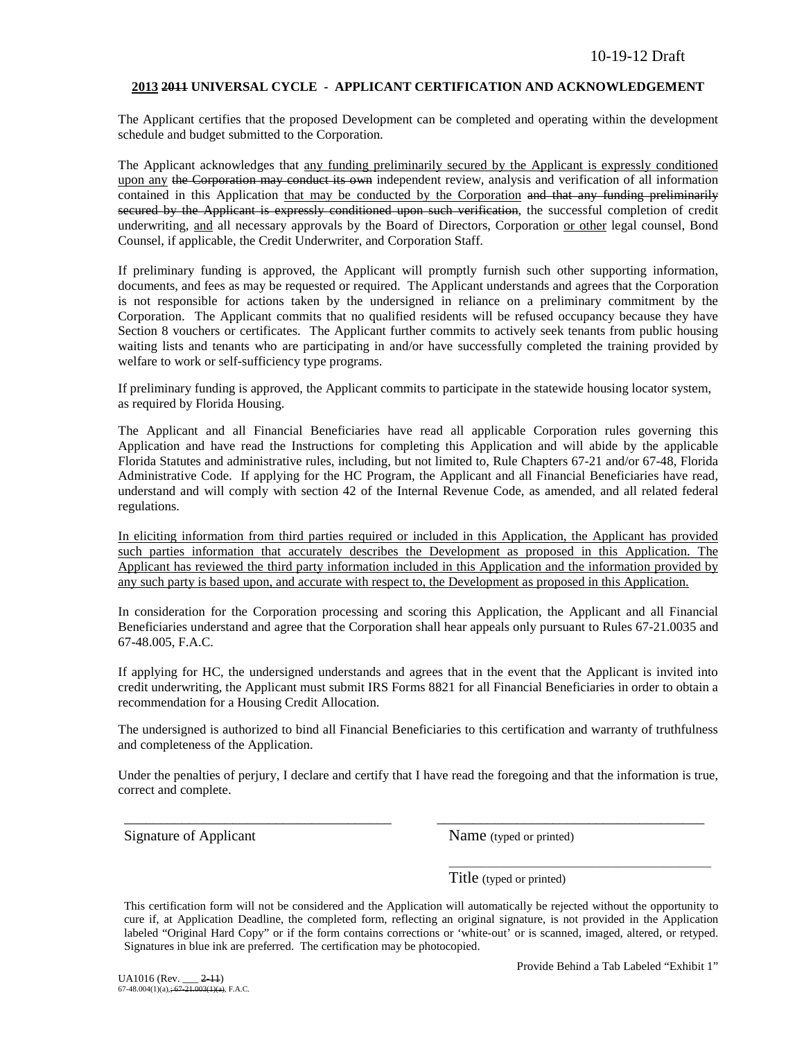10-19-12 Draft

**2013 ~~2011~~ UNIVERSAL CYCLE - APPLICANT CERTIFICATION AND ACKNOWLEDGEMENT**

The Applicant certifies that the proposed Development can be completed and operating within the development schedule and budget submitted to the Corporation.

The Applicant acknowledges that <u>any funding preliminarily secured by the Applicant is expressly conditioned upon any</u> ~~the Corporation may conduct its own~~ independent review, analysis and verification of all information contained in this Application <u>that may be conducted by the Corporation</u> ~~and that any funding preliminarily secured by the Applicant is expressly conditioned upon such verification~~, the successful completion of credit underwriting, <u>and</u> all necessary approvals by the Board of Directors, Corporation <u>or other</u> legal counsel, Bond Counsel, if applicable, the Credit Underwriter, and Corporation Staff.

If preliminary funding is approved, the Applicant will promptly furnish such other supporting information, documents, and fees as may be requested or required. The Applicant understands and agrees that the Corporation is not responsible for actions taken by the undersigned in reliance on a preliminary commitment by the Corporation. The Applicant commits that no qualified residents will be refused occupancy because they have Section 8 vouchers or certificates. The Applicant further commits to actively seek tenants from public housing waiting lists and tenants who are participating in and/or have successfully completed the training provided by welfare to work or self-sufficiency type programs.

If preliminary funding is approved, the Applicant commits to participate in the statewide housing locator system, as required by Florida Housing.

The Applicant and all Financial Beneficiaries have read all applicable Corporation rules governing this Application and have read the Instructions for completing this Application and will abide by the applicable Florida Statutes and administrative rules, including, but not limited to, Rule Chapters 67-21 and/or 67-48, Florida Administrative Code. If applying for the HC Program, the Applicant and all Financial Beneficiaries have read, understand and will comply with section 42 of the Internal Revenue Code, as amended, and all related federal regulations.

<u>In eliciting information from third parties required or included in this Application, the Applicant has provided such parties information that accurately describes the Development as proposed in this Application. The Applicant has reviewed the third party information included in this Application and the information provided by any such party is based upon, and accurate with respect to, the Development as proposed in this Application.</u>

In consideration for the Corporation processing and scoring this Application, the Applicant and all Financial Beneficiaries understand and agree that the Corporation shall hear appeals only pursuant to Rules 67-21.0035 and 67-48.005, F.A.C.

If applying for HC, the undersigned understands and agrees that in the event that the Applicant is invited into credit underwriting, the Applicant must submit IRS Forms 8821 for all Financial Beneficiaries in order to obtain a recommendation for a Housing Credit Allocation.

The undersigned is authorized to bind all Financial Beneficiaries to this certification and warranty of truthfulness and completeness of the Application.

Under the penalties of perjury, I declare and certify that I have read the foregoing and that the information is true, correct and complete.

_____________________________________ _____________________________________

Signature of Applicant Name (typed or printed)

_____________________________________

Title (typed or printed)

This certification form will not be considered and the Application will automatically be rejected without the opportunity to cure if, at Application Deadline, the completed form, reflecting an original signature, is not provided in the Application labeled "Original Hard Copy" or if the form contains corrections or 'white-out' or is scanned, imaged, altered, or retyped. Signatures in blue ink are preferred. The certification may be photocopied.

Provide Behind a Tab Labeled "Exhibit 1"

UA1016 (Rev. ___ ~~2-11~~)
67-48.004(1)(a)~~, 67-21.003(1)(a)~~, F.A.C.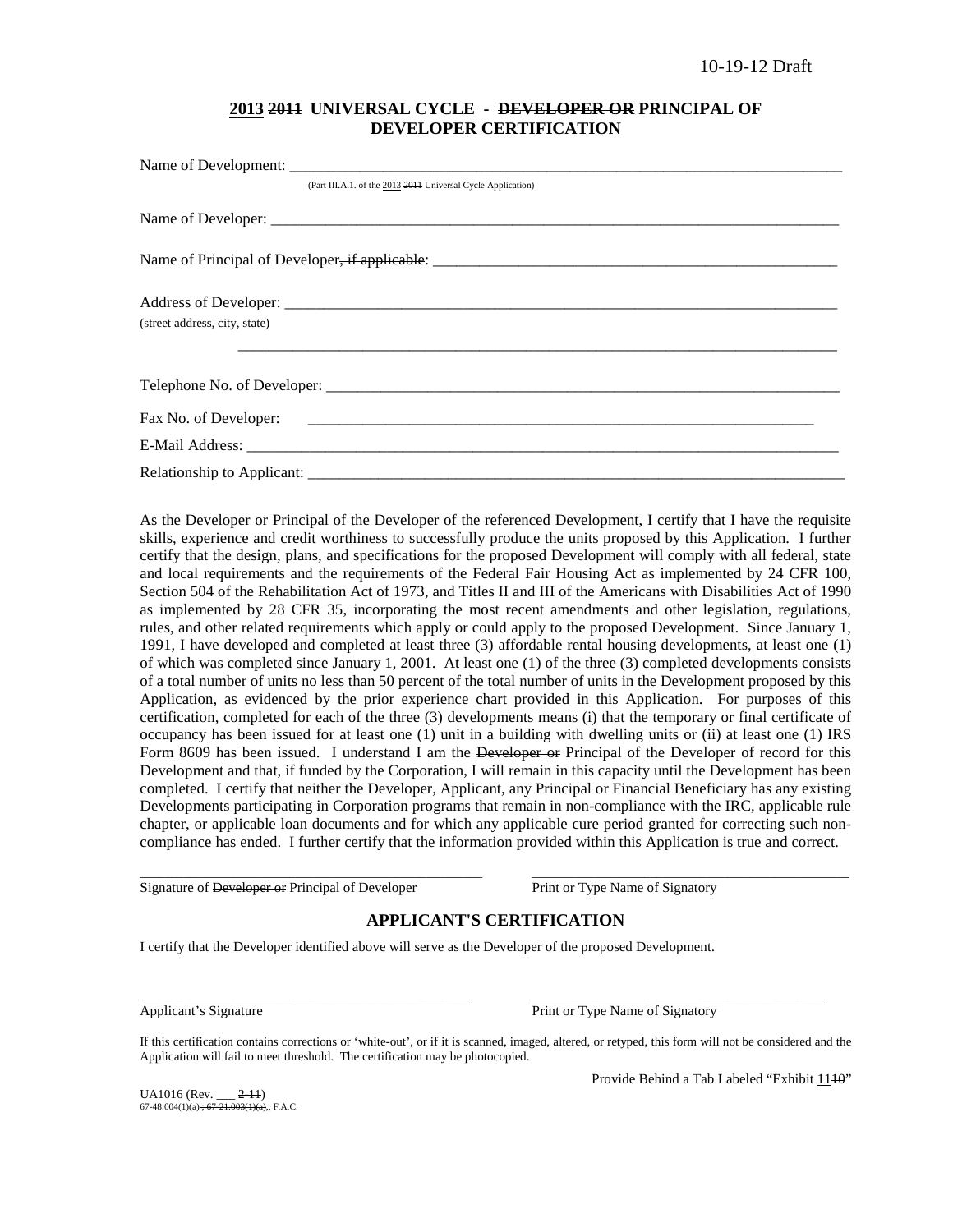10-19-12 Draft

## 2013 ~~2011~~ UNIVERSAL CYCLE - ~~DEVELOPER OR~~ PRINCIPAL OF DEVELOPER CERTIFICATION

Name of Development: ___________________________________________________________________________

(Part III.A.1. of the 2013 ~~2011~~ Universal Cycle Application)

Name of Developer: ___________________________________________________________________________

Name of Principal of Developer~~, if applicable~~: ______________________________________________________

Address of Developer: _________________________________________________________________________
(street address, city, state)

_______________________________________________________________________________

Telephone No. of Developer: ____________________________________________________________________

Fax No. of Developer: ____________________________________________________________________

E-Mail Address: _______________________________________________________________________________

Relationship to Applicant: ______________________________________________________________________

As the ~~Developer or~~ Principal of the Developer of the referenced Development, I certify that I have the requisite skills, experience and credit worthiness to successfully produce the units proposed by this Application. I further certify that the design, plans, and specifications for the proposed Development will comply with all federal, state and local requirements and the requirements of the Federal Fair Housing Act as implemented by 24 CFR 100, Section 504 of the Rehabilitation Act of 1973, and Titles II and III of the Americans with Disabilities Act of 1990 as implemented by 28 CFR 35, incorporating the most recent amendments and other legislation, regulations, rules, and other related requirements which apply or could apply to the proposed Development. Since January 1, 1991, I have developed and completed at least three (3) affordable rental housing developments, at least one (1) of which was completed since January 1, 2001. At least one (1) of the three (3) completed developments consists of a total number of units no less than 50 percent of the total number of units in the Development proposed by this Application, as evidenced by the prior experience chart provided in this Application. For purposes of this certification, completed for each of the three (3) developments means (i) that the temporary or final certificate of occupancy has been issued for at least one (1) unit in a building with dwelling units or (ii) at least one (1) IRS Form 8609 has been issued. I understand I am the ~~Developer or~~ Principal of the Developer of record for this Development and that, if funded by the Corporation, I will remain in this capacity until the Development has been completed. I certify that neither the Developer, Applicant, any Principal or Financial Beneficiary has any existing Developments participating in Corporation programs that remain in non-compliance with the IRC, applicable rule chapter, or applicable loan documents and for which any applicable cure period granted for correcting such non-compliance has ended. I further certify that the information provided within this Application is true and correct.

_____________________________________________ _____________________________________________
Signature of ~~Developer or~~ Principal of Developer Print or Type Name of Signatory

## APPLICANT'S CERTIFICATION

I certify that the Developer identified above will serve as the Developer of the proposed Development.

_____________________________________________ _____________________________________________
Applicant's Signature Print or Type Name of Signatory

If this certification contains corrections or 'white-out', or if it is scanned, imaged, altered, or retyped, this form will not be considered and the Application will fail to meet threshold. The certification may be photocopied.

Provide Behind a Tab Labeled "Exhibit 11~~10~~"

UA1016 (Rev. ___ ~~2-11~~)
67-48.004(1)(a)~~; 67-21.003(1)(a)~~, F.A.C.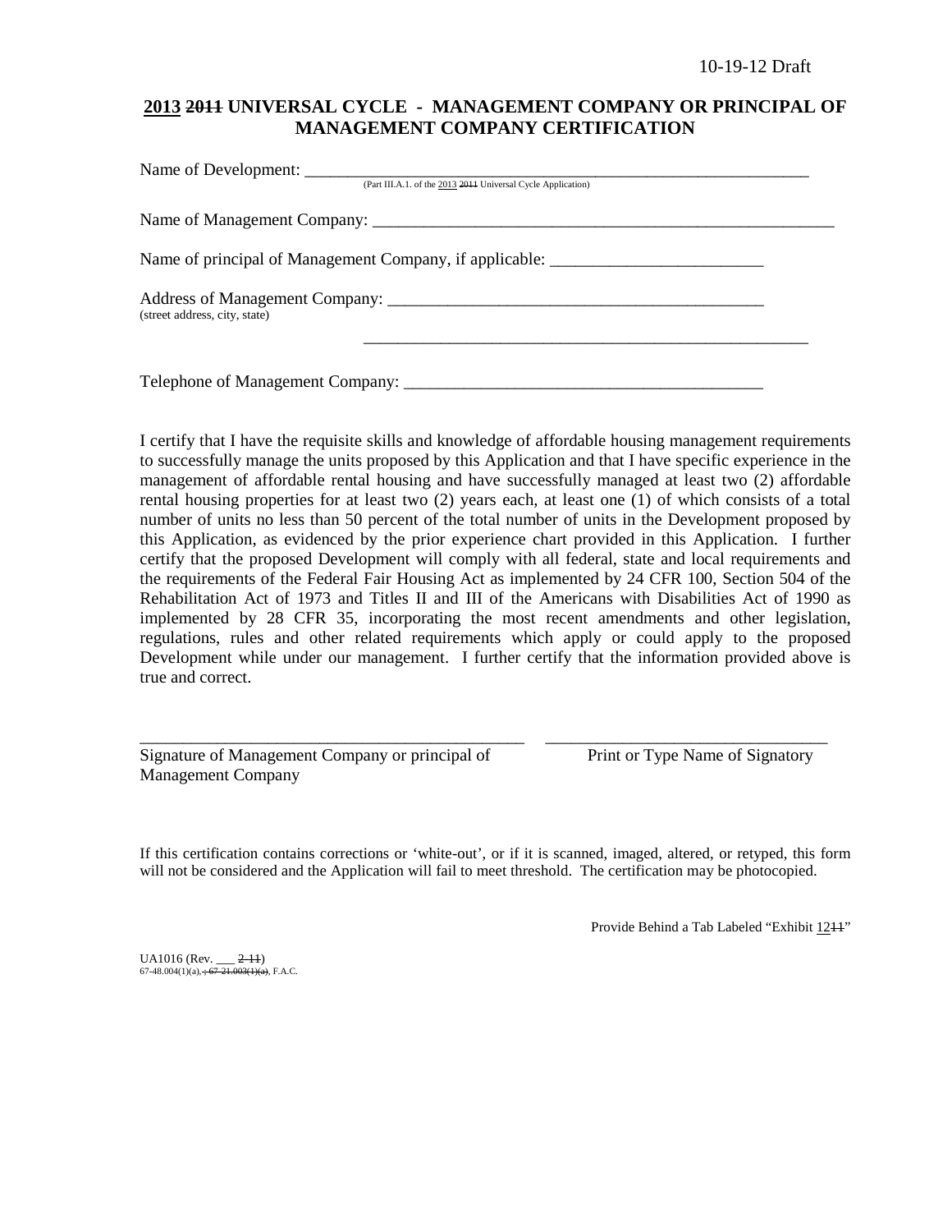10-19-12 Draft

# 2013 ~~2011~~ UNIVERSAL CYCLE - MANAGEMENT COMPANY OR PRINCIPAL OF MANAGEMENT COMPANY CERTIFICATION

Name of Development: ___________________________________________________________
(Part III.A.1. of the 2013 ~~2011~~ Universal Cycle Application)

Name of Management Company: ______________________________________________________

Name of principal of Management Company, if applicable: _________________________

Address of Management Company: _____________________________________________
(street address, city, state)

_______________________________________________________

Telephone of Management Company: ___________________________________________

I certify that I have the requisite skills and knowledge of affordable housing management requirements to successfully manage the units proposed by this Application and that I have specific experience in the management of affordable rental housing and have successfully managed at least two (2) affordable rental housing properties for at least two (2) years each, at least one (1) of which consists of a total number of units no less than 50 percent of the total number of units in the Development proposed by this Application, as evidenced by the prior experience chart provided in this Application. I further certify that the proposed Development will comply with all federal, state and local requirements and the requirements of the Federal Fair Housing Act as implemented by 24 CFR 100, Section 504 of the Rehabilitation Act of 1973 and Titles II and III of the Americans with Disabilities Act of 1990 as implemented by 28 CFR 35, incorporating the most recent amendments and other legislation, regulations, rules and other related requirements which apply or could apply to the proposed Development while under our management. I further certify that the information provided above is true and correct.

_______________________________________________ _________________________________
Signature of Management Company or principal of Management Company — Print or Type Name of Signatory

If this certification contains corrections or 'white-out', or if it is scanned, imaged, altered, or retyped, this form will not be considered and the Application will fail to meet threshold. The certification may be photocopied.

Provide Behind a Tab Labeled "Exhibit 12~~11~~"

UA1016 (Rev. ___ ~~2-11~~)
67-48.004(1)(a)~~, ; 67-21.003(1)(a)~~, F.A.C.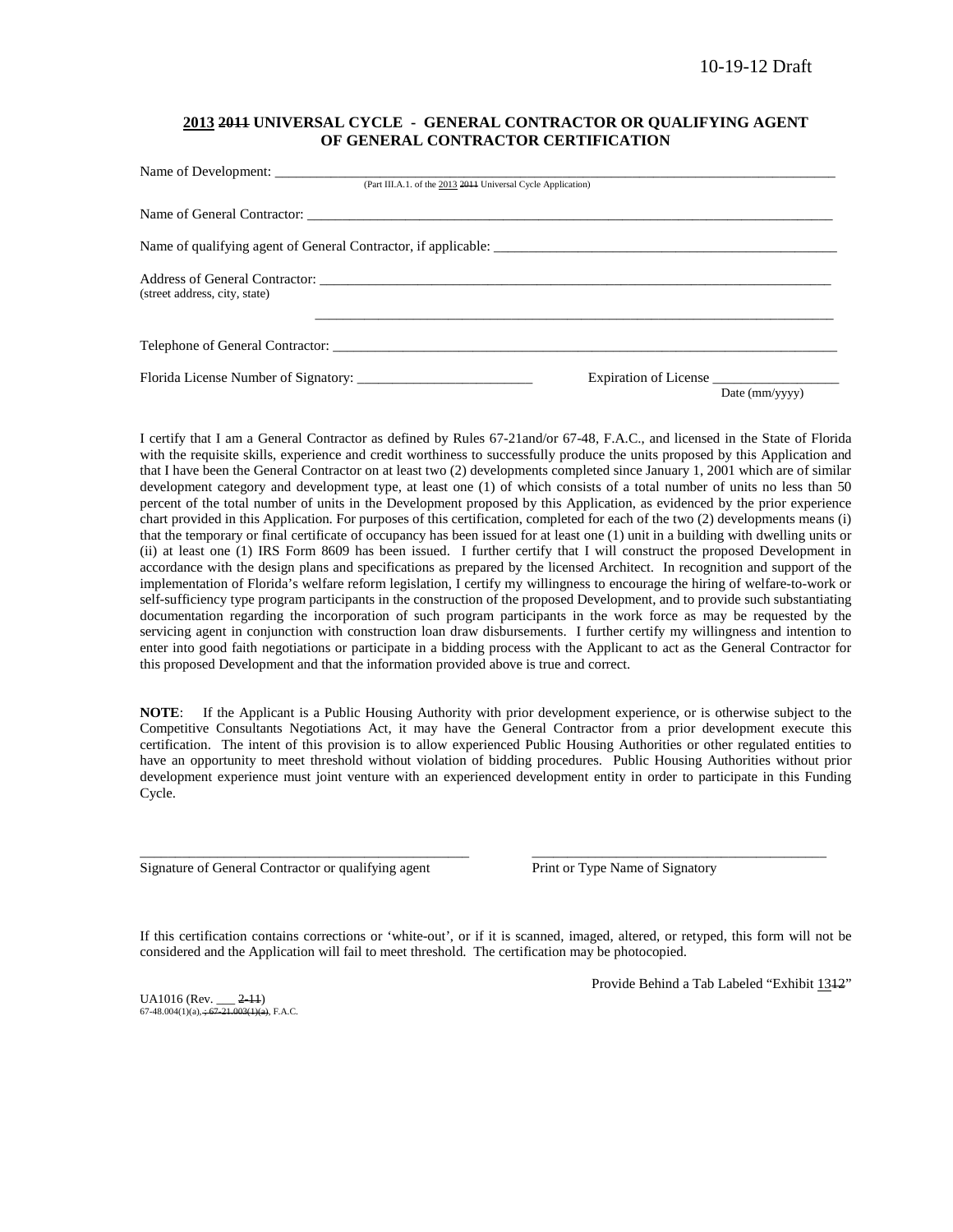10-19-12 Draft

**2013 ~~2011~~ UNIVERSAL CYCLE - GENERAL CONTRACTOR OR QUALIFYING AGENT OF GENERAL CONTRACTOR CERTIFICATION**

Name of Development: ______________________________________________________________________________
(Part III.A.1. of the 2013 ~~2011~~ Universal Cycle Application)

Name of General Contractor: ________________________________________________________________________

Name of qualifying agent of General Contractor, if applicable: ____________________________________________

Address of General Contractor: ______________________________________________________________________
(street address, city, state)

______________________________________________________________________

Telephone of General Contractor: ____________________________________________________________________

Florida License Number of Signatory: _________________________ Expiration of License __________________
Date (mm/yyyy)

I certify that I am a General Contractor as defined by Rules 67-21and/or 67-48, F.A.C., and licensed in the State of Florida with the requisite skills, experience and credit worthiness to successfully produce the units proposed by this Application and that I have been the General Contractor on at least two (2) developments completed since January 1, 2001 which are of similar development category and development type, at least one (1) of which consists of a total number of units no less than 50 percent of the total number of units in the Development proposed by this Application, as evidenced by the prior experience chart provided in this Application. For purposes of this certification, completed for each of the two (2) developments means (i) that the temporary or final certificate of occupancy has been issued for at least one (1) unit in a building with dwelling units or (ii) at least one (1) IRS Form 8609 has been issued. I further certify that I will construct the proposed Development in accordance with the design plans and specifications as prepared by the licensed Architect. In recognition and support of the implementation of Florida's welfare reform legislation, I certify my willingness to encourage the hiring of welfare-to-work or self-sufficiency type program participants in the construction of the proposed Development, and to provide such substantiating documentation regarding the incorporation of such program participants in the work force as may be requested by the servicing agent in conjunction with construction loan draw disbursements. I further certify my willingness and intention to enter into good faith negotiations or participate in a bidding process with the Applicant to act as the General Contractor for this proposed Development and that the information provided above is true and correct.

**NOTE**: If the Applicant is a Public Housing Authority with prior development experience, or is otherwise subject to the Competitive Consultants Negotiations Act, it may have the General Contractor from a prior development execute this certification. The intent of this provision is to allow experienced Public Housing Authorities or other regulated entities to have an opportunity to meet threshold without violation of bidding procedures. Public Housing Authorities without prior development experience must joint venture with an experienced development entity in order to participate in this Funding Cycle.

_______________________________________________ ____________________________________________
Signature of General Contractor or qualifying agent Print or Type Name of Signatory

If this certification contains corrections or 'white-out', or if it is scanned, imaged, altered, or retyped, this form will not be considered and the Application will fail to meet threshold. The certification may be photocopied.

Provide Behind a Tab Labeled "Exhibit 13~~12~~"

UA1016 (Rev. ___ ~~2-11~~)
67-48.004(1)(a)~~, ; 67-21.003(1)(a)~~, F.A.C.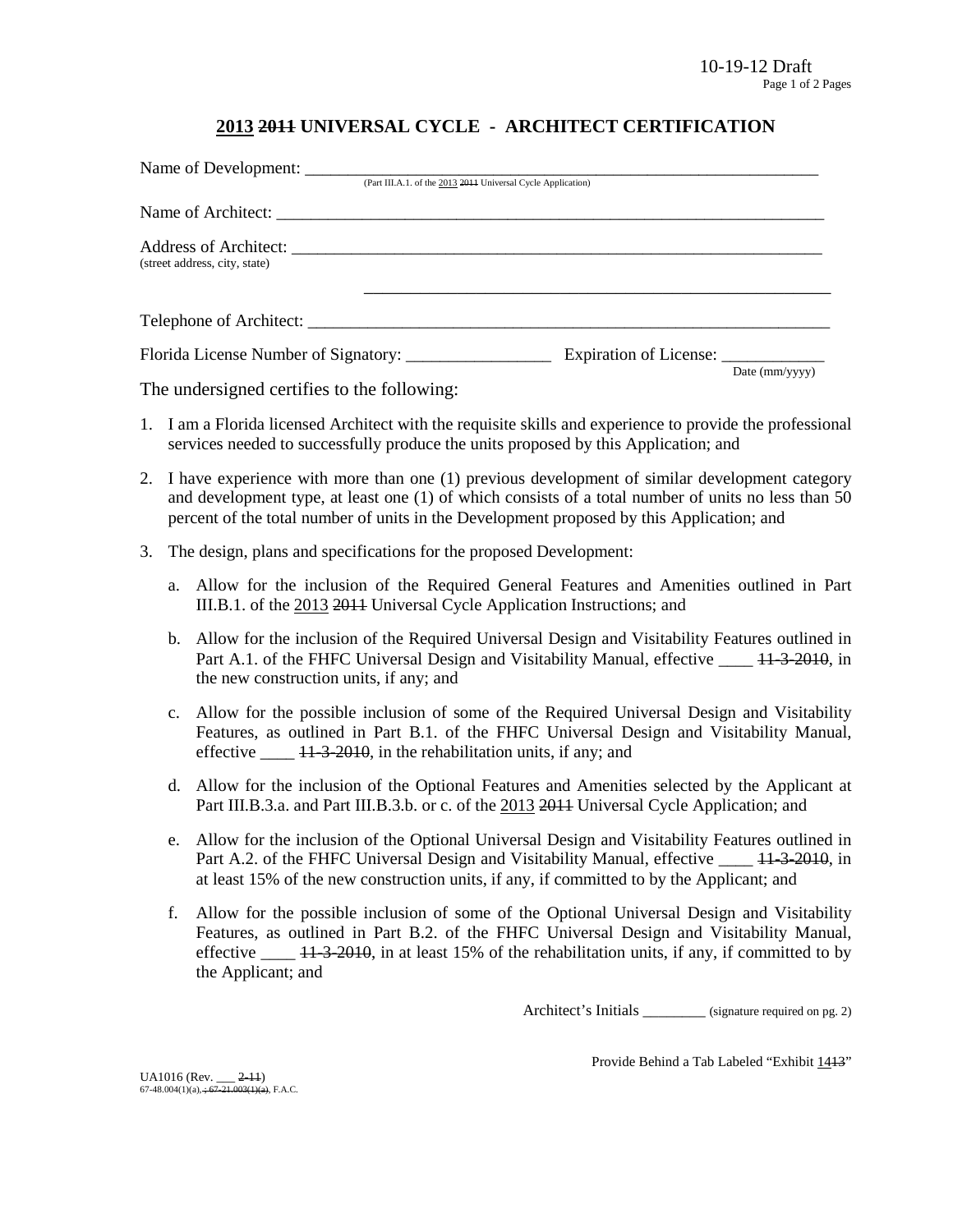10-19-12 Draft

# 2013 ~~2011~~ UNIVERSAL CYCLE - ARCHITECT CERTIFICATION

Name of Development: ___________________________________________________________________
(Part III.A.1. of the 2013 ~~2011~~ Universal Cycle Application)

Name of Architect: ___________________________________________________________________

Address of Architect: ___________________________________________________________________
(street address, city, state)

___________________________________________________________________

Telephone of Architect: ___________________________________________________________________

Florida License Number of Signatory: _________________ Expiration of License: ____________
Date (mm/yyyy)

The undersigned certifies to the following:

1. I am a Florida licensed Architect with the requisite skills and experience to provide the professional services needed to successfully produce the units proposed by this Application; and

2. I have experience with more than one (1) previous development of similar development category and development type, at least one (1) of which consists of a total number of units no less than 50 percent of the total number of units in the Development proposed by this Application; and

3. The design, plans and specifications for the proposed Development:

   a. Allow for the inclusion of the Required General Features and Amenities outlined in Part III.B.1. of the 2013 ~~2011~~ Universal Cycle Application Instructions; and

   b. Allow for the inclusion of the Required Universal Design and Visitability Features outlined in Part A.1. of the FHFC Universal Design and Visitability Manual, effective ____ ~~11-3-2010~~, in the new construction units, if any; and

   c. Allow for the possible inclusion of some of the Required Universal Design and Visitability Features, as outlined in Part B.1. of the FHFC Universal Design and Visitability Manual, effective ____ ~~11-3-2010~~, in the rehabilitation units, if any; and

   d. Allow for the inclusion of the Optional Features and Amenities selected by the Applicant at Part III.B.3.a. and Part III.B.3.b. or c. of the 2013 ~~2011~~ Universal Cycle Application; and

   e. Allow for the inclusion of the Optional Universal Design and Visitability Features outlined in Part A.2. of the FHFC Universal Design and Visitability Manual, effective ____ ~~11-3-2010~~, in at least 15% of the new construction units, if any, if committed to by the Applicant; and

   f. Allow for the possible inclusion of some of the Optional Universal Design and Visitability Features, as outlined in Part B.2. of the FHFC Universal Design and Visitability Manual, effective ____ ~~11-3-2010~~, in at least 15% of the rehabilitation units, if any, if committed to by the Applicant; and

Architect's Initials ________ (signature required on pg. 2)

Provide Behind a Tab Labeled "Exhibit 14~~13~~"

UA1016 (Rev. ___ ~~2-11~~)
67-48.004(1)(a), ~~; 67-21.003(1)(a)~~, F.A.C.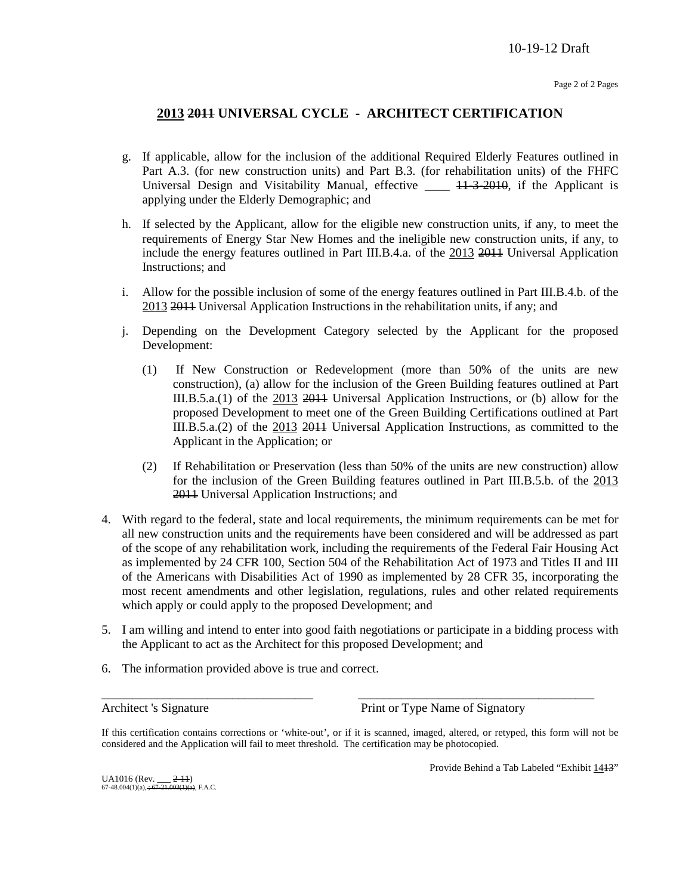10-19-12 Draft

## 2013 ~~2011~~ UNIVERSAL CYCLE - ARCHITECT CERTIFICATION

g. If applicable, allow for the inclusion of the additional Required Elderly Features outlined in Part A.3. (for new construction units) and Part B.3. (for rehabilitation units) of the FHFC Universal Design and Visitability Manual, effective ____ ~~11-3-2010~~, if the Applicant is applying under the Elderly Demographic; and

h. If selected by the Applicant, allow for the eligible new construction units, if any, to meet the requirements of Energy Star New Homes and the ineligible new construction units, if any, to include the energy features outlined in Part III.B.4.a. of the 2013 ~~2011~~ Universal Application Instructions; and

i. Allow for the possible inclusion of some of the energy features outlined in Part III.B.4.b. of the 2013 ~~2011~~ Universal Application Instructions in the rehabilitation units, if any; and

j. Depending on the Development Category selected by the Applicant for the proposed Development:

   (1) If New Construction or Redevelopment (more than 50% of the units are new construction), (a) allow for the inclusion of the Green Building features outlined at Part III.B.5.a.(1) of the 2013 ~~2011~~ Universal Application Instructions, or (b) allow for the proposed Development to meet one of the Green Building Certifications outlined at Part III.B.5.a.(2) of the 2013 ~~2011~~ Universal Application Instructions, as committed to the Applicant in the Application; or

   (2) If Rehabilitation or Preservation (less than 50% of the units are new construction) allow for the inclusion of the Green Building features outlined in Part III.B.5.b. of the 2013 ~~2011~~ Universal Application Instructions; and

4. With regard to the federal, state and local requirements, the minimum requirements can be met for all new construction units and the requirements have been considered and will be addressed as part of the scope of any rehabilitation work, including the requirements of the Federal Fair Housing Act as implemented by 24 CFR 100, Section 504 of the Rehabilitation Act of 1973 and Titles II and III of the Americans with Disabilities Act of 1990 as implemented by 28 CFR 35, incorporating the most recent amendments and other legislation, regulations, rules and other related requirements which apply or could apply to the proposed Development; and

5. I am willing and intend to enter into good faith negotiations or participate in a bidding process with the Applicant to act as the Architect for this proposed Development; and

6. The information provided above is true and correct.

\_\_\_\_\_\_\_\_\_\_\_\_\_\_\_\_\_\_\_\_\_\_\_\_\_\_\_\_\_\_\_\_\_\_ \_\_\_\_\_\_\_\_\_\_\_\_\_\_\_\_\_\_\_\_\_\_\_\_\_\_\_\_\_\_\_\_\_\_\_\_\_\_

Architect 's Signature Print or Type Name of Signatory

If this certification contains corrections or 'white-out', or if it is scanned, imaged, altered, or retyped, this form will not be considered and the Application will fail to meet threshold. The certification may be photocopied.

Provide Behind a Tab Labeled "Exhibit 14~~13~~"

UA1016 (Rev. ___ ~~2-11~~)
67-48.004(1)(a)~~, ; 67-21.003(1)(a)~~, F.A.C.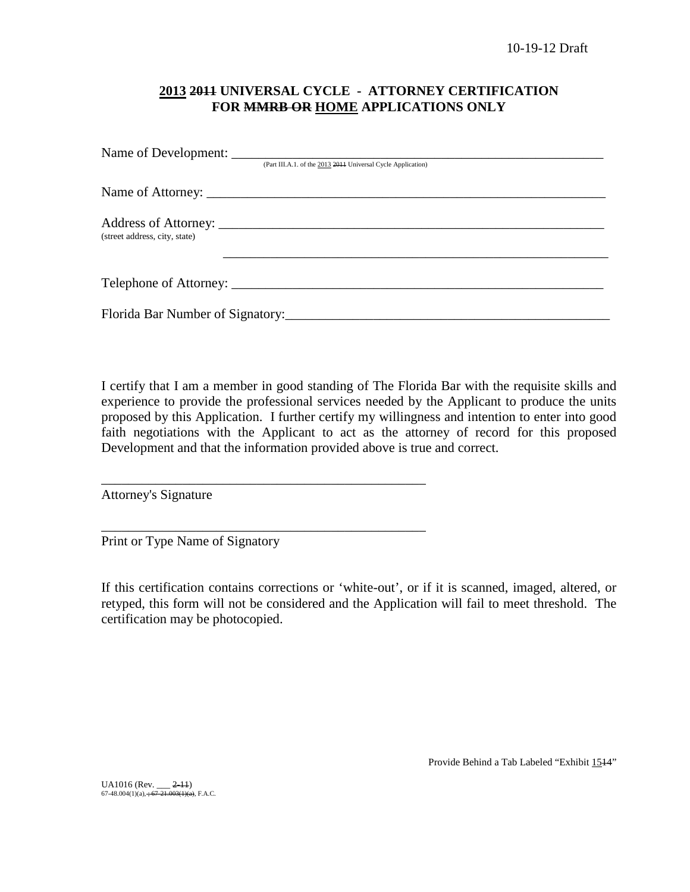10-19-12 Draft

## 2013 ~~2011~~ UNIVERSAL CYCLE - ATTORNEY CERTIFICATION FOR ~~MMRB OR~~ HOME APPLICATIONS ONLY

Name of Development: ___________________________________________________________
(Part III.A.1. of the 2013 ~~2011~~ Universal Cycle Application)

Name of Attorney: ______________________________________________________________

Address of Attorney: ____________________________________________________________
(street address, city, state)

_____________________________________________________________

Telephone of Attorney: __________________________________________________________

Florida Bar Number of Signatory:__________________________________________________

I certify that I am a member in good standing of The Florida Bar with the requisite skills and experience to provide the professional services needed by the Applicant to produce the units proposed by this Application. I further certify my willingness and intention to enter into good faith negotiations with the Applicant to act as the attorney of record for this proposed Development and that the information provided above is true and correct.

__________________________________________________
Attorney's Signature

__________________________________________________
Print or Type Name of Signatory

If this certification contains corrections or 'white-out', or if it is scanned, imaged, altered, or retyped, this form will not be considered and the Application will fail to meet threshold. The certification may be photocopied.

Provide Behind a Tab Labeled "Exhibit 15~~14~~"

UA1016 (Rev. ___ ~~2-11~~)
67-48.004(1)(a)~~, ; 67-21.003(1)(a)~~, F.A.C.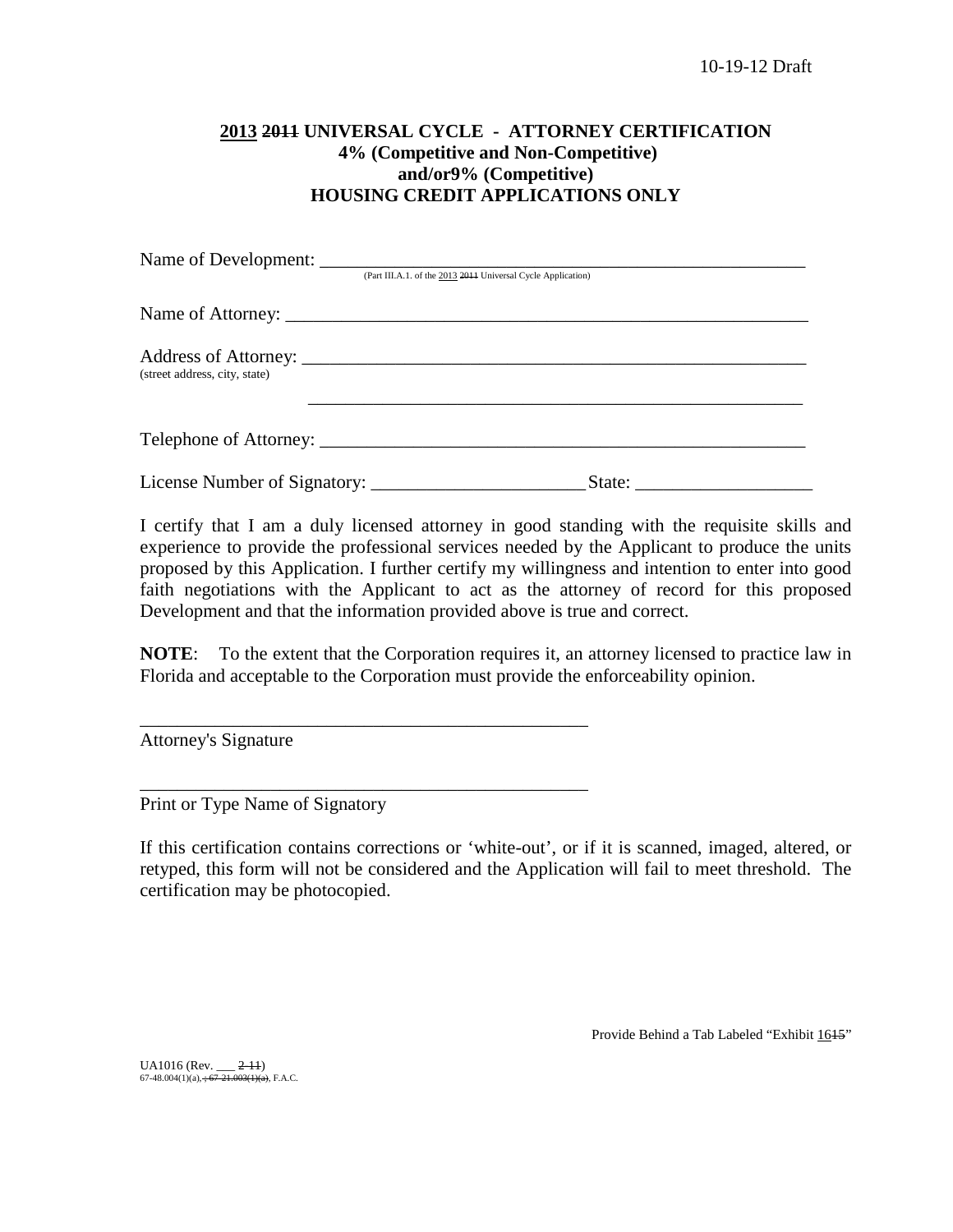10-19-12 Draft

## 2013 ~~2011~~ UNIVERSAL CYCLE - ATTORNEY CERTIFICATION
## 4% (Competitive and Non-Competitive)
## and/or9% (Competitive)
## HOUSING CREDIT APPLICATIONS ONLY

Name of Development: ___________________________________________________________
(Part III.A.1. of the 2013 ~~2011~~ Universal Cycle Application)

Name of Attorney: ______________________________________________________________

Address of Attorney: ____________________________________________________________
(street address, city, state)

_______________________________________________________

Telephone of Attorney: __________________________________________________________

License Number of Signatory: _______________________ State: ___________________

I certify that I am a duly licensed attorney in good standing with the requisite skills and experience to provide the professional services needed by the Applicant to produce the units proposed by this Application. I further certify my willingness and intention to enter into good faith negotiations with the Applicant to act as the attorney of record for this proposed Development and that the information provided above is true and correct.

**NOTE**: To the extent that the Corporation requires it, an attorney licensed to practice law in Florida and acceptable to the Corporation must provide the enforceability opinion.

_________________________________________________
Attorney's Signature

_________________________________________________
Print or Type Name of Signatory

If this certification contains corrections or 'white-out', or if it is scanned, imaged, altered, or retyped, this form will not be considered and the Application will fail to meet threshold. The certification may be photocopied.

Provide Behind a Tab Labeled "Exhibit 16~~15~~"

UA1016 (Rev. ___ ~~2-11~~)
67-48.004(1)(a), ~~; 67-21.003(1)(a)~~, F.A.C.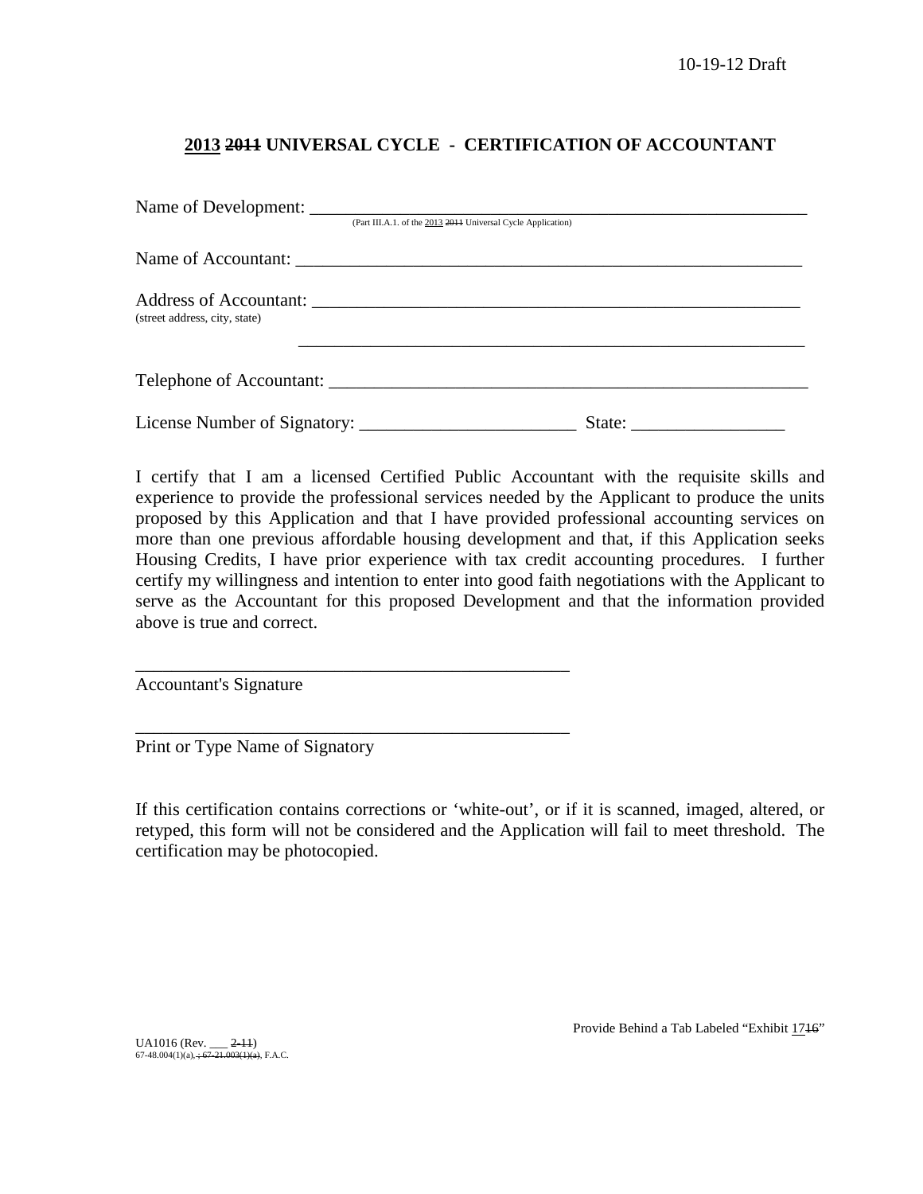10-19-12 Draft

## 2013 ~~2011~~ UNIVERSAL CYCLE - CERTIFICATION OF ACCOUNTANT

Name of Development: ___________________________________________________________
(Part III.A.1. of the 2013 ~~2011~~ Universal Cycle Application)

Name of Accountant: ___________________________________________________________

Address of Accountant: ________________________________________________________
(street address, city, state)

_____________________________________________________________

Telephone of Accountant: ______________________________________________________

License Number of Signatory: ________________________ State: _________________

I certify that I am a licensed Certified Public Accountant with the requisite skills and experience to provide the professional services needed by the Applicant to produce the units proposed by this Application and that I have provided professional accounting services on more than one previous affordable housing development and that, if this Application seeks Housing Credits, I have prior experience with tax credit accounting procedures. I further certify my willingness and intention to enter into good faith negotiations with the Applicant to serve as the Accountant for this proposed Development and that the information provided above is true and correct.

_________________________________________________
Accountant's Signature

_________________________________________________
Print or Type Name of Signatory

If this certification contains corrections or 'white-out', or if it is scanned, imaged, altered, or retyped, this form will not be considered and the Application will fail to meet threshold. The certification may be photocopied.

Provide Behind a Tab Labeled "Exhibit 17~~16~~"

UA1016 (Rev. ___ ~~2-11~~)
67-48.004(1)(a)~~, ; 67-21.003(1)(a)~~, F.A.C.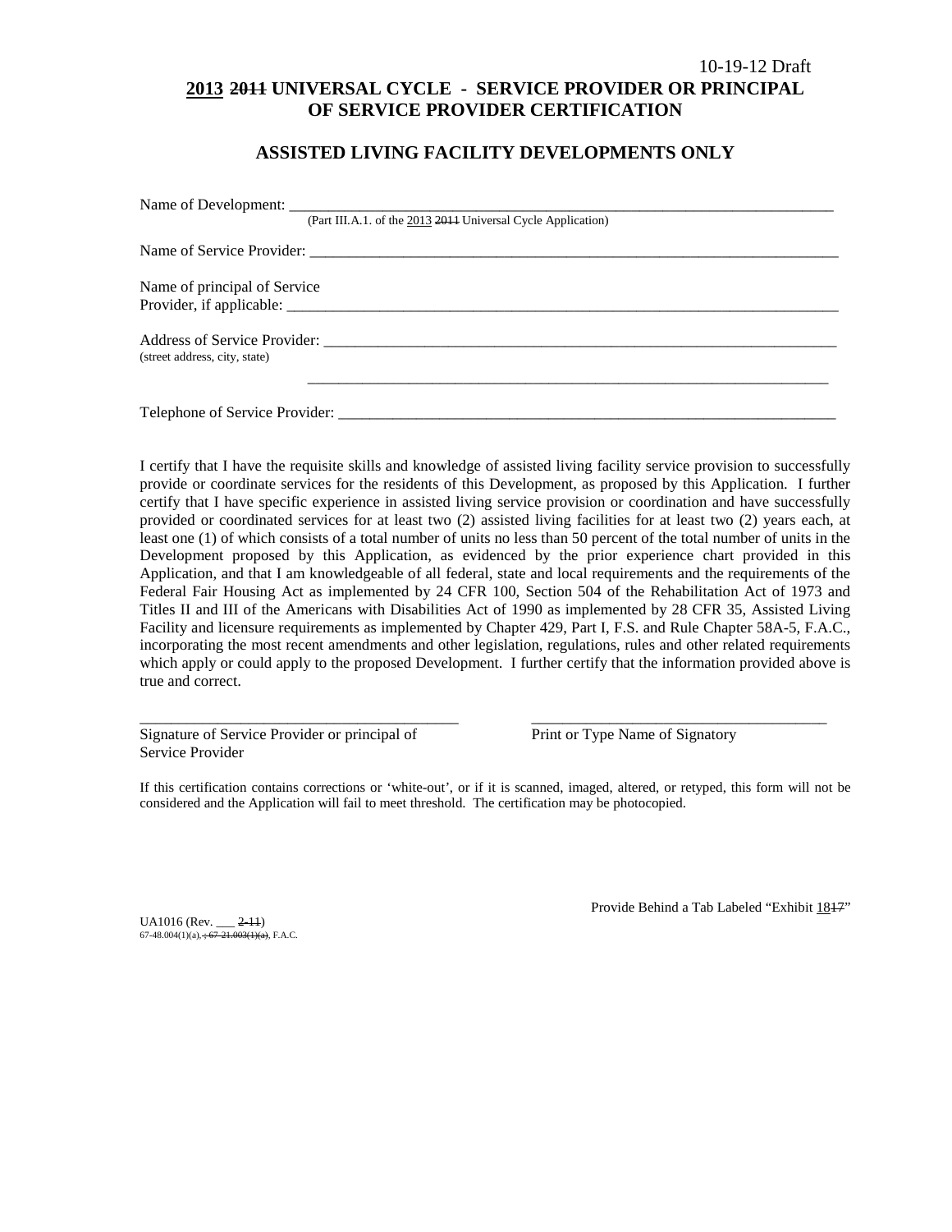10-19-12 Draft

# 2013 ~~2011~~ UNIVERSAL CYCLE - SERVICE PROVIDER OR PRINCIPAL OF SERVICE PROVIDER CERTIFICATION

## ASSISTED LIVING FACILITY DEVELOPMENTS ONLY

Name of Development: ___________________________________________________________________
(Part III.A.1. of the 2013 ~~2011~~ Universal Cycle Application)

Name of Service Provider: _______________________________________________________________

Name of principal of Service
Provider, if applicable: _________________________________________________________________

Address of Service Provider: _____________________________________________________________
(street address, city, state)

_____________________________________________________________

Telephone of Service Provider: ___________________________________________________________

I certify that I have the requisite skills and knowledge of assisted living facility service provision to successfully provide or coordinate services for the residents of this Development, as proposed by this Application. I further certify that I have specific experience in assisted living service provision or coordination and have successfully provided or coordinated services for at least two (2) assisted living facilities for at least two (2) years each, at least one (1) of which consists of a total number of units no less than 50 percent of the total number of units in the Development proposed by this Application, as evidenced by the prior experience chart provided in this Application, and that I am knowledgeable of all federal, state and local requirements and the requirements of the Federal Fair Housing Act as implemented by 24 CFR 100, Section 504 of the Rehabilitation Act of 1973 and Titles II and III of the Americans with Disabilities Act of 1990 as implemented by 28 CFR 35, Assisted Living Facility and licensure requirements as implemented by Chapter 429, Part I, F.S. and Rule Chapter 58A-5, F.A.C., incorporating the most recent amendments and other legislation, regulations, rules and other related requirements which apply or could apply to the proposed Development. I further certify that the information provided above is true and correct.

_______________________________________ _______________________________________
Signature of Service Provider or principal of Service Provider | Print or Type Name of Signatory

If this certification contains corrections or 'white-out', or if it is scanned, imaged, altered, or retyped, this form will not be considered and the Application will fail to meet threshold. The certification may be photocopied.

Provide Behind a Tab Labeled "Exhibit 18~~17~~"

UA1016 (Rev. ___ ~~2-11~~)
67-48.004(1)(a)~~, 67-21.003(1)(a)~~, F.A.C.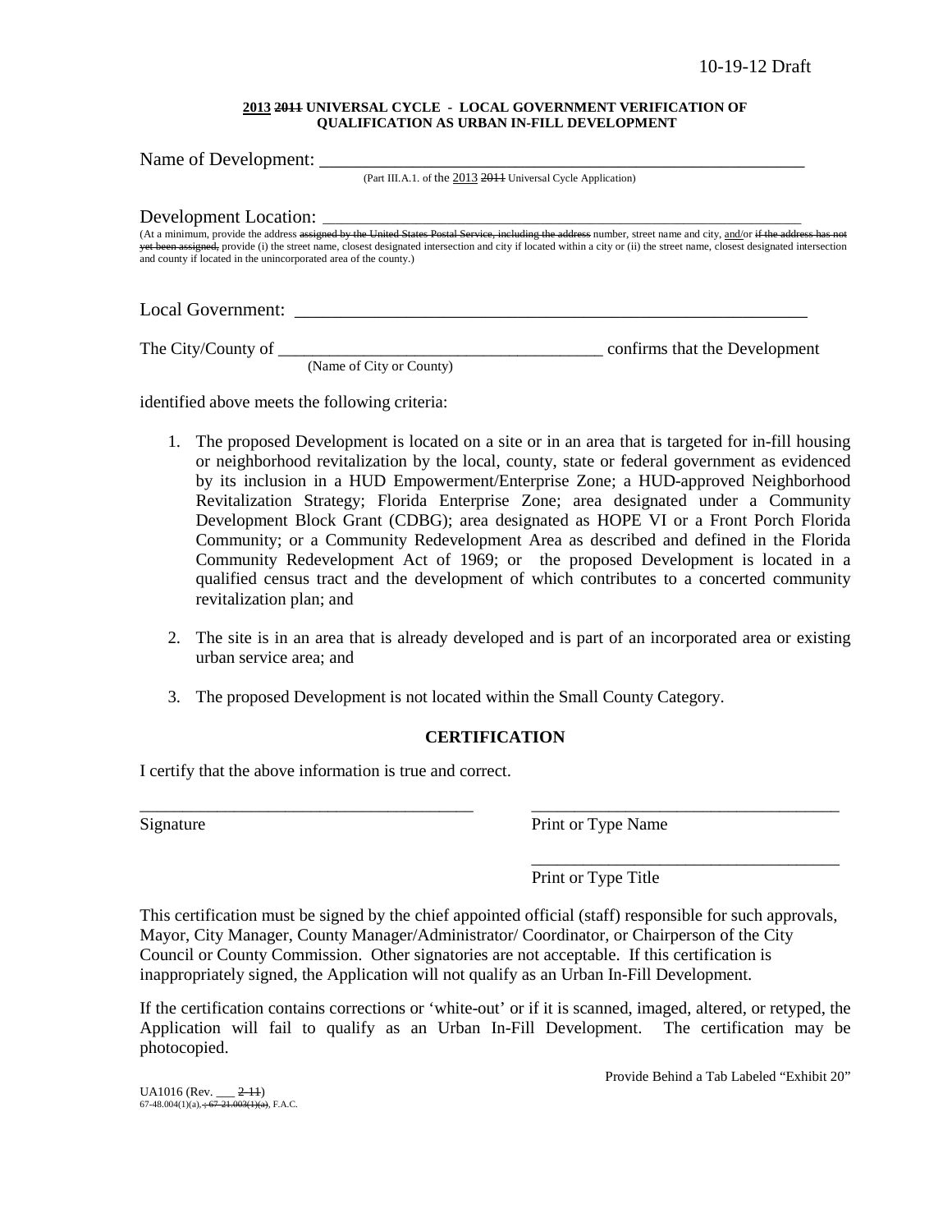10-19-12 Draft

**2013 ~~2011~~ UNIVERSAL CYCLE - LOCAL GOVERNMENT VERIFICATION OF QUALIFICATION AS URBAN IN-FILL DEVELOPMENT**

Name of Development: ________________________________________________________
(Part III.A.1. of the 2013 ~~2011~~ Universal Cycle Application)

Development Location: ________________________________________________________
(At a minimum, provide the address ~~assigned by the United States Postal Service, including the address~~ number, street name and city, and/or ~~if the address has not yet been assigned,~~ provide (i) the street name, closest designated intersection and city if located within a city or (ii) the street name, closest designated intersection and county if located in the unincorporated area of the county.)

Local Government: ________________________________________________________

The City/County of ______________________________________ confirms that the Development
(Name of City or County)

identified above meets the following criteria:

1. The proposed Development is located on a site or in an area that is targeted for in-fill housing or neighborhood revitalization by the local, county, state or federal government as evidenced by its inclusion in a HUD Empowerment/Enterprise Zone; a HUD-approved Neighborhood Revitalization Strategy; Florida Enterprise Zone; area designated under a Community Development Block Grant (CDBG); area designated as HOPE VI or a Front Porch Florida Community; or a Community Redevelopment Area as described and defined in the Florida Community Redevelopment Act of 1969; or the proposed Development is located in a qualified census tract and the development of which contributes to a concerted community revitalization plan; and

2. The site is in an area that is already developed and is part of an incorporated area or existing urban service area; and

3. The proposed Development is not located within the Small County Category.

**CERTIFICATION**

I certify that the above information is true and correct.

________________________________________ ________________________________________
Signature Print or Type Name

________________________________________
Print or Type Title

This certification must be signed by the chief appointed official (staff) responsible for such approvals, Mayor, City Manager, County Manager/Administrator/ Coordinator, or Chairperson of the City Council or County Commission. Other signatories are not acceptable. If this certification is inappropriately signed, the Application will not qualify as an Urban In-Fill Development.

If the certification contains corrections or 'white-out' or if it is scanned, imaged, altered, or retyped, the Application will fail to qualify as an Urban In-Fill Development. The certification may be photocopied.

Provide Behind a Tab Labeled "Exhibit 20"

UA1016 (Rev. ___ ~~2-11~~)
67-48.004(1)(a)~~, ; 67-21.003(1)(a)~~, F.A.C.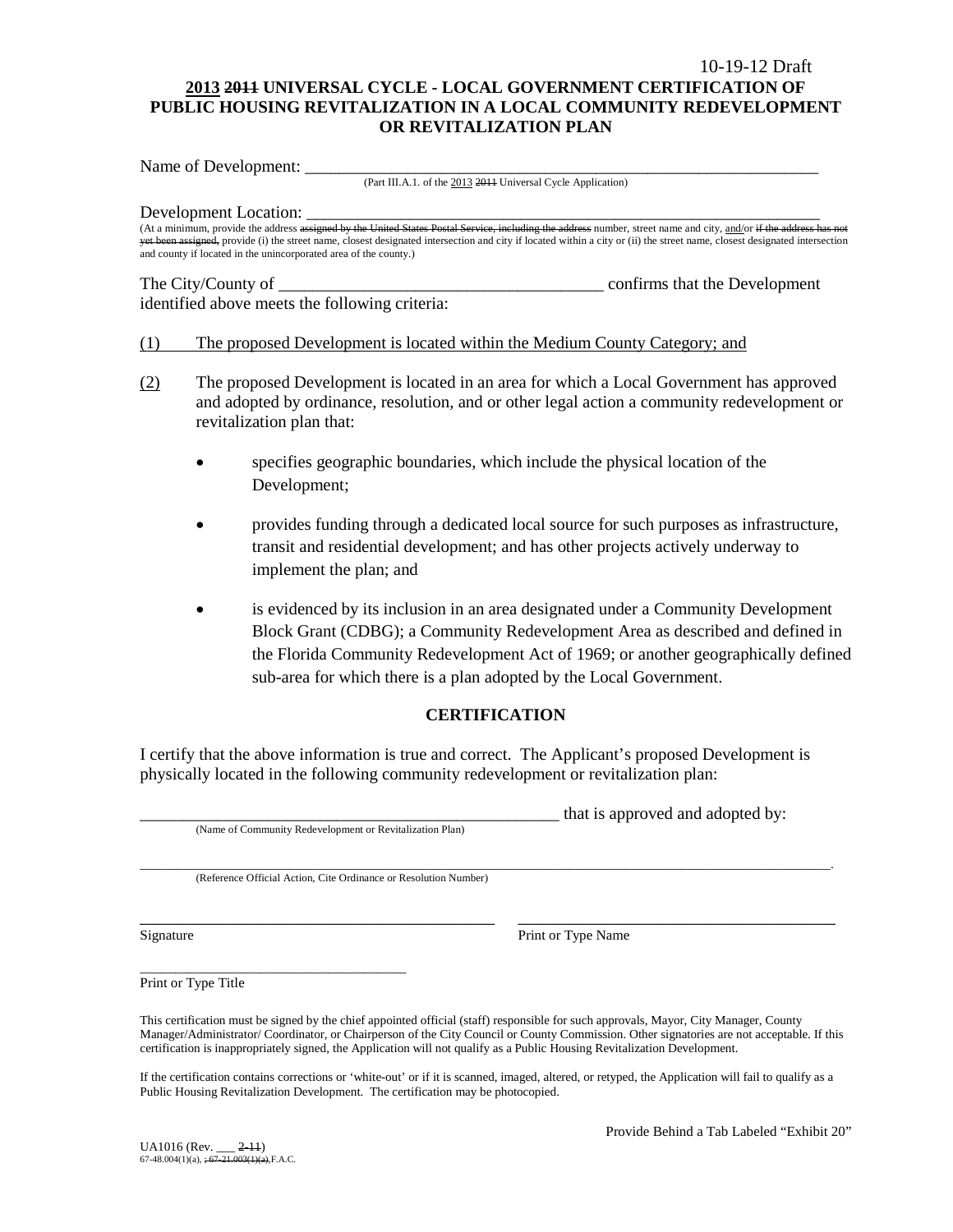10-19-12 Draft

# 2013 ~~2011~~ UNIVERSAL CYCLE - LOCAL GOVERNMENT CERTIFICATION OF PUBLIC HOUSING REVITALIZATION IN A LOCAL COMMUNITY REDEVELOPMENT OR REVITALIZATION PLAN

Name of Development: ___________________________________________________________________
(Part III.A.1. of the 2013 ~~2011~~ Universal Cycle Application)

Development Location: __________________________________________________________________
(At a minimum, provide the address ~~assigned by the United States Postal Service, including the address~~ number, street name and city, and/or ~~if the address has not yet been assigned,~~ provide (i) the street name, closest designated intersection and city if located within a city or (ii) the street name, closest designated intersection and county if located in the unincorporated area of the county.)

The City/County of ______________________________________ confirms that the Development identified above meets the following criteria:

(1) The proposed Development is located within the Medium County Category; and

(2) The proposed Development is located in an area for which a Local Government has approved and adopted by ordinance, resolution, and or other legal action a community redevelopment or revitalization plan that:

- specifies geographic boundaries, which include the physical location of the Development;
- provides funding through a dedicated local source for such purposes as infrastructure, transit and residential development; and has other projects actively underway to implement the plan; and
- is evidenced by its inclusion in an area designated under a Community Development Block Grant (CDBG); a Community Redevelopment Area as described and defined in the Florida Community Redevelopment Act of 1969; or another geographically defined sub-area for which there is a plan adopted by the Local Government.

## CERTIFICATION

I certify that the above information is true and correct. The Applicant's proposed Development is physically located in the following community redevelopment or revitalization plan:

_____________________________________________________ that is approved and adopted by:
(Name of Community Redevelopment or Revitalization Plan)

_____________________________________________________________________________________________.
(Reference Official Action, Cite Ordinance or Resolution Number)

_____________________________________________ _________________________________________
Signature Print or Type Name

_____________________________________
Print or Type Title

This certification must be signed by the chief appointed official (staff) responsible for such approvals, Mayor, City Manager, County Manager/Administrator/ Coordinator, or Chairperson of the City Council or County Commission. Other signatories are not acceptable. If this certification is inappropriately signed, the Application will not qualify as a Public Housing Revitalization Development.

If the certification contains corrections or 'white-out' or if it is scanned, imaged, altered, or retyped, the Application will fail to qualify as a Public Housing Revitalization Development. The certification may be photocopied.

Provide Behind a Tab Labeled "Exhibit 20"

UA1016 (Rev. ___ ~~2-11~~)
67-48.004(1)(a), ~~; 67-21.003(1)(a),~~ F.A.C.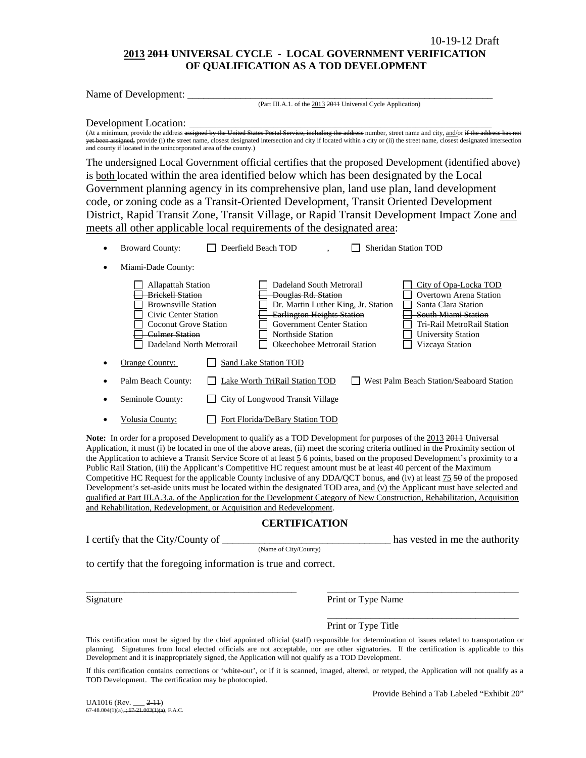10-19-12 Draft

## ~~2011~~ 2013 UNIVERSAL CYCLE - LOCAL GOVERNMENT VERIFICATION OF QUALIFICATION AS A TOD DEVELOPMENT

Name of Development: ____________________________________________________________
(Part III.A.1. of the 2013 ~~2011~~ Universal Cycle Application)

Development Location: ____________________________________________________________
(At a minimum, provide the address ~~assigned by the United States Postal Service, including the address~~ number, street name and city, and/or ~~if the address has not yet been assigned,~~ provide (i) the street name, closest designated intersection and city if located within a city or (ii) the street name, closest designated intersection and county if located in the unincorporated area of the county.)

The undersigned Local Government official certifies that the proposed Development (identified above) is both located within the area identified below which has been designated by the Local Government planning agency in its comprehensive plan, land use plan, land development code, or zoning code as a Transit-Oriented Development, Transit Oriented Development District, Rapid Transit Zone, Transit Village, or Rapid Transit Development Impact Zone and meets all other applicable local requirements of the designated area:

- Broward County: ☐ Deerfield Beach TOD , ☐ Sheridan Station TOD
- Miami-Dade County:
  - ☐ Allapattah Station
  - ☐ ~~Brickell Station~~
  - ☐ Brownsville Station
  - ☐ Civic Center Station
  - ☐ Coconut Grove Station
  - ☐ ~~Culmer Station~~
  - ☐ Dadeland North Metrorail
  - ☐ Dadeland South Metrorail
  - ☐ ~~Douglas Rd. Station~~
  - ☐ Dr. Martin Luther King, Jr. Station
  - ☐ ~~Earlington Heights Station~~
  - ☐ Government Center Station
  - ☐ Northside Station
  - ☐ Okeechobee Metrorail Station
  - ☐ City of Opa-Locka TOD
  - ☐ Overtown Arena Station
  - ☐ Santa Clara Station
  - ☐ ~~South Miami Station~~
  - ☐ Tri-Rail MetroRail Station
  - ☐ University Station
  - ☐ Vizcaya Station
- Orange County: ☐ Sand Lake Station TOD
- Palm Beach County: ☐ Lake Worth TriRail Station TOD ☐ West Palm Beach Station/Seaboard Station
- Seminole County: ☐ City of Longwood Transit Village
- Volusia County: ☐ Fort Florida/DeBary Station TOD

**Note:** In order for a proposed Development to qualify as a TOD Development for purposes of the 2013 ~~2011~~ Universal Application, it must (i) be located in one of the above areas, (ii) meet the scoring criteria outlined in the Proximity section of the Application to achieve a Transit Service Score of at least 5 ~~6~~ points, based on the proposed Development's proximity to a Public Rail Station, (iii) the Applicant's Competitive HC request amount must be at least 40 percent of the Maximum Competitive HC Request for the applicable County inclusive of any DDA/QCT bonus, ~~and~~ (iv) at least 75 ~~50~~ of the proposed Development's set-aside units must be located within the designated TOD area, and (v) the Applicant must have selected and qualified at Part III.A.3.a. of the Application for the Development Category of New Construction, Rehabilitation, Acquisition and Rehabilitation, Redevelopment, or Acquisition and Redevelopment.

## CERTIFICATION

I certify that the City/County of _______________________________ has vested in me the authority
(Name of City/County)

to certify that the foregoing information is true and correct.

_____________________________________ _____________________________________
Signature Print or Type Name

_____________________________________
Print or Type Title

This certification must be signed by the chief appointed official (staff) responsible for determination of issues related to transportation or planning. Signatures from local elected officials are not acceptable, nor are other signatories. If the certification is applicable to this Development and it is inappropriately signed, the Application will not qualify as a TOD Development.

If this certification contains corrections or 'white-out', or if it is scanned, imaged, altered, or retyped, the Application will not qualify as a TOD Development. The certification may be photocopied.

Provide Behind a Tab Labeled "Exhibit 20"

UA1016 (Rev. ___ ~~2-11~~)
67-48.004(1)(a)~~, ; 67-21.003(1)(a)~~, F.A.C.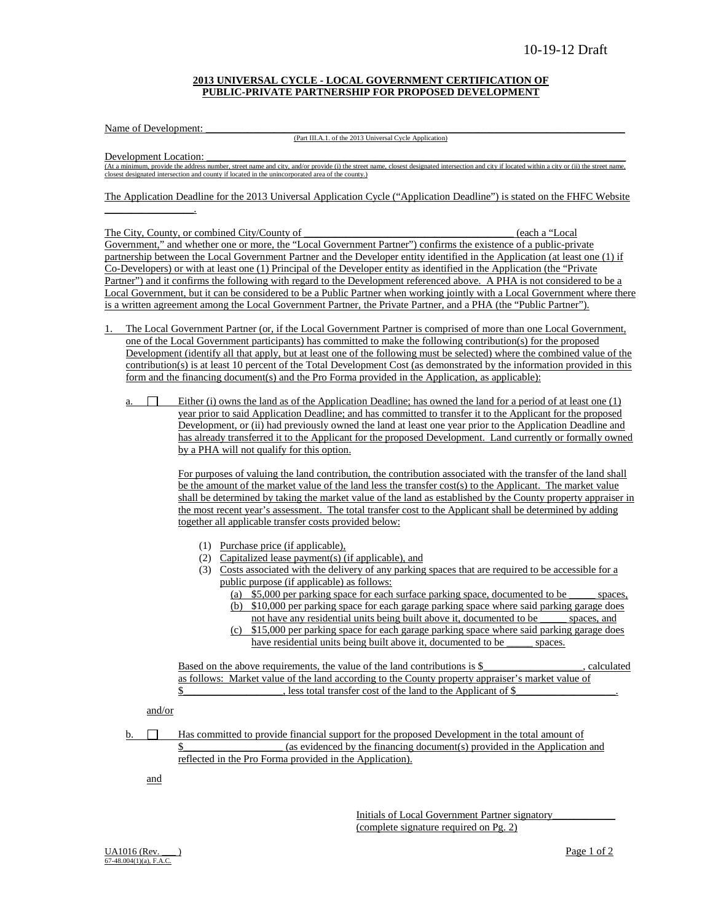10-19-12 Draft

**2013 UNIVERSAL CYCLE - LOCAL GOVERNMENT CERTIFICATION OF PUBLIC-PRIVATE PARTNERSHIP FOR PROPOSED DEVELOPMENT**

Name of Development: ________________________________________________________________________________

(Part III.A.1. of the 2013 Universal Cycle Application)

Development Location: ________________________________________________________________________________

(At a minimum, provide the address number, street name and city, and/or provide (i) the street name, closest designated intersection and city if located within a city or (ii) the street name, closest designated intersection and county if located in the unincorporated area of the county.)

The Application Deadline for the 2013 Universal Application Cycle ("Application Deadline") is stated on the FHFC Website _________________.

The City, County, or combined City/County of _______________________________________ (each a "Local Government," and whether one or more, the "Local Government Partner") confirms the existence of a public-private partnership between the Local Government Partner and the Developer entity identified in the Application (at least one (1) if Co-Developers) or with at least one (1) Principal of the Developer entity as identified in the Application (the "Private Partner") and it confirms the following with regard to the Development referenced above. A PHA is not considered to be a Local Government, but it can be considered to be a Public Partner when working jointly with a Local Government where there is a written agreement among the Local Government Partner, the Private Partner, and a PHA (the "Public Partner").

1. The Local Government Partner (or, if the Local Government Partner is comprised of more than one Local Government, one of the Local Government participants) has committed to make the following contribution(s) for the proposed Development (identify all that apply, but at least one of the following must be selected) where the combined value of the contribution(s) is at least 10 percent of the Total Development Cost (as demonstrated by the information provided in this form and the financing document(s) and the Pro Forma provided in the Application, as applicable):

   a. ☐ Either (i) owns the land as of the Application Deadline; has owned the land for a period of at least one (1) year prior to said Application Deadline; and has committed to transfer it to the Applicant for the proposed Development, or (ii) had previously owned the land at least one year prior to the Application Deadline and has already transferred it to the Applicant for the proposed Development. Land currently or formally owned by a PHA will not qualify for this option.

      For purposes of valuing the land contribution, the contribution associated with the transfer of the land shall be the amount of the market value of the land less the transfer cost(s) to the Applicant. The market value shall be determined by taking the market value of the land as established by the County property appraiser in the most recent year's assessment. The total transfer cost to the Applicant shall be determined by adding together all applicable transfer costs provided below:

      (1) Purchase price (if applicable),
      (2) Capitalized lease payment(s) (if applicable), and
      (3) Costs associated with the delivery of any parking spaces that are required to be accessible for a public purpose (if applicable) as follows:
         (a) $5,000 per parking space for each surface parking space, documented to be _____ spaces,
         (b) $10,000 per parking space for each garage parking space where said parking garage does not have any residential units being built above it, documented to be _____ spaces, and
         (c) $15,000 per parking space for each garage parking space where said parking garage does have residential units being built above it, documented to be _____ spaces.

      Based on the above requirements, the value of the land contributions is $__________________, calculated as follows: Market value of the land according to the County property appraiser's market value of $__________________, less total transfer cost of the land to the Applicant of $__________________.

   and/or

   b. ☐ Has committed to provide financial support for the proposed Development in the total amount of $__________________ (as evidenced by the financing document(s) provided in the Application and reflected in the Pro Forma provided in the Application).

   and

Initials of Local Government Partner signatory____________
(complete signature required on Pg. 2)

UA1016 (Rev. ___)
67-48.004(1)(a), F.A.C.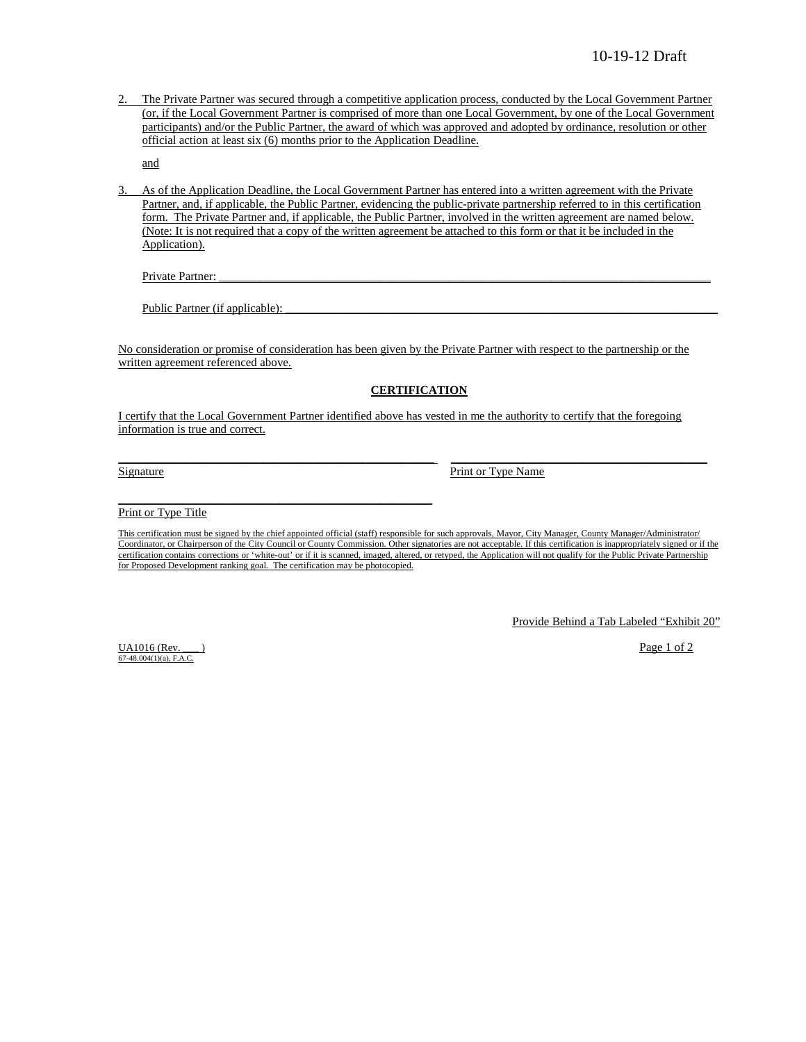2. The Private Partner was secured through a competitive application process, conducted by the Local Government Partner (or, if the Local Government Partner is comprised of more than one Local Government, by one of the Local Government participants) and/or the Public Partner, the award of which was approved and adopted by ordinance, resolution or other official action at least six (6) months prior to the Application Deadline.

   and

3. As of the Application Deadline, the Local Government Partner has entered into a written agreement with the Private Partner, and, if applicable, the Public Partner, evidencing the public-private partnership referred to in this certification form. The Private Partner and, if applicable, the Public Partner, involved in the written agreement are named below. (Note: It is not required that a copy of the written agreement be attached to this form or that it be included in the Application).

   Private Partner: ______________________________________________________________________________

   Public Partner (if applicable): ________________________________________________________________________

No consideration or promise of consideration has been given by the Private Partner with respect to the partnership or the written agreement referenced above.

## CERTIFICATION

I certify that the Local Government Partner identified above has vested in me the authority to certify that the foregoing information is true and correct.

_________________________________________________ &nbsp;&nbsp;&nbsp; ____________________________________________

Signature &nbsp;&nbsp;&nbsp;&nbsp;&nbsp;&nbsp;&nbsp;&nbsp;&nbsp;&nbsp;&nbsp;&nbsp;&nbsp;&nbsp;&nbsp;&nbsp;&nbsp;&nbsp;&nbsp;&nbsp;&nbsp;&nbsp;&nbsp;&nbsp;&nbsp;&nbsp;&nbsp;&nbsp;&nbsp;&nbsp;&nbsp;&nbsp;&nbsp;&nbsp;&nbsp;&nbsp;&nbsp;&nbsp;&nbsp;&nbsp; Print or Type Name

_________________________________________________

Print or Type Title

This certification must be signed by the chief appointed official (staff) responsible for such approvals, Mayor, City Manager, County Manager/Administrator/ Coordinator, or Chairperson of the City Council or County Commission. Other signatories are not acceptable. If this certification is inappropriately signed or if the certification contains corrections or 'white-out' or if it is scanned, imaged, altered, or retyped, the Application will not qualify for the Public Private Partnership for Proposed Development ranking goal. The certification may be photocopied.

Provide Behind a Tab Labeled "Exhibit 20"

UA1016 (Rev. ___ )
67-48.004(1)(a), F.A.C.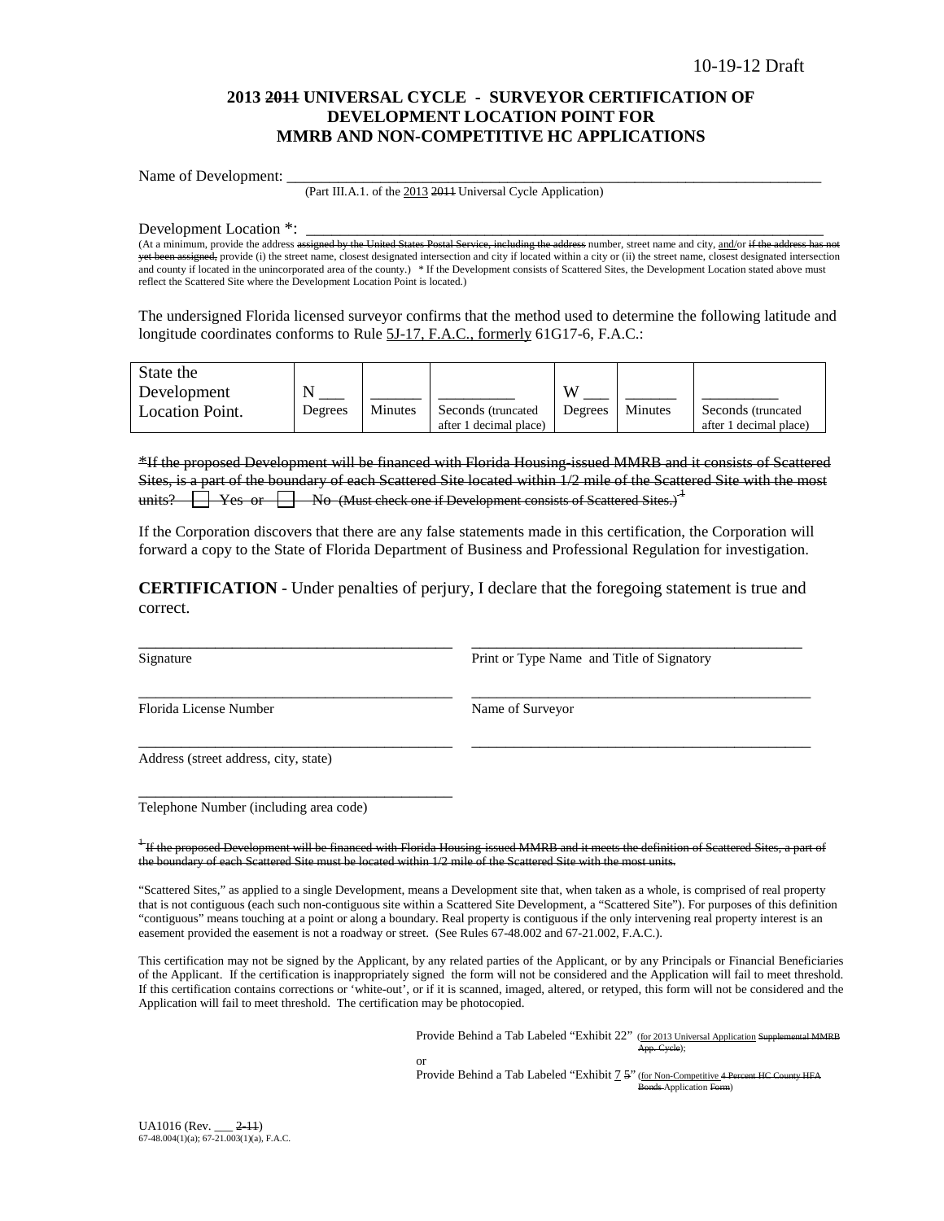10-19-12 Draft

## 2013 ~~2011~~ UNIVERSAL CYCLE - SURVEYOR CERTIFICATION OF DEVELOPMENT LOCATION POINT FOR MMRB AND NON-COMPETITIVE HC APPLICATIONS

Name of Development: ___________________________________________________________________________
(Part III.A.1. of the 2013 ~~2011~~ Universal Cycle Application)

Development Location *: ___________________________________________________________________________
(At a minimum, provide the address ~~assigned by the United States Postal Service, including the address~~ number, street name and city, and/or ~~if the address has not yet been assigned,~~ provide (i) the street name, closest designated intersection and city if located within a city or (ii) the street name, closest designated intersection and county if located in the unincorporated area of the county.) * If the Development consists of Scattered Sites, the Development Location stated above must reflect the Scattered Site where the Development Location Point is located.)

The undersigned Florida licensed surveyor confirms that the method used to determine the following latitude and longitude coordinates conforms to Rule 5J-17, F.A.C., formerly 61G17-6, F.A.C.:

| State the Development Location Point. | N ___ Degrees | ______ Minutes | _________ Seconds (truncated after 1 decimal place) | W ___ Degrees | ______ Minutes | _________ Seconds (truncated after 1 decimal place) |
|---|---|---|---|---|---|---|

~~*If the proposed Development will be financed with Florida Housing-issued MMRB and it consists of Scattered Sites, is a part of the boundary of each Scattered Site located within 1/2 mile of the Scattered Site with the most units? ☐ Yes or ☐ No (Must check one if Development consists of Scattered Sites.)[1]~~

If the Corporation discovers that there are any false statements made in this certification, the Corporation will forward a copy to the State of Florida Department of Business and Professional Regulation for investigation.

**CERTIFICATION** - Under penalties of perjury, I declare that the foregoing statement is true and correct.

_________________________________________ &nbsp;&nbsp; _________________________________________
Signature &nbsp;&nbsp; Print or Type Name and Title of Signatory

_________________________________________ &nbsp;&nbsp; _________________________________________
Florida License Number &nbsp;&nbsp; Name of Surveyor

_________________________________________ &nbsp;&nbsp; _________________________________________
Address (street address, city, state)

_________________________________________
Telephone Number (including area code)

~~[1] If the proposed Development will be financed with Florida Housing-issued MMRB and it meets the definition of Scattered Sites, a part of the boundary of each Scattered Site must be located within 1/2 mile of the Scattered Site with the most units.~~

"Scattered Sites," as applied to a single Development, means a Development site that, when taken as a whole, is comprised of real property that is not contiguous (each such non-contiguous site within a Scattered Site Development, a "Scattered Site"). For purposes of this definition "contiguous" means touching at a point or along a boundary. Real property is contiguous if the only intervening real property interest is an easement provided the easement is not a roadway or street. (See Rules 67-48.002 and 67-21.002, F.A.C.).

This certification may not be signed by the Applicant, by any related parties of the Applicant, or by any Principals or Financial Beneficiaries of the Applicant. If the certification is inappropriately signed the form will not be considered and the Application will fail to meet threshold. If this certification contains corrections or 'white-out', or if it is scanned, imaged, altered, or retyped, this form will not be considered and the Application will fail to meet threshold. The certification may be photocopied.

Provide Behind a Tab Labeled "Exhibit 22" (for 2013 Universal Application ~~Supplemental MMRB App. Cycle~~);
or
Provide Behind a Tab Labeled "Exhibit 7 ~~5~~" (for Non-Competitive ~~4 Percent HC County HFA Bonds~~ Application ~~Form~~)

UA1016 (Rev. ___ ~~2-11~~)
67-48.004(1)(a); 67-21.003(1)(a), F.A.C.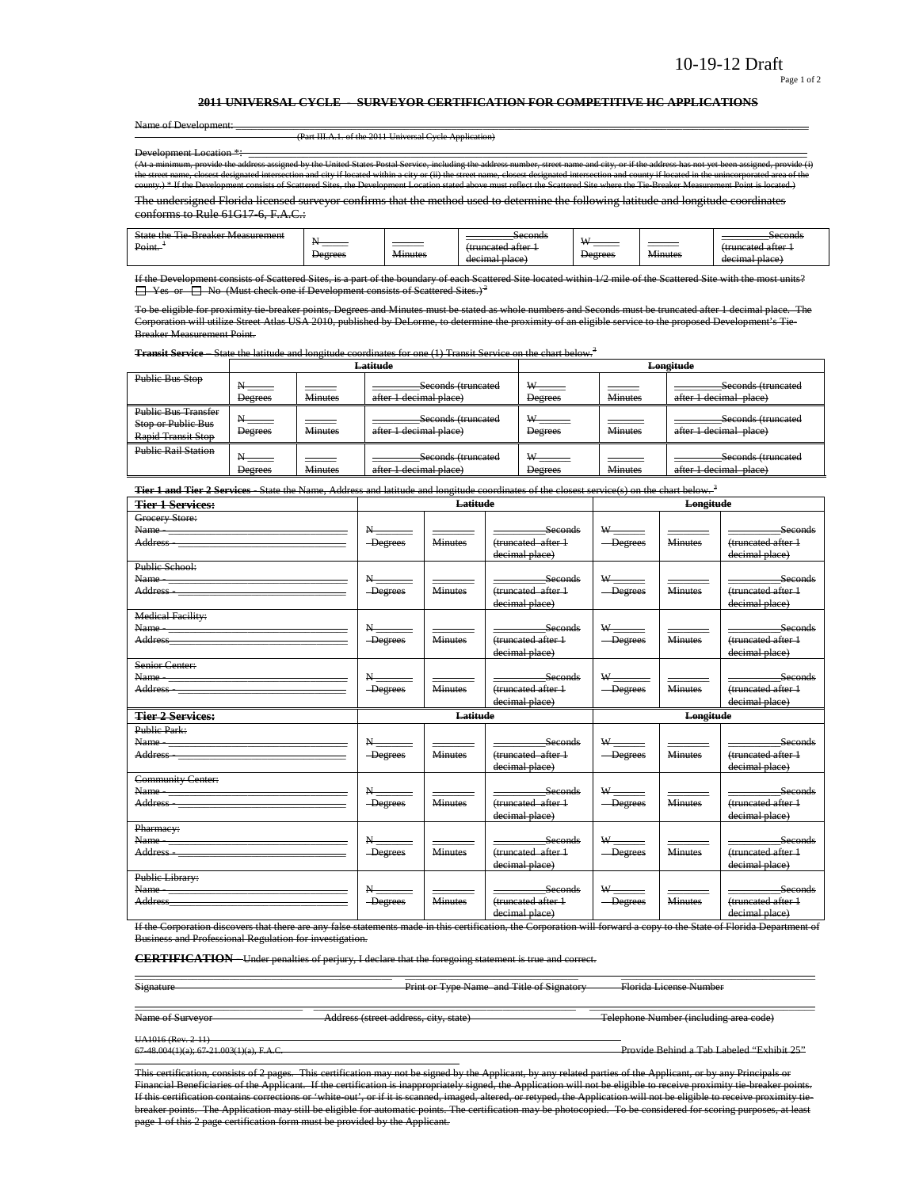10-19-12 Draft

## ~~2011 UNIVERSAL CYCLE – SURVEYOR CERTIFICATION FOR COMPETITIVE HC APPLICATIONS~~

~~Name of Development:~~ ______________________________________________________________

~~(Part III.A.1. of the 2011 Universal Cycle Application)~~

~~Development Location *:~~ ______________________________________________________________

~~(At a minimum, provide the address assigned by the United States Postal Service, including the address number, street name and city, or if the address has not yet been assigned, provide (i) the street name, closest designated intersection and city if located within a city or (ii) the street name, closest designated intersection and county if located in the unincorporated area of the county.) * If the Development consists of Scattered Sites, the Development Location stated above must reflect the Scattered Site where the Tie-Breaker Measurement Point is located.)~~

~~The undersigned Florida licensed surveyor confirms that the method used to determine the following latitude and longitude coordinates conforms to Rule 61G17-6, F.A.C.:~~

| ~~State the Tie-Breaker Measurement Point.~~[1] | ~~N_____ Degrees~~ | ~~_____ Minutes~~ | ~~_____ Seconds (truncated after 1 decimal place)~~ | ~~W_____ Degrees~~ | ~~_____ Minutes~~ | ~~_____ Seconds (truncated after 1 decimal place)~~ |
|---|---|---|---|---|---|---|

~~If the Development consists of Scattered Sites, is a part of the boundary of each Scattered Site located within 1/2 mile of the Scattered Site with the most units?~~
☐ ~~Yes or~~ ☐ ~~No (Must check one if Development consists of Scattered Sites.)~~[2]

~~To be eligible for proximity tie-breaker points, Degrees and Minutes must be stated as whole numbers and Seconds must be truncated after 1 decimal place. The Corporation will utilize Street Atlas USA 2010, published by DeLorme, to determine the proximity of an eligible service to the proposed Development's Tie-Breaker Measurement Point.~~

**~~Transit Service~~** ~~– State the latitude and longitude coordinates for one (1) Transit Service on the chart below.~~[3]

| | ~~Latitude~~ | | | ~~Longitude~~ | | |
|---|---|---|---|---|---|---|
| ~~Public Bus Stop~~ | ~~N_____ Degrees~~ | ~~_____ Minutes~~ | ~~_____ Seconds (truncated after 1 decimal place)~~ | ~~W_____ Degrees~~ | ~~_____ Minutes~~ | ~~_____ Seconds (truncated after 1 decimal place)~~ |
| ~~Public Bus Transfer Stop or Public Bus Rapid Transit Stop~~ | ~~N_____ Degrees~~ | ~~_____ Minutes~~ | ~~_____ Seconds (truncated after 1 decimal place)~~ | ~~W_____ Degrees~~ | ~~_____ Minutes~~ | ~~_____ Seconds (truncated after 1 decimal place)~~ |
| ~~Public Rail Station~~ | ~~N_____ Degrees~~ | ~~_____ Minutes~~ | ~~_____ Seconds (truncated after 1 decimal place)~~ | ~~W_____ Degrees~~ | ~~_____ Minutes~~ | ~~_____ Seconds (truncated after 1 decimal place)~~ |

**~~Tier 1 and Tier 2 Services~~** ~~- State the Name, Address and latitude and longitude coordinates of the closest service(s) on the chart below.~~[3]

| **~~Tier 1 Services:~~** | ~~Latitude~~ | | | ~~Longitude~~ | | |
|---|---|---|---|---|---|---|
| ~~Grocery Store:~~ ~~Name -~~ _____ ~~Address -~~ _____ | ~~N_____ Degrees~~ | ~~_____ Minutes~~ | ~~_____ Seconds (truncated after 1 decimal place)~~ | ~~W_____ Degrees~~ | ~~_____ Minutes~~ | ~~_____ Seconds (truncated after 1 decimal place)~~ |
| ~~Public School:~~ ~~Name -~~ _____ ~~Address -~~ _____ | ~~N_____ Degrees~~ | ~~_____ Minutes~~ | ~~_____ Seconds (truncated after 1 decimal place)~~ | ~~W_____ Degrees~~ | ~~_____ Minutes~~ | ~~_____ Seconds (truncated after 1 decimal place)~~ |
| ~~Medical Facility:~~ ~~Name -~~ _____ ~~Address~~ _____ | ~~N_____ Degrees~~ | ~~_____ Minutes~~ | ~~_____ Seconds (truncated after 1 decimal place)~~ | ~~W_____ Degrees~~ | ~~_____ Minutes~~ | ~~_____ Seconds (truncated after 1 decimal place)~~ |
| ~~Senior Center:~~ ~~Name -~~ _____ ~~Address -~~ _____ | ~~N_____ Degrees~~ | ~~_____ Minutes~~ | ~~_____ Seconds (truncated after 1 decimal place)~~ | ~~W_____ Degrees~~ | ~~_____ Minutes~~ | ~~_____ Seconds (truncated after 1 decimal place)~~ |
| **~~Tier 2 Services:~~** | ~~Latitude~~ | | | ~~Longitude~~ | | |
| ~~Public Park:~~ ~~Name -~~ _____ ~~Address -~~ _____ | ~~N_____ Degrees~~ | ~~_____ Minutes~~ | ~~_____ Seconds (truncated after 1 decimal place)~~ | ~~W_____ Degrees~~ | ~~_____ Minutes~~ | ~~_____ Seconds (truncated after 1 decimal place)~~ |
| ~~Community Center:~~ ~~Name -~~ _____ ~~Address -~~ _____ | ~~N_____ Degrees~~ | ~~_____ Minutes~~ | ~~_____ Seconds (truncated after 1 decimal place)~~ | ~~W_____ Degrees~~ | ~~_____ Minutes~~ | ~~_____ Seconds (truncated after 1 decimal place)~~ |
| ~~Pharmacy:~~ ~~Name -~~ _____ ~~Address -~~ _____ | ~~N_____ Degrees~~ | ~~_____ Minutes~~ | ~~_____ Seconds (truncated after 1 decimal place)~~ | ~~W_____ Degrees~~ | ~~_____ Minutes~~ | ~~_____ Seconds (truncated after 1 decimal place)~~ |
| ~~Public Library:~~ ~~Name -~~ _____ ~~Address~~ _____ | ~~N_____ Degrees~~ | ~~_____ Minutes~~ | ~~_____ Seconds (truncated after 1 decimal place)~~ | ~~W_____ Degrees~~ | ~~_____ Minutes~~ | ~~_____ Seconds (truncated after 1 decimal place)~~ |

~~If the Corporation discovers that there are any false statements made in this certification, the Corporation will forward a copy to the State of Florida Department of Business and Professional Regulation for investigation.~~

**~~CERTIFICATION~~** ~~– Under penalties of perjury, I declare that the foregoing statement is true and correct.~~

_____________________ _____________________ _____________________

~~Signature~~ ~~Print or Type Name and Title of Signatory~~ ~~Florida License Number~~

_____________________ _____________________ _____________________

~~Name of Surveyor~~ ~~Address (street address, city, state)~~ ~~Telephone Number (including area code)~~

~~UA1016 (Rev. 2-11)~~
~~67-48.004(1)(a); 67-21.003(1)(a), F.A.C.~~ ~~Provide Behind a Tab Labeled "Exhibit 25"~~

~~This certification, consists of 2 pages. This certification may not be signed by the Applicant, by any related parties of the Applicant, or by any Principals or Financial Beneficiaries of the Applicant. If the certification is inappropriately signed, the Application will not be eligible to receive proximity tie-breaker points. If this certification contains corrections or 'white-out', or if it is scanned, imaged, altered, or retyped, the Application will not be eligible to receive proximity tie-breaker points. The Application may still be eligible for automatic points. The certification may be photocopied. To be considered for scoring purposes, at least page 1 of this 2 page certification form must be provided by the Applicant.~~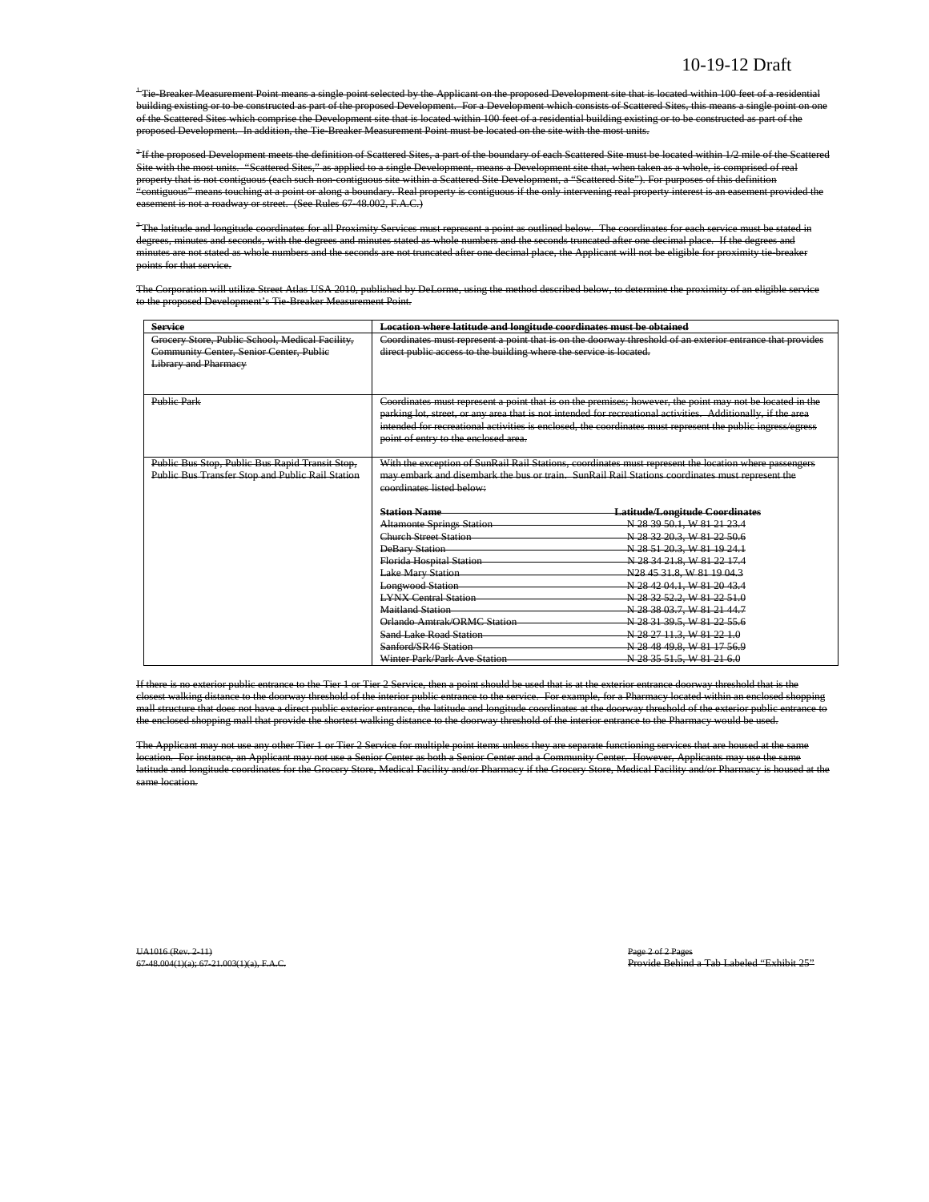10-19-12 Draft

~~[1] Tie-Breaker Measurement Point means a single point selected by the Applicant on the proposed Development site that is located within 100 feet of a residential building existing or to be constructed as part of the proposed Development. For a Development which consists of Scattered Sites, this means a single point on one of the Scattered Sites which comprise the Development site that is located within 100 feet of a residential building existing or to be constructed as part of the proposed Development. In addition, the Tie-Breaker Measurement Point must be located on the site with the most units.~~

~~[2] If the proposed Development meets the definition of Scattered Sites, a part of the boundary of each Scattered Site must be located within 1/2 mile of the Scattered Site with the most units. "Scattered Sites," as applied to a single Development, means a Development site that, when taken as a whole, is comprised of real property that is not contiguous (each such non-contiguous site within a Scattered Site Development, a "Scattered Site"). For purposes of this definition "contiguous" means touching at a point or along a boundary. Real property is contiguous if the only intervening real property interest is an easement provided the easement is not a roadway or street. (See Rules 67-48.002, F.A.C.)~~

~~[3] The latitude and longitude coordinates for all Proximity Services must represent a point as outlined below. The coordinates for each service must be stated in degrees, minutes and seconds, with the degrees and minutes stated as whole numbers and the seconds truncated after one decimal place. If the degrees and minutes are not stated as whole numbers and the seconds are not truncated after one decimal place, the Applicant will not be eligible for proximity tie-breaker points for that service.~~

~~The Corporation will utilize Street Atlas USA 2010, published by DeLorme, using the method described below, to determine the proximity of an eligible service to the proposed Development's Tie-Breaker Measurement Point.~~

| ~~**Service**~~ | ~~**Location where latitude and longitude coordinates must be obtained**~~ |
|---|---|
| ~~Grocery Store, Public School, Medical Facility, Community Center, Senior Center, Public Library and Pharmacy~~ | ~~Coordinates must represent a point that is on the doorway threshold of an exterior entrance that provides direct public access to the building where the service is located.~~ |
| ~~Public Park~~ | ~~Coordinates must represent a point that is on the premises; however, the point may not be located in the parking lot, street, or any area that is not intended for recreational activities. Additionally, if the area intended for recreational activities is enclosed, the coordinates must represent the public ingress/egress point of entry to the enclosed area.~~ |
| ~~Public Bus Stop, Public Bus Rapid Transit Stop, Public Bus Transfer Stop and Public Rail Station~~ | ~~With the exception of SunRail Rail Stations, coordinates must represent the location where passengers may embark and disembark the bus or train. SunRail Rail Stations coordinates must represent the coordinates listed below:~~ |

| ~~**Station Name**~~ | ~~**Latitude/Longitude Coordinates**~~ |
|---|---|
| ~~Altamonte Springs Station~~ | ~~N 28 39 50.1, W 81 21 23.4~~ |
| ~~Church Street Station~~ | ~~N 28 32 20.3, W 81 22 50.6~~ |
| ~~DeBary Station~~ | ~~N 28 51 20.3, W 81 19 24.1~~ |
| ~~Florida Hospital Station~~ | ~~N 28 34 21.8, W 81 22 17.4~~ |
| ~~Lake Mary Station~~ | ~~N28 45 31.8, W 81 19 04.3~~ |
| ~~Longwood Station~~ | ~~N 28 42 04.1, W 81 20 43.4~~ |
| ~~LYNX Central Station~~ | ~~N 28 32 52.2, W 81 22 51.0~~ |
| ~~Maitland Station~~ | ~~N 28 38 03.7, W 81 21 44.7~~ |
| ~~Orlando Amtrak/ORMC Station~~ | ~~N 28 31 39.5, W 81 22 55.6~~ |
| ~~Sand Lake Road Station~~ | ~~N 28 27 11.3, W 81 22 1.0~~ |
| ~~Sanford/SR46 Station~~ | ~~N 28 48 49.8, W 81 17 56.9~~ |
| ~~Winter Park/Park Ave Station~~ | ~~N 28 35 51.5, W 81 21 6.0~~ |

~~If there is no exterior public entrance to the Tier 1 or Tier 2 Service, then a point should be used that is at the exterior entrance doorway threshold that is the closest walking distance to the doorway threshold of the interior public entrance to the service. For example, for a Pharmacy located within an enclosed shopping mall structure that does not have a direct public exterior entrance, the latitude and longitude coordinates at the doorway threshold of the exterior public entrance to the enclosed shopping mall that provide the shortest walking distance to the doorway threshold of the interior entrance to the Pharmacy would be used.~~

~~The Applicant may not use any other Tier 1 or Tier 2 Service for multiple point items unless they are separate functioning services that are housed at the same location. For instance, an Applicant may not use a Senior Center as both a Senior Center and a Community Center. However, Applicants may use the same latitude and longitude coordinates for the Grocery Store, Medical Facility and/or Pharmacy if the Grocery Store, Medical Facility and/or Pharmacy is housed at the same location.~~

~~UA1016 (Rev. 2-11)~~
~~67-48.004(1)(a); 67-21.003(1)(a), F.A.C.~~

~~Provide Behind a Tab Labeled "Exhibit 25"~~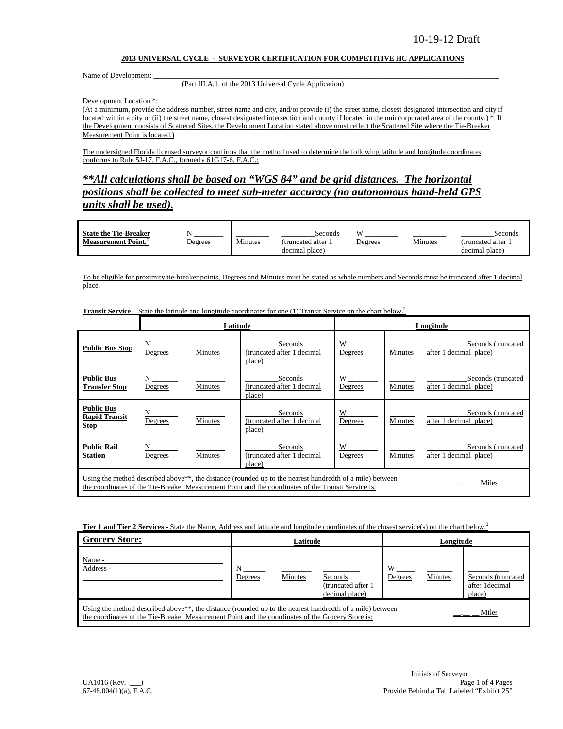10-19-12 Draft

**2013 UNIVERSAL CYCLE - SURVEYOR CERTIFICATION FOR COMPETITIVE HC APPLICATIONS**

Name of Development: ___________________________________________________________________________

(Part III.A.1. of the 2013 Universal Cycle Application)

Development Location *: ________________________________________________________________________

(At a minimum, provide the address number, street name and city, and/or provide (i) the street name, closest designated intersection and city if located within a city or (ii) the street name, closest designated intersection and county if located in the unincorporated area of the county.) * If the Development consists of Scattered Sites, the Development Location stated above must reflect the Scattered Site where the Tie-Breaker Measurement Point is located.)

The undersigned Florida licensed surveyor confirms that the method used to determine the following latitude and longitude coordinates conforms to Rule 5J-17, F.A.C., formerly 61G17-6, F.A.C.:

***\*\*All calculations shall be based on "WGS 84" and be grid distances. The horizontal positions shall be collected to meet sub-meter accuracy (no autonomous hand-held GPS units shall be used).***

| **State the Tie-Breaker Measurement Point.**[1] | N ______ Degrees | ______ Minutes | ______ Seconds (truncated after 1 decimal place) | W ______ Degrees | ______ Minutes | ______ Seconds (truncated after 1 decimal place) |
|---|---|---|---|---|---|---|

To be eligible for proximity tie-breaker points, Degrees and Minutes must be stated as whole numbers and Seconds must be truncated after 1 decimal place.

**Transit Service** – State the latitude and longitude coordinates for one (1) Transit Service on the chart below.[2]

| | **Latitude** | | | **Longitude** | | |
|---|---|---|---|---|---|---|
| **Public Bus Stop** | N ______ Degrees | ______ Minutes | ______ Seconds (truncated after 1 decimal place) | W ______ Degrees | ______ Minutes | ______ Seconds (truncated after 1 decimal place) |
| **Public Bus Transfer Stop** | N ______ Degrees | ______ Minutes | ______ Seconds (truncated after 1 decimal place) | W ______ Degrees | ______ Minutes | ______ Seconds (truncated after 1 decimal place) |
| **Public Bus Rapid Transit Stop** | N ______ Degrees | ______ Minutes | ______ Seconds (truncated after 1 decimal place) | W ______ Degrees | ______ Minutes | ______ Seconds (truncated after 1 decimal place) |
| **Public Rail Station** | N ______ Degrees | ______ Minutes | ______ Seconds (truncated after 1 decimal place) | W ______ Degrees | ______ Minutes | ______ Seconds (truncated after 1 decimal place) |
| Using the method described above**, the distance (rounded up to the nearest hundredth of a mile) between the coordinates of the Tie-Breaker Measurement Point and the coordinates of the Transit Service is: | | | | | | __.__ __ Miles |

**Tier 1 and Tier 2 Services** - State the Name, Address and latitude and longitude coordinates of the closest service(s) on the chart below.[2]

| **Grocery Store:** | **Latitude** | | | **Longitude** | | |
|---|---|---|---|---|---|---|
| Name - ______ Address - ______ | N ______ Degrees | ______ Minutes | ______ Seconds (truncated after 1 decimal place) | W ______ Degrees | ______ Minutes | ______ Seconds (truncated after 1decimal place) |
| Using the method described above**, the distance (rounded up to the nearest hundredth of a mile) between the coordinates of the Tie-Breaker Measurement Point and the coordinates of the Grocery Store is: | | | | | | __.__ __ Miles |

Initials of Surveyor__________

UA1016 (Rev. ___)
67-48.004(1)(a), F.A.C.

Provide Behind a Tab Labeled "Exhibit 25"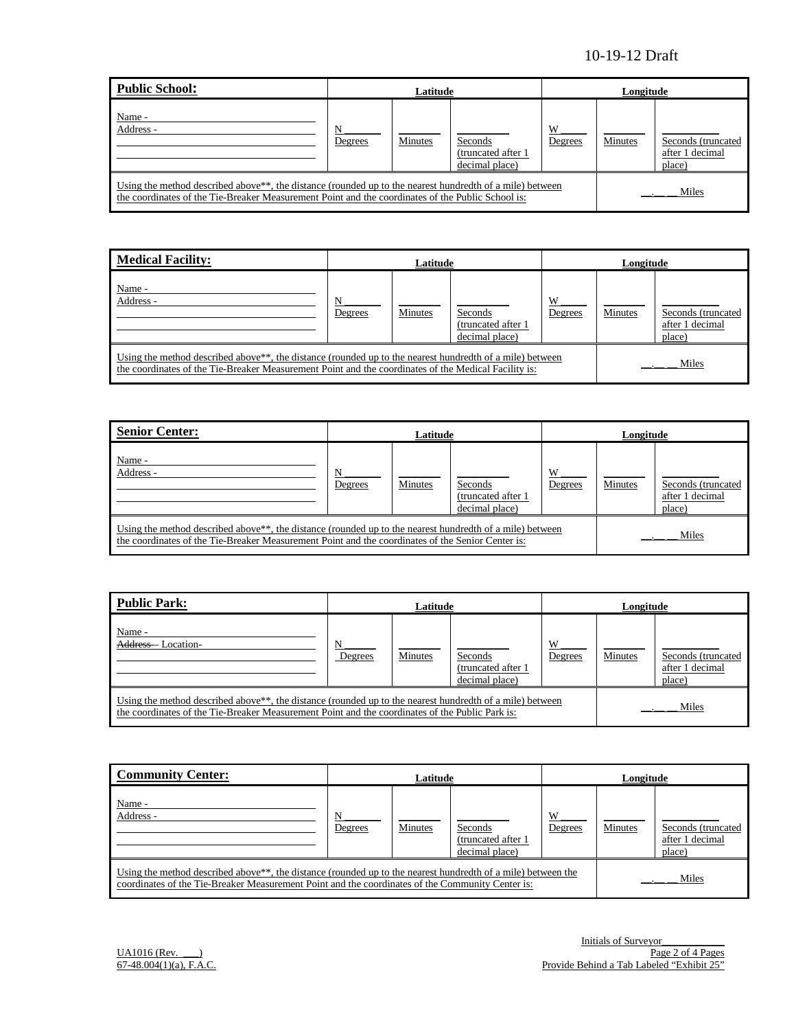10-19-12 Draft

| **Public School:** | Latitude | | | Longitude | | |
|---|---|---|---|---|---|---|
| Name - ____<br>Address - ____ | N ____<br>Degrees | ____<br>Minutes | ____<br>Seconds (truncated after 1 decimal place) | W ____<br>Degrees | ____<br>Minutes | ____<br>Seconds (truncated after 1 decimal place) |
| Using the method described above**, the distance (rounded up to the nearest hundredth of a mile) between the coordinates of the Tie-Breaker Measurement Point and the coordinates of the Public School is: | | | | | __.__ __ Miles | |

| **Medical Facility:** | Latitude | | | Longitude | | |
|---|---|---|---|---|---|---|
| Name - ____<br>Address - ____ | N ____<br>Degrees | ____<br>Minutes | ____<br>Seconds (truncated after 1 decimal place) | W ____<br>Degrees | ____<br>Minutes | ____<br>Seconds (truncated after 1 decimal place) |
| Using the method described above**, the distance (rounded up to the nearest hundredth of a mile) between the coordinates of the Tie-Breaker Measurement Point and the coordinates of the Medical Facility is: | | | | | __.__ __ Miles | |

| **Senior Center:** | Latitude | | | Longitude | | |
|---|---|---|---|---|---|---|
| Name - ____<br>Address - ____ | N ____<br>Degrees | ____<br>Minutes | ____<br>Seconds (truncated after 1 decimal place) | W ____<br>Degrees | ____<br>Minutes | ____<br>Seconds (truncated after 1 decimal place) |
| Using the method described above**, the distance (rounded up to the nearest hundredth of a mile) between the coordinates of the Tie-Breaker Measurement Point and the coordinates of the Senior Center is: | | | | | __.__ __ Miles | |

| **Public Park:** | Latitude | | | Longitude | | |
|---|---|---|---|---|---|---|
| Name - ____<br>~~Address~~ Location- ____ | N ____<br>Degrees | ____<br>Minutes | ____<br>Seconds (truncated after 1 decimal place) | W ____<br>Degrees | ____<br>Minutes | ____<br>Seconds (truncated after 1 decimal place) |
| Using the method described above**, the distance (rounded up to the nearest hundredth of a mile) between the coordinates of the Tie-Breaker Measurement Point and the coordinates of the Public Park is: | | | | | __.__ __ Miles | |

| **Community Center:** | Latitude | | | Longitude | | |
|---|---|---|---|---|---|---|
| Name - ____<br>Address - ____ | N ____<br>Degrees | ____<br>Minutes | ____<br>Seconds (truncated after 1 decimal place) | W ____<br>Degrees | ____<br>Minutes | ____<br>Seconds (truncated after 1 decimal place) |
| Using the method described above**, the distance (rounded up to the nearest hundredth of a mile) between the coordinates of the Tie-Breaker Measurement Point and the coordinates of the Community Center is: | | | | | __.__ __ Miles | |

Initials of Surveyor____________

UA1016 (Rev. ___)
67-48.004(1)(a), F.A.C.

Provide Behind a Tab Labeled "Exhibit 25"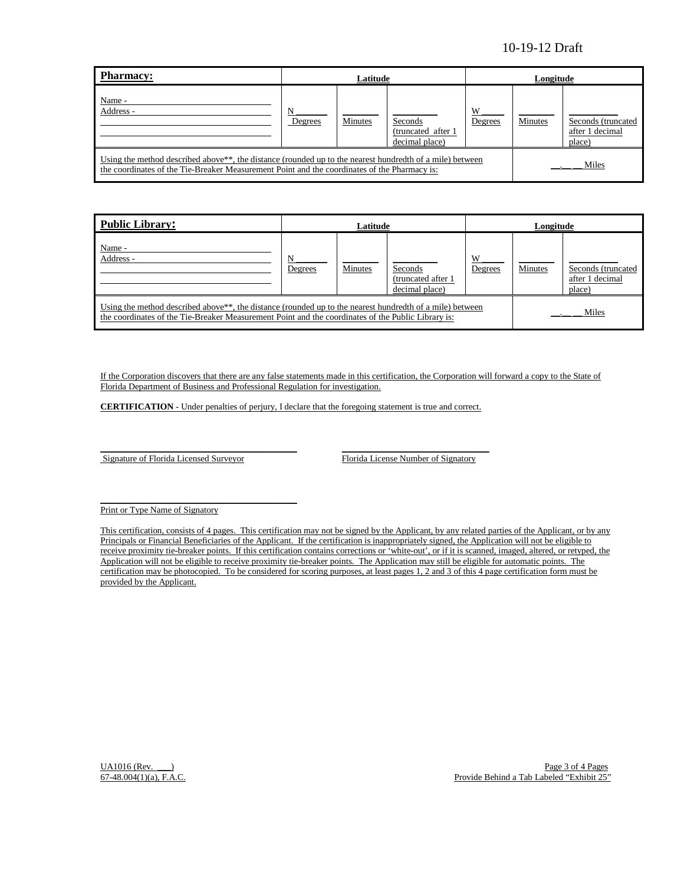| **Pharmacy:** | Latitude | | | Longitude | | |
|---|---|---|---|---|---|---|
| Name - ____ Address - ____ | N ____ Degrees | ____ Minutes | ____ Seconds (truncated after 1 decimal place) | W ____ Degrees | ____ Minutes | ____ Seconds (truncated after 1 decimal place) |
| Using the method described above**, the distance (rounded up to the nearest hundredth of a mile) between the coordinates of the Tie-Breaker Measurement Point and the coordinates of the Pharmacy is: | | | | | __.__ __ Miles | |

| **Public Library:** | Latitude | | | Longitude | | |
|---|---|---|---|---|---|---|
| Name - ____ Address - ____ | N ____ Degrees | ____ Minutes | ____ Seconds (truncated after 1 decimal place) | W ____ Degrees | ____ Minutes | ____ Seconds (truncated after 1 decimal place) |
| Using the method described above**, the distance (rounded up to the nearest hundredth of a mile) between the coordinates of the Tie-Breaker Measurement Point and the coordinates of the Public Library is: | | | | | __.__ __ Miles | |

If the Corporation discovers that there are any false statements made in this certification, the Corporation will forward a copy to the State of Florida Department of Business and Professional Regulation for investigation.

**CERTIFICATION** - Under penalties of perjury, I declare that the foregoing statement is true and correct.

______________________________ ______________________________

Signature of Florida Licensed Surveyor Florida License Number of Signatory

______________________________

Print or Type Name of Signatory

This certification, consists of 4 pages. This certification may not be signed by the Applicant, by any related parties of the Applicant, or by any Principals or Financial Beneficiaries of the Applicant. If the certification is inappropriately signed, the Application will not be eligible to receive proximity tie-breaker points. If this certification contains corrections or 'white-out', or if it is scanned, imaged, altered, or retyped, the Application will not be eligible to receive proximity tie-breaker points. The Application may still be eligible for automatic points. The certification may be photocopied. To be considered for scoring purposes, at least pages 1, 2 and 3 of this 4 page certification form must be provided by the Applicant.

UA1016 (Rev. ___)
67-48.004(1)(a), F.A.C.

Provide Behind a Tab Labeled "Exhibit 25"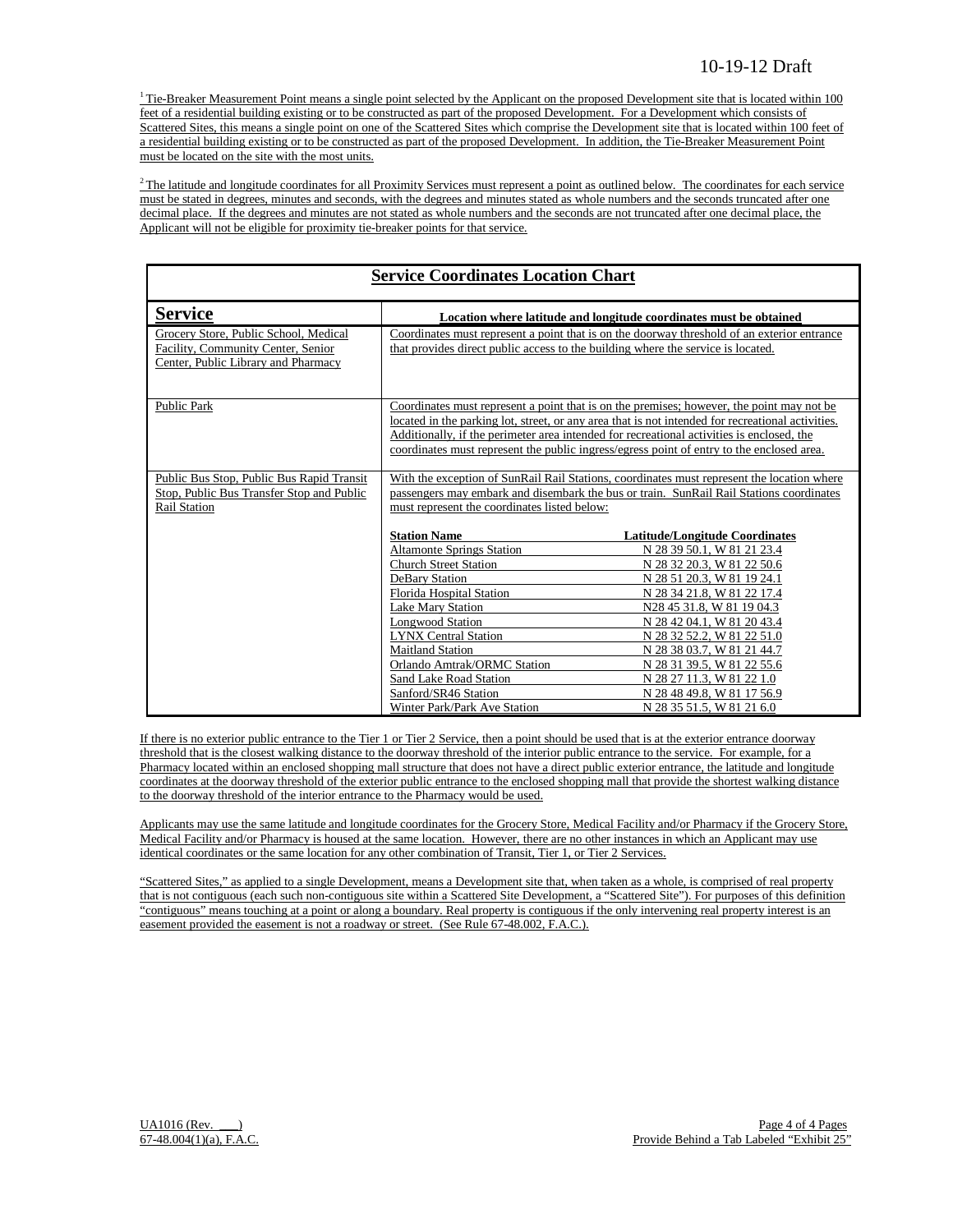[1] Tie-Breaker Measurement Point means a single point selected by the Applicant on the proposed Development site that is located within 100 feet of a residential building existing or to be constructed as part of the proposed Development. For a Development which consists of Scattered Sites, this means a single point on one of the Scattered Sites which comprise the Development site that is located within 100 feet of a residential building existing or to be constructed as part of the proposed Development. In addition, the Tie-Breaker Measurement Point must be located on the site with the most units.

[2] The latitude and longitude coordinates for all Proximity Services must represent a point as outlined below. The coordinates for each service must be stated in degrees, minutes and seconds, with the degrees and minutes stated as whole numbers and the seconds truncated after one decimal place. If the degrees and minutes are not stated as whole numbers and the seconds are not truncated after one decimal place, the Applicant will not be eligible for proximity tie-breaker points for that service.

**Service Coordinates Location Chart**

| **Service** | **Location where latitude and longitude coordinates must be obtained** |
|---|---|
| Grocery Store, Public School, Medical Facility, Community Center, Senior Center, Public Library and Pharmacy | Coordinates must represent a point that is on the doorway threshold of an exterior entrance that provides direct public access to the building where the service is located. |
| Public Park | Coordinates must represent a point that is on the premises; however, the point may not be located in the parking lot, street, or any area that is not intended for recreational activities. Additionally, if the perimeter area intended for recreational activities is enclosed, the coordinates must represent the public ingress/egress point of entry to the enclosed area. |
| Public Bus Stop, Public Bus Rapid Transit Stop, Public Bus Transfer Stop and Public Rail Station | With the exception of SunRail Rail Stations, coordinates must represent the location where passengers may embark and disembark the bus or train. SunRail Rail Stations coordinates must represent the coordinates listed below:<br><br>**Station Name** — **Latitude/Longitude Coordinates**<br>Altamonte Springs Station — N 28 39 50.1, W 81 21 23.4<br>Church Street Station — N 28 32 20.3, W 81 22 50.6<br>DeBary Station — N 28 51 20.3, W 81 19 24.1<br>Florida Hospital Station — N 28 34 21.8, W 81 22 17.4<br>Lake Mary Station — N28 45 31.8, W 81 19 04.3<br>Longwood Station — N 28 42 04.1, W 81 20 43.4<br>LYNX Central Station — N 28 32 52.2, W 81 22 51.0<br>Maitland Station — N 28 38 03.7, W 81 21 44.7<br>Orlando Amtrak/ORMC Station — N 28 31 39.5, W 81 22 55.6<br>Sand Lake Road Station — N 28 27 11.3, W 81 22 1.0<br>Sanford/SR46 Station — N 28 48 49.8, W 81 17 56.9<br>Winter Park/Park Ave Station — N 28 35 51.5, W 81 21 6.0 |

If there is no exterior public entrance to the Tier 1 or Tier 2 Service, then a point should be used that is at the exterior entrance doorway threshold that is the closest walking distance to the doorway threshold of the interior public entrance to the service. For example, for a Pharmacy located within an enclosed shopping mall structure that does not have a direct public exterior entrance, the latitude and longitude coordinates at the doorway threshold of the exterior public entrance to the enclosed shopping mall that provide the shortest walking distance to the doorway threshold of the interior entrance to the Pharmacy would be used.

Applicants may use the same latitude and longitude coordinates for the Grocery Store, Medical Facility and/or Pharmacy if the Grocery Store, Medical Facility and/or Pharmacy is housed at the same location. However, there are no other instances in which an Applicant may use identical coordinates or the same location for any other combination of Transit, Tier 1, or Tier 2 Services.

"Scattered Sites," as applied to a single Development, means a Development site that, when taken as a whole, is comprised of real property that is not contiguous (each such non-contiguous site within a Scattered Site Development, a "Scattered Site"). For purposes of this definition "contiguous" means touching at a point or along a boundary. Real property is contiguous if the only intervening real property interest is an easement provided the easement is not a roadway or street. (See Rule 67-48.002, F.A.C.).

UA1016 (Rev. ___)
67-48.004(1)(a), F.A.C.

Provide Behind a Tab Labeled "Exhibit 25"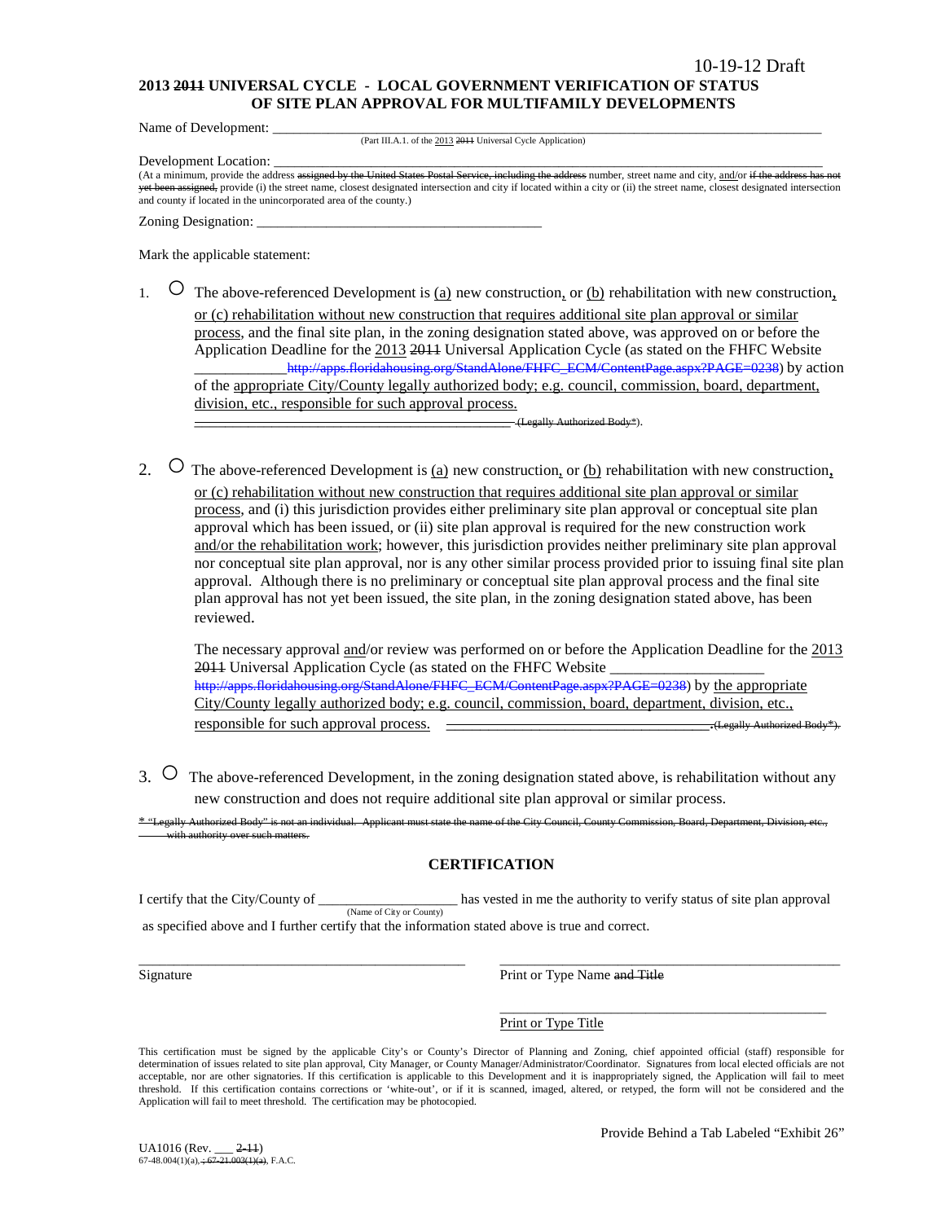10-19-12 Draft

**2013 ~~2011~~ UNIVERSAL CYCLE - LOCAL GOVERNMENT VERIFICATION OF STATUS OF SITE PLAN APPROVAL FOR MULTIFAMILY DEVELOPMENTS**

Name of Development: ___________________________________________________________________
(Part III.A.1. of the 2013 ~~2011~~ Universal Cycle Application)

Development Location: ___________________________________________________________________
(At a minimum, provide the address ~~assigned by the United States Postal Service, including the address~~ number, street name and city, and/or ~~if the address has not yet been assigned,~~ provide (i) the street name, closest designated intersection and city if located within a city or (ii) the street name, closest designated intersection and county if located in the unincorporated area of the county.)

Zoning Designation: ________________________________________

Mark the applicable statement:

1. ○ The above-referenced Development is (a) new construction, or (b) rehabilitation with new construction, or (c) rehabilitation without new construction that requires additional site plan approval or similar process, and the final site plan, in the zoning designation stated above, was approved on or before the Application Deadline for the 2013 ~~2011~~ Universal Application Cycle (as stated on the FHFC Website ____________~~http://apps.floridahousing.org/StandAlone/FHFC_ECM/ContentPage.aspx?PAGE=0238~~) by action of the appropriate City/County legally authorized body; e.g. council, commission, board, department, division, etc., responsible for such approval process. ~~____________________________________________ (Legally Authorized Body*).~~

2. ○ The above-referenced Development is (a) new construction, or (b) rehabilitation with new construction, or (c) rehabilitation without new construction that requires additional site plan approval or similar process, and (i) this jurisdiction provides either preliminary site plan approval or conceptual site plan approval which has been issued, or (ii) site plan approval is required for the new construction work and/or the rehabilitation work; however, this jurisdiction provides neither preliminary site plan approval nor conceptual site plan approval, nor is any other similar process provided prior to issuing final site plan approval. Although there is no preliminary or conceptual site plan approval process and the final site plan approval has not yet been issued, the site plan, in the zoning designation stated above, has been reviewed.

   The necessary approval and/or review was performed on or before the Application Deadline for the 2013 ~~2011~~ Universal Application Cycle (as stated on the FHFC Website ____________________ ~~http://apps.floridahousing.org/StandAlone/FHFC_ECM/ContentPage.aspx?PAGE=0238~~) by the appropriate City/County legally authorized body; e.g. council, commission, board, department, division, etc., responsible for such approval process. ~~____________________________________ (Legally Authorized Body*).~~

3. ○ The above-referenced Development, in the zoning designation stated above, is rehabilitation without any new construction and does not require additional site plan approval or similar process.

~~* "Legally Authorized Body" is not an individual. Applicant must state the name of the City Council, County Commission, Board, Department, Division, etc., with authority over such matters.~~

## CERTIFICATION

I certify that the City/County of ___________________ has vested in me the authority to verify status of site plan approval
(Name of City or County)
as specified above and I further certify that the information stated above is true and correct.

_______________________________________ Signature

_______________________________________ Print or Type Name ~~and Title~~

_______________________________________ Print or Type Title

This certification must be signed by the applicable City's or County's Director of Planning and Zoning, chief appointed official (staff) responsible for determination of issues related to site plan approval, City Manager, or County Manager/Administrator/Coordinator. Signatures from local elected officials are not acceptable, nor are other signatories. If this certification is applicable to this Development and it is inappropriately signed, the Application will fail to meet threshold. If this certification contains corrections or 'white-out', or if it is scanned, imaged, altered, or retyped, the form will not be considered and the Application will fail to meet threshold. The certification may be photocopied.

Provide Behind a Tab Labeled "Exhibit 26"

UA1016 (Rev. ___ ~~2-11~~)
67-48.004(1)(a), ~~; 67-21.003(1)(a),~~ F.A.C.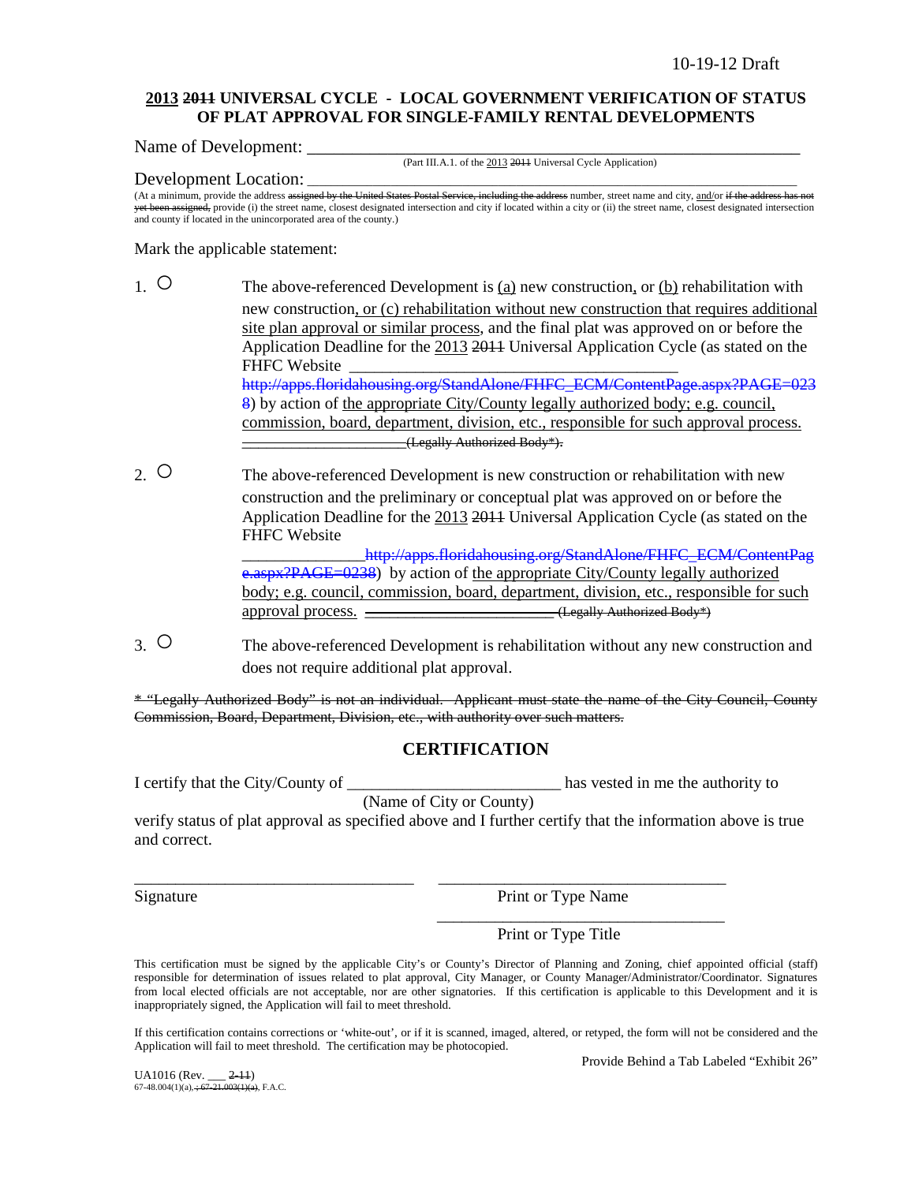10-19-12 Draft

**2013 ~~2011~~ UNIVERSAL CYCLE - LOCAL GOVERNMENT VERIFICATION OF STATUS OF PLAT APPROVAL FOR SINGLE-FAMILY RENTAL DEVELOPMENTS**

Name of Development: ___________________________________________________

(Part III.A.1. of the 2013 ~~2011~~ Universal Cycle Application)

Development Location: ___________________________________________________

(At a minimum, provide the address ~~assigned by the United States Postal Service, including the address~~ number, street name and city, and/or ~~if the address has not yet been assigned,~~ provide (i) the street name, closest designated intersection and city if located within a city or (ii) the street name, closest designated intersection and county if located in the unincorporated area of the county.)

Mark the applicable statement:

1. ○ The above-referenced Development is (a) new construction, or (b) rehabilitation with new construction, or (c) rehabilitation without new construction that requires additional site plan approval or similar process, and the final plat was approved on or before the Application Deadline for the 2013 ~~2011~~ Universal Application Cycle (as stated on the FHFC Website _________________________________________ ~~http://apps.floridahousing.org/StandAlone/FHFC_ECM/ContentPage.aspx?PAGE=0238~~) by action of the appropriate City/County legally authorized body; e.g. council, commission, board, department, division, etc., responsible for such approval process. ~~_____________________(Legally Authorized Body*).~~

2. ○ The above-referenced Development is new construction or rehabilitation with new construction and the preliminary or conceptual plat was approved on or before the Application Deadline for the 2013 ~~2011~~ Universal Application Cycle (as stated on the FHFC Website _______________~~http://apps.floridahousing.org/StandAlone/FHFC_ECM/ContentPage.aspx?PAGE=0238~~) by action of the appropriate City/County legally authorized body; e.g. council, commission, board, department, division, etc., responsible for such approval process. ~~________________________(Legally Authorized Body*)~~

3. ○ The above-referenced Development is rehabilitation without any new construction and does not require additional plat approval.

~~* "Legally Authorized Body" is not an individual. Applicant must state the name of the City Council, County Commission, Board, Department, Division, etc., with authority over such matters.~~

## CERTIFICATION

I certify that the City/County of __________________________ has vested in me the authority to
(Name of City or County)
verify status of plat approval as specified above and I further certify that the information above is true and correct.

___________________________________ ___________________________________

Signature Print or Type Name

___________________________________

Print or Type Title

This certification must be signed by the applicable City's or County's Director of Planning and Zoning, chief appointed official (staff) responsible for determination of issues related to plat approval, City Manager, or County Manager/Administrator/Coordinator. Signatures from local elected officials are not acceptable, nor are other signatories. If this certification is applicable to this Development and it is inappropriately signed, the Application will fail to meet threshold.

If this certification contains corrections or 'white-out', or if it is scanned, imaged, altered, or retyped, the form will not be considered and the Application will fail to meet threshold. The certification may be photocopied.

Provide Behind a Tab Labeled "Exhibit 26"

UA1016 (Rev. ___ ~~2-11~~)
67-48.004(1)(a)~~, ; 67-21.003(1)(a)~~, F.A.C.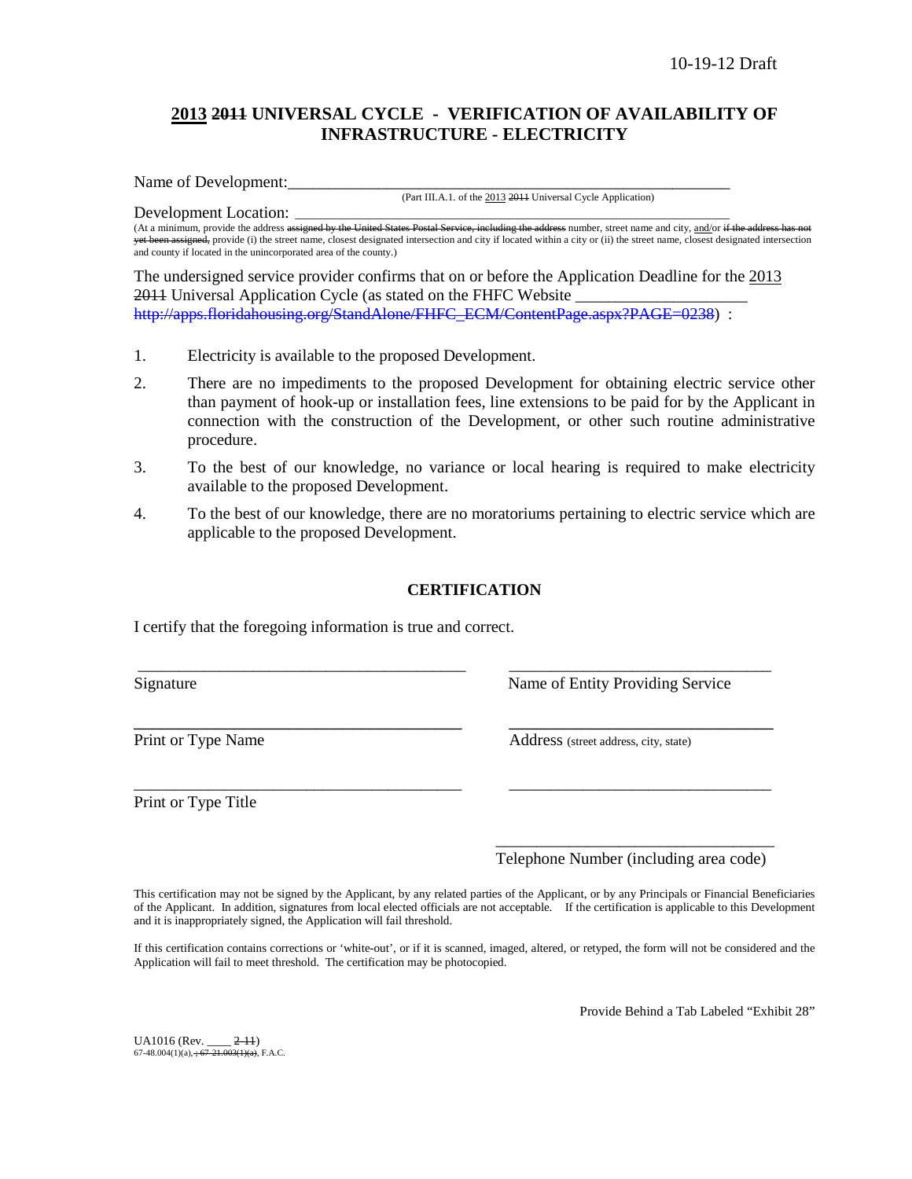10-19-12 Draft

## 2013 ~~2011~~ UNIVERSAL CYCLE - VERIFICATION OF AVAILABILITY OF INFRASTRUCTURE - ELECTRICITY

Name of Development:\_\_\_\_\_\_\_\_\_\_\_\_\_\_\_\_\_\_\_\_\_\_\_\_\_\_\_\_\_\_\_\_\_\_\_\_\_\_\_\_\_\_\_\_\_\_\_\_\_\_\_\_\_\_\_\_\_\_\_\_

(Part III.A.1. of the 2013 ~~2011~~ Universal Cycle Application)

Development Location: \_\_\_\_\_\_\_\_\_\_\_\_\_\_\_\_\_\_\_\_\_\_\_\_\_\_\_\_\_\_\_\_\_\_\_\_\_\_\_\_\_\_\_\_\_\_\_\_\_\_\_\_\_\_\_\_\_\_\_\_

(At a minimum, provide the address ~~assigned by the United States Postal Service, including the address~~ number, street name and city, and/or ~~if the address has not yet been assigned,~~ provide (i) the street name, closest designated intersection and city if located within a city or (ii) the street name, closest designated intersection and county if located in the unincorporated area of the county.)

The undersigned service provider confirms that on or before the Application Deadline for the 2013 ~~2011~~ Universal Application Cycle (as stated on the FHFC Website \_\_\_\_\_\_\_\_\_\_\_\_\_\_\_\_\_\_\_\_\_ ~~http://apps.floridahousing.org/StandAlone/FHFC_ECM/ContentPage.aspx?PAGE=0238~~) :

1. Electricity is available to the proposed Development.
2. There are no impediments to the proposed Development for obtaining electric service other than payment of hook-up or installation fees, line extensions to be paid for by the Applicant in connection with the construction of the Development, or other such routine administrative procedure.
3. To the best of our knowledge, no variance or local hearing is required to make electricity available to the proposed Development.
4. To the best of our knowledge, there are no moratoriums pertaining to electric service which are applicable to the proposed Development.

### CERTIFICATION

I certify that the foregoing information is true and correct.

\_\_\_\_\_\_\_\_\_\_\_\_\_\_\_\_\_\_\_\_\_\_\_\_\_\_\_\_\_\_\_\_\_\_\_\_\_\_\_\_ \_\_\_\_\_\_\_\_\_\_\_\_\_\_\_\_\_\_\_\_\_\_\_\_\_\_\_\_\_\_\_\_\_
Signature Name of Entity Providing Service

\_\_\_\_\_\_\_\_\_\_\_\_\_\_\_\_\_\_\_\_\_\_\_\_\_\_\_\_\_\_\_\_\_\_\_\_\_\_\_\_ \_\_\_\_\_\_\_\_\_\_\_\_\_\_\_\_\_\_\_\_\_\_\_\_\_\_\_\_\_\_\_\_\_
Print or Type Name Address (street address, city, state)

\_\_\_\_\_\_\_\_\_\_\_\_\_\_\_\_\_\_\_\_\_\_\_\_\_\_\_\_\_\_\_\_\_\_\_\_\_\_\_\_ \_\_\_\_\_\_\_\_\_\_\_\_\_\_\_\_\_\_\_\_\_\_\_\_\_\_\_\_\_\_\_\_\_
Print or Type Title

\_\_\_\_\_\_\_\_\_\_\_\_\_\_\_\_\_\_\_\_\_\_\_\_\_\_\_\_\_\_\_\_\_\_
Telephone Number (including area code)

This certification may not be signed by the Applicant, by any related parties of the Applicant, or by any Principals or Financial Beneficiaries of the Applicant. In addition, signatures from local elected officials are not acceptable. If the certification is applicable to this Development and it is inappropriately signed, the Application will fail threshold.

If this certification contains corrections or 'white-out', or if it is scanned, imaged, altered, or retyped, the form will not be considered and the Application will fail to meet threshold. The certification may be photocopied.

Provide Behind a Tab Labeled "Exhibit 28"

UA1016 (Rev. \_\_\_\_ ~~2-11~~)
67-48.004(1)(a)~~; 67-21.003(1)(a)~~, F.A.C.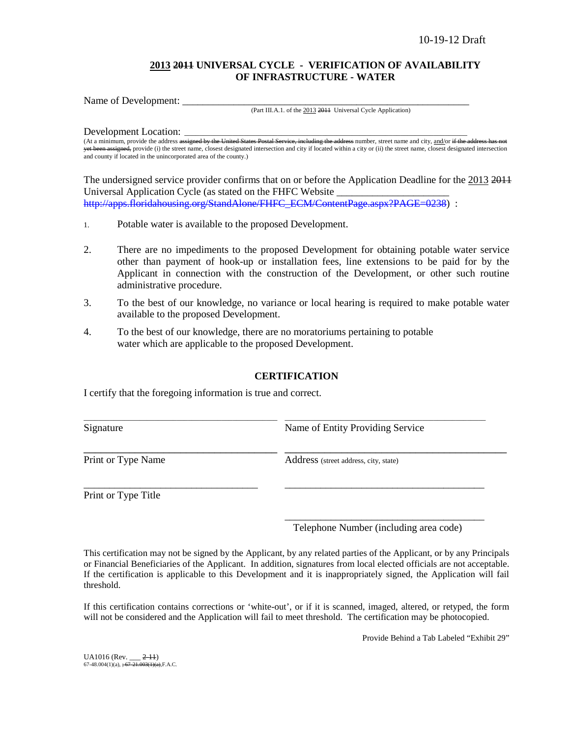10-19-12 Draft

## 2013 ~~2011~~ UNIVERSAL CYCLE - VERIFICATION OF AVAILABILITY OF INFRASTRUCTURE - WATER

Name of Development: ___________________________________________________________
(Part III.A.1. of the 2013 ~~2011~~ Universal Cycle Application)

Development Location: ___________________________________________________________
(At a minimum, provide the address ~~assigned by the United States Postal Service, including the address~~ number, street name and city, and/or ~~if the address has not yet been assigned,~~ provide (i) the street name, closest designated intersection and city if located within a city or (ii) the street name, closest designated intersection and county if located in the unincorporated area of the county.)

The undersigned service provider confirms that on or before the Application Deadline for the 2013 ~~2011~~ Universal Application Cycle (as stated on the FHFC Website ______________________ ~~http://apps.floridahousing.org/StandAlone/FHFC_ECM/ContentPage.aspx?PAGE=0238~~) :

1. Potable water is available to the proposed Development.
2. There are no impediments to the proposed Development for obtaining potable water service other than payment of hook-up or installation fees, line extensions to be paid for by the Applicant in connection with the construction of the Development, or other such routine administrative procedure.
3. To the best of our knowledge, no variance or local hearing is required to make potable water available to the proposed Development.
4. To the best of our knowledge, there are no moratoriums pertaining to potable water which are applicable to the proposed Development.

### CERTIFICATION

I certify that the foregoing information is true and correct.

| | |
|---|---|
| ______________________________ Signature | ______________________________ Name of Entity Providing Service |
| ______________________________ Print or Type Name | ______________________________ Address (street address, city, state) |
| ______________________________ Print or Type Title | ______________________________ |
| | ______________________________ Telephone Number (including area code) |

This certification may not be signed by the Applicant, by any related parties of the Applicant, or by any Principals or Financial Beneficiaries of the Applicant. In addition, signatures from local elected officials are not acceptable. If the certification is applicable to this Development and it is inappropriately signed, the Application will fail threshold.

If this certification contains corrections or 'white-out', or if it is scanned, imaged, altered, or retyped, the form will not be considered and the Application will fail to meet threshold. The certification may be photocopied.

Provide Behind a Tab Labeled "Exhibit 29"

UA1016 (Rev. ___ ~~2-11~~)
67-48.004(1)(a), ~~; 67-21.003(1)(a),~~ F.A.C.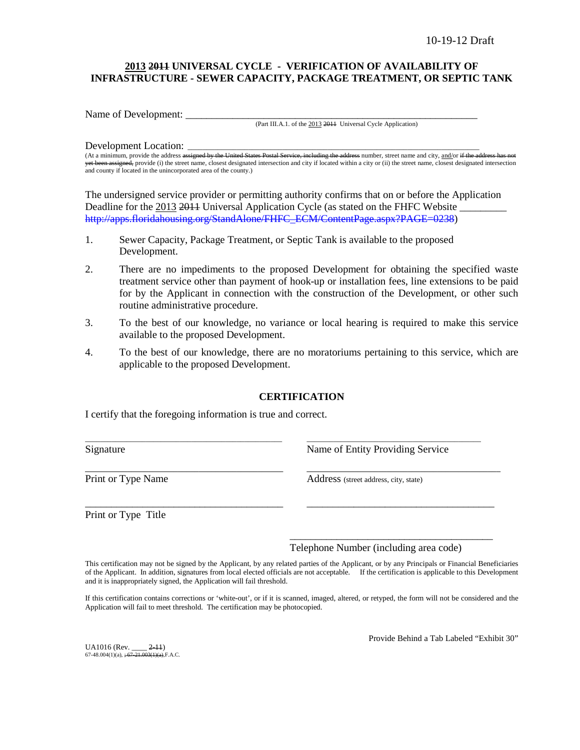10-19-12 Draft

## 2013 ~~2011~~ UNIVERSAL CYCLE - VERIFICATION OF AVAILABILITY OF INFRASTRUCTURE - SEWER CAPACITY, PACKAGE TREATMENT, OR SEPTIC TANK

Name of Development: ___________________________________________________________
(Part III.A.1. of the 2013 ~~2011~~ Universal Cycle Application)

Development Location: ___________________________________________________________
(At a minimum, provide the address ~~assigned by the United States Postal Service, including the address~~ number, street name and city, and/or ~~if the address has not yet been assigned,~~ provide (i) the street name, closest designated intersection and city if located within a city or (ii) the street name, closest designated intersection and county if located in the unincorporated area of the county.)

The undersigned service provider or permitting authority confirms that on or before the Application Deadline for the 2013 ~~2011~~ Universal Application Cycle (as stated on the FHFC Website _________ ~~http://apps.floridahousing.org/StandAlone/FHFC_ECM/ContentPage.aspx?PAGE=0238~~)

1. Sewer Capacity, Package Treatment, or Septic Tank is available to the proposed Development.

2. There are no impediments to the proposed Development for obtaining the specified waste treatment service other than payment of hook-up or installation fees, line extensions to be paid for by the Applicant in connection with the construction of the Development, or other such routine administrative procedure.

3. To the best of our knowledge, no variance or local hearing is required to make this service available to the proposed Development.

4. To the best of our knowledge, there are no moratoriums pertaining to this service, which are applicable to the proposed Development.

### CERTIFICATION

I certify that the foregoing information is true and correct.

| | |
|---|---|
| ______________________________ | ______________________________ |
| Signature | Name of Entity Providing Service |
| ______________________________ | ______________________________ |
| Print or Type Name | Address (street address, city, state) |
| ______________________________ | ______________________________ |
| Print or Type Title | |
| | ______________________________ |
| | Telephone Number (including area code) |

This certification may not be signed by the Applicant, by any related parties of the Applicant, or by any Principals or Financial Beneficiaries of the Applicant. In addition, signatures from local elected officials are not acceptable. If the certification is applicable to this Development and it is inappropriately signed, the Application will fail threshold.

If this certification contains corrections or 'white-out', or if it is scanned, imaged, altered, or retyped, the form will not be considered and the Application will fail to meet threshold. The certification may be photocopied.

Provide Behind a Tab Labeled "Exhibit 30"

UA1016 (Rev. ____ ~~2-11~~)
67-48.004(1)(a), ~~; 67-21.003(1)(a),~~ F.A.C.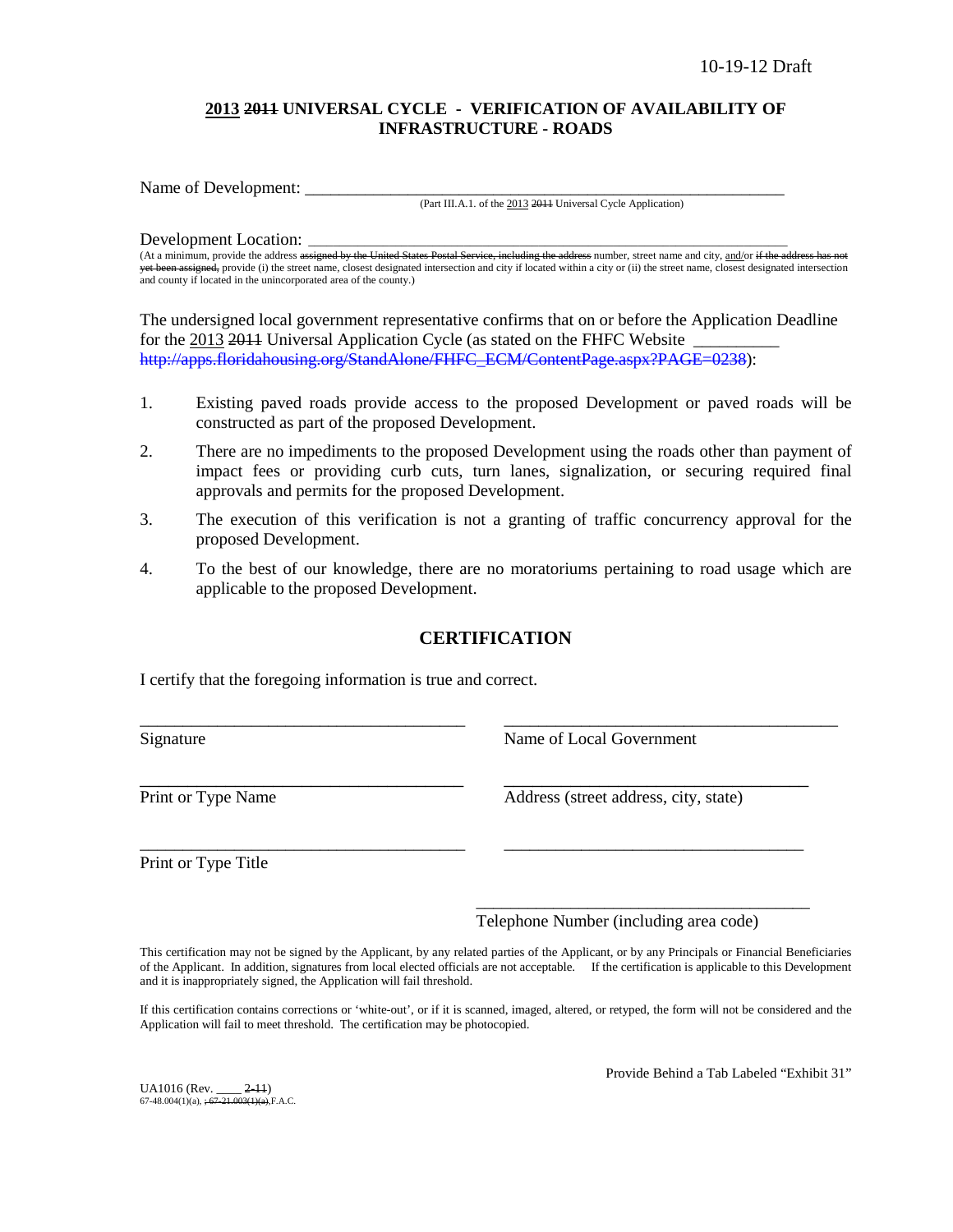10-19-12 Draft

## 2013 ~~2011~~ UNIVERSAL CYCLE - VERIFICATION OF AVAILABILITY OF INFRASTRUCTURE - ROADS

Name of Development: \_\_\_\_\_\_\_\_\_\_\_\_\_\_\_\_\_\_\_\_\_\_\_\_\_\_\_\_\_\_\_\_\_\_\_\_\_\_\_\_\_\_\_\_\_\_\_\_\_\_\_\_\_\_\_\_\_\_
(Part III.A.1. of the 2013 ~~2011~~ Universal Cycle Application)

Development Location: \_\_\_\_\_\_\_\_\_\_\_\_\_\_\_\_\_\_\_\_\_\_\_\_\_\_\_\_\_\_\_\_\_\_\_\_\_\_\_\_\_\_\_\_\_\_\_\_\_\_\_\_\_\_\_\_\_\_
(At a minimum, provide the address ~~assigned by the United States Postal Service, including the address~~ number, street name and city, and/or ~~if the address has not yet been assigned,~~ provide (i) the street name, closest designated intersection and city if located within a city or (ii) the street name, closest designated intersection and county if located in the unincorporated area of the county.)

The undersigned local government representative confirms that on or before the Application Deadline for the 2013 ~~2011~~ Universal Application Cycle (as stated on the FHFC Website \_\_\_\_\_\_\_\_\_\_ ~~http://apps.floridahousing.org/StandAlone/FHFC_ECM/ContentPage.aspx?PAGE=0238~~):

1. Existing paved roads provide access to the proposed Development or paved roads will be constructed as part of the proposed Development.
2. There are no impediments to the proposed Development using the roads other than payment of impact fees or providing curb cuts, turn lanes, signalization, or securing required final approvals and permits for the proposed Development.
3. The execution of this verification is not a granting of traffic concurrency approval for the proposed Development.
4. To the best of our knowledge, there are no moratoriums pertaining to road usage which are applicable to the proposed Development.

## CERTIFICATION

I certify that the foregoing information is true and correct.

| | |
|---|---|
| \_\_\_\_\_\_\_\_\_\_\_\_\_\_\_\_\_\_\_\_\_\_\_\_\_\_\_\_ Signature | \_\_\_\_\_\_\_\_\_\_\_\_\_\_\_\_\_\_\_\_\_\_\_\_\_\_\_\_ Name of Local Government |
| \_\_\_\_\_\_\_\_\_\_\_\_\_\_\_\_\_\_\_\_\_\_\_\_\_\_\_\_ Print or Type Name | \_\_\_\_\_\_\_\_\_\_\_\_\_\_\_\_\_\_\_\_\_\_\_\_\_\_\_\_ Address (street address, city, state) |
| \_\_\_\_\_\_\_\_\_\_\_\_\_\_\_\_\_\_\_\_\_\_\_\_\_\_\_\_ Print or Type Title | \_\_\_\_\_\_\_\_\_\_\_\_\_\_\_\_\_\_\_\_\_\_\_\_\_\_\_\_ |
| | \_\_\_\_\_\_\_\_\_\_\_\_\_\_\_\_\_\_\_\_\_\_\_\_\_\_\_\_ Telephone Number (including area code) |

This certification may not be signed by the Applicant, by any related parties of the Applicant, or by any Principals or Financial Beneficiaries of the Applicant. In addition, signatures from local elected officials are not acceptable. If the certification is applicable to this Development and it is inappropriately signed, the Application will fail threshold.

If this certification contains corrections or 'white-out', or if it is scanned, imaged, altered, or retyped, the form will not be considered and the Application will fail to meet threshold. The certification may be photocopied.

Provide Behind a Tab Labeled "Exhibit 31"

UA1016 (Rev. \_\_\_\_ ~~2-11~~)
67-48.004(1)(a), ~~, 67-21.003(1)(a),~~ F.A.C.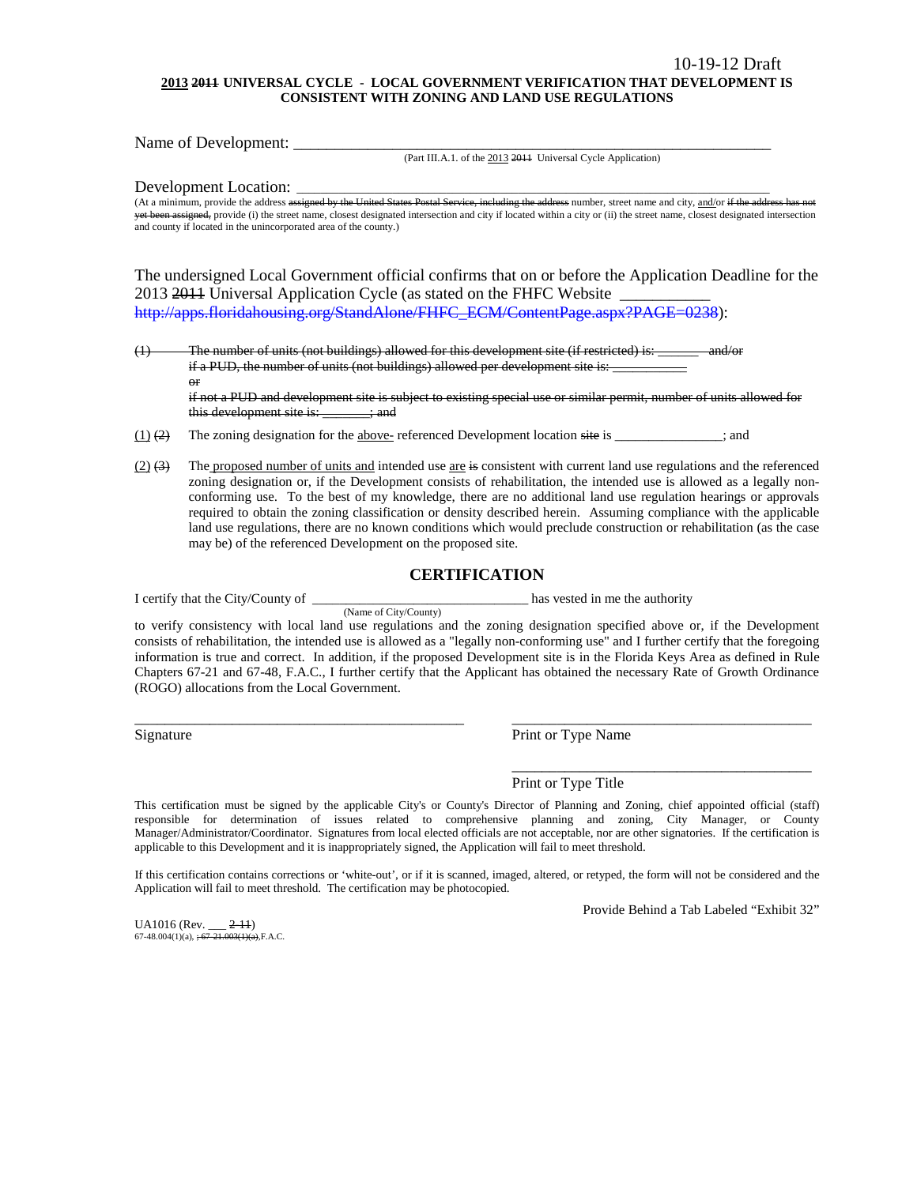10-19-12 Draft

**<u>2013</u> ~~2011~~ UNIVERSAL CYCLE - LOCAL GOVERNMENT VERIFICATION THAT DEVELOPMENT IS CONSISTENT WITH ZONING AND LAND USE REGULATIONS**

Name of Development: ___________________________________________________________

(Part III.A.1. of the <u>2013</u> ~~2011~~ Universal Cycle Application)

Development Location: __________________________________________________________

(At a minimum, provide the address ~~assigned by the United States Postal Service, including the address~~ number, street name and city, <u>and</u>/or ~~if the address has not yet been assigned,~~ provide (i) the street name, closest designated intersection and city if located within a city or (ii) the street name, closest designated intersection and county if located in the unincorporated area of the county.)

The undersigned Local Government official confirms that on or before the Application Deadline for the 2013 ~~2011~~ Universal Application Cycle (as stated on the FHFC Website ___________ ~~http://apps.floridahousing.org/StandAlone/FHFC_ECM/ContentPage.aspx?PAGE=0238~~):

~~(1) The number of units (not buildings) allowed for this development site (if restricted) is: ______ and/or if a PUD, the number of units (not buildings) allowed per development site is: ___________ or if not a PUD and development site is subject to existing special use or similar permit, number of units allowed for this development site is: _______; and~~

<u>(1)</u> ~~(2)~~ The zoning designation for the <u>above-</u> referenced Development location ~~site~~ is _______________; and

<u>(2)</u> ~~(3)~~ The <u>proposed number of units and</u> intended use <u>are</u> ~~is~~ consistent with current land use regulations and the referenced zoning designation or, if the Development consists of rehabilitation, the intended use is allowed as a legally non-conforming use. To the best of my knowledge, there are no additional land use regulation hearings or approvals required to obtain the zoning classification or density described herein. Assuming compliance with the applicable land use regulations, there are no known conditions which would preclude construction or rehabilitation (as the case may be) of the referenced Development on the proposed site.

## CERTIFICATION

I certify that the City/County of ______________________________ has vested in me the authority

(Name of City/County)

to verify consistency with local land use regulations and the zoning designation specified above or, if the Development consists of rehabilitation, the intended use is allowed as a "legally non-conforming use" and I further certify that the foregoing information is true and correct. In addition, if the proposed Development site is in the Florida Keys Area as defined in Rule Chapters 67-21 and 67-48, F.A.C., I further certify that the Applicant has obtained the necessary Rate of Growth Ordinance (ROGO) allocations from the Local Government.

_____________________________________________ _________________________________________

Signature Print or Type Name

_________________________________________

Print or Type Title

This certification must be signed by the applicable City's or County's Director of Planning and Zoning, chief appointed official (staff) responsible for determination of issues related to comprehensive planning and zoning, City Manager, or County Manager/Administrator/Coordinator. Signatures from local elected officials are not acceptable, nor are other signatories. If the certification is applicable to this Development and it is inappropriately signed, the Application will fail to meet threshold.

If this certification contains corrections or 'white-out', or if it is scanned, imaged, altered, or retyped, the form will not be considered and the Application will fail to meet threshold. The certification may be photocopied.

Provide Behind a Tab Labeled "Exhibit 32"

UA1016 (Rev. ___ ~~2-11~~)
67-48.004(1)(a), ~~; 67-21.003(1)(a),~~ F.A.C.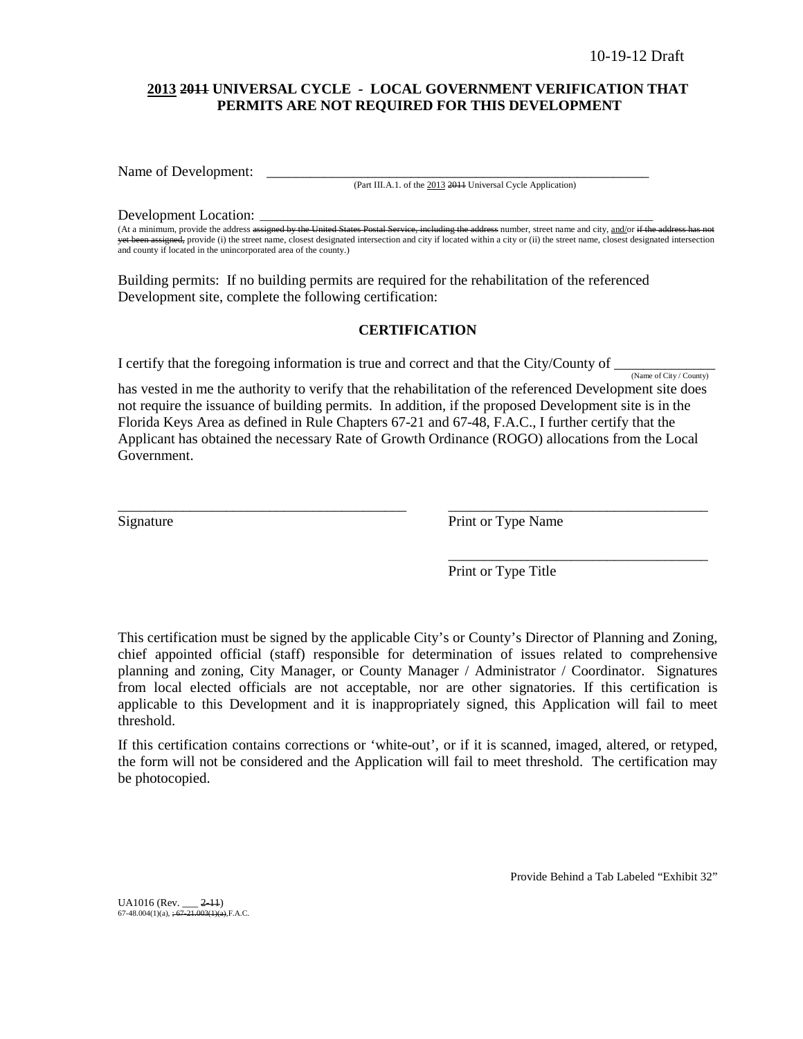10-19-12 Draft

**2013 ~~2011~~ UNIVERSAL CYCLE - LOCAL GOVERNMENT VERIFICATION THAT PERMITS ARE NOT REQUIRED FOR THIS DEVELOPMENT**

Name of Development: \_\_\_\_\_\_\_\_\_\_\_\_\_\_\_\_\_\_\_\_\_\_\_\_\_\_\_\_\_\_\_\_\_\_\_\_\_\_\_\_\_\_\_\_\_\_\_\_\_\_\_\_\_\_\_\_
(Part III.A.1. of the 2013 ~~2011~~ Universal Cycle Application)

Development Location: \_\_\_\_\_\_\_\_\_\_\_\_\_\_\_\_\_\_\_\_\_\_\_\_\_\_\_\_\_\_\_\_\_\_\_\_\_\_\_\_\_\_\_\_\_\_\_\_\_\_\_\_\_\_\_\_
(At a minimum, provide the address ~~assigned by the United States Postal Service, including the address~~ number, street name and city, and/or ~~if the address has not yet been assigned,~~ provide (i) the street name, closest designated intersection and city if located within a city or (ii) the street name, closest designated intersection and county if located in the unincorporated area of the county.)

Building permits: If no building permits are required for the rehabilitation of the referenced Development site, complete the following certification:

**CERTIFICATION**

I certify that the foregoing information is true and correct and that the City/County of \_\_\_\_\_\_\_\_\_\_\_\_\_\_
(Name of City / County)
has vested in me the authority to verify that the rehabilitation of the referenced Development site does not require the issuance of building permits. In addition, if the proposed Development site is in the Florida Keys Area as defined in Rule Chapters 67-21 and 67-48, F.A.C., I further certify that the Applicant has obtained the necessary Rate of Growth Ordinance (ROGO) allocations from the Local Government.

\_\_\_\_\_\_\_\_\_\_\_\_\_\_\_\_\_\_\_\_\_\_\_\_\_\_\_\_\_\_\_\_\_\_\_\_\_\_\_\_ \_\_\_\_\_\_\_\_\_\_\_\_\_\_\_\_\_\_\_\_\_\_\_\_\_\_\_\_\_\_\_\_\_\_\_\_\_\_
Signature Print or Type Name

\_\_\_\_\_\_\_\_\_\_\_\_\_\_\_\_\_\_\_\_\_\_\_\_\_\_\_\_\_\_\_\_\_\_\_\_\_\_
Print or Type Title

This certification must be signed by the applicable City's or County's Director of Planning and Zoning, chief appointed official (staff) responsible for determination of issues related to comprehensive planning and zoning, City Manager, or County Manager / Administrator / Coordinator. Signatures from local elected officials are not acceptable, nor are other signatories. If this certification is applicable to this Development and it is inappropriately signed, this Application will fail to meet threshold.

If this certification contains corrections or 'white-out', or if it is scanned, imaged, altered, or retyped, the form will not be considered and the Application will fail to meet threshold. The certification may be photocopied.

Provide Behind a Tab Labeled "Exhibit 32"

UA1016 (Rev. \_\_\_ ~~2-11~~)
67-48.004(1)(a), ~~; 67-21.003(1)(a),~~ F.A.C.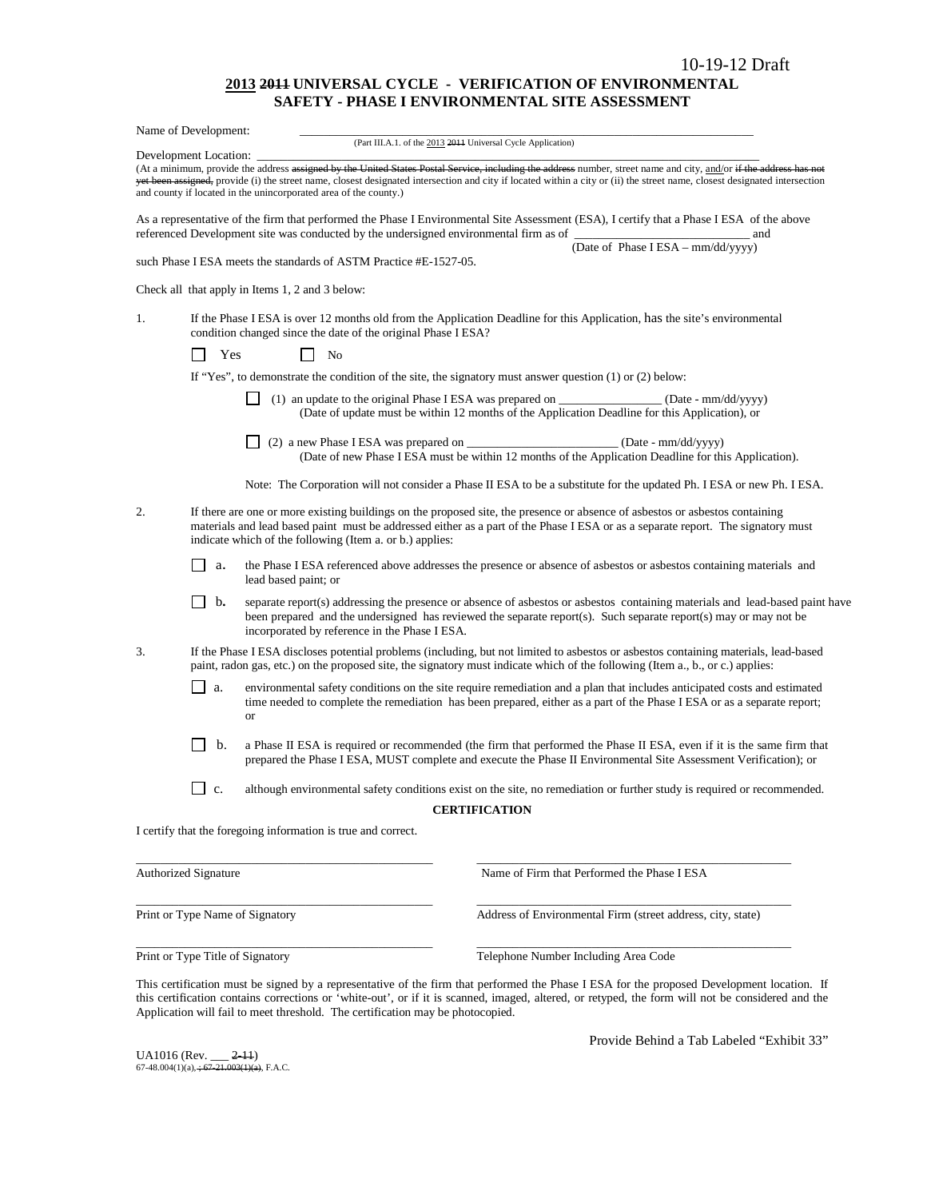10-19-12 Draft

## <u>2013</u> ~~2011~~ UNIVERSAL CYCLE - VERIFICATION OF ENVIRONMENTAL SAFETY - PHASE I ENVIRONMENTAL SITE ASSESSMENT

Name of Development: ________________________________________________________________________________
(Part III.A.1. of the <u>2013</u> ~~2011~~ Universal Cycle Application)

Development Location: ________________________________________________________________________________
(At a minimum, provide the address ~~assigned by the United States Postal Service, including the address~~ number, street name and city, <u>and/</u>or ~~if the address has not yet been assigned,~~ provide (i) the street name, closest designated intersection and city if located within a city or (ii) the street name, closest designated intersection and county if located in the unincorporated area of the county.)

As a representative of the firm that performed the Phase I Environmental Site Assessment (ESA), I certify that a Phase I ESA of the above referenced Development site was conducted by the undersigned environmental firm as of ____________________________ and
(Date of Phase I ESA – mm/dd/yyyy)

such Phase I ESA meets the standards of ASTM Practice #E-1527-05.

Check all that apply in Items 1, 2 and 3 below:

1. If the Phase I ESA is over 12 months old from the Application Deadline for this Application, has the site's environmental condition changed since the date of the original Phase I ESA?

   ☐ Yes ☐ No

   If "Yes", to demonstrate the condition of the site, the signatory must answer question (1) or (2) below:

   ☐ (1) an update to the original Phase I ESA was prepared on _________________ (Date - mm/dd/yyyy)
   (Date of update must be within 12 months of the Application Deadline for this Application), or

   ☐ (2) a new Phase I ESA was prepared on ________________________ (Date - mm/dd/yyyy)
   (Date of new Phase I ESA must be within 12 months of the Application Deadline for this Application).

   Note: The Corporation will not consider a Phase II ESA to be a substitute for the updated Ph. I ESA or new Ph. I ESA.

2. If there are one or more existing buildings on the proposed site, the presence or absence of asbestos or asbestos containing materials and lead based paint must be addressed either as a part of the Phase I ESA or as a separate report. The signatory must indicate which of the following (Item a. or b.) applies:

   ☐ a. the Phase I ESA referenced above addresses the presence or absence of asbestos or asbestos containing materials and lead based paint; or

   ☐ b. separate report(s) addressing the presence or absence of asbestos or asbestos containing materials and lead-based paint have been prepared and the undersigned has reviewed the separate report(s). Such separate report(s) may or may not be incorporated by reference in the Phase I ESA.

3. If the Phase I ESA discloses potential problems (including, but not limited to asbestos or asbestos containing materials, lead-based paint, radon gas, etc.) on the proposed site, the signatory must indicate which of the following (Item a., b., or c.) applies:

   ☐ a. environmental safety conditions on the site require remediation and a plan that includes anticipated costs and estimated time needed to complete the remediation has been prepared, either as a part of the Phase I ESA or as a separate report; or

   ☐ b. a Phase II ESA is required or recommended (the firm that performed the Phase II ESA, even if it is the same firm that prepared the Phase I ESA, MUST complete and execute the Phase II Environmental Site Assessment Verification); or

   ☐ c. although environmental safety conditions exist on the site, no remediation or further study is required or recommended.

**CERTIFICATION**

I certify that the foregoing information is true and correct.

| | |
|---|---|
| ______________________________ | ______________________________ |
| Authorized Signature | Name of Firm that Performed the Phase I ESA |
| ______________________________ | ______________________________ |
| Print or Type Name of Signatory | Address of Environmental Firm (street address, city, state) |
| ______________________________ | ______________________________ |
| Print or Type Title of Signatory | Telephone Number Including Area Code |

This certification must be signed by a representative of the firm that performed the Phase I ESA for the proposed Development location. If this certification contains corrections or 'white-out', or if it is scanned, imaged, altered, or retyped, the form will not be considered and the Application will fail to meet threshold. The certification may be photocopied.

Provide Behind a Tab Labeled "Exhibit 33"

UA1016 (Rev. ___ ~~2-11~~)
67-48.004(1)(a)~~, ; 67-21.003(1)(a)~~, F.A.C.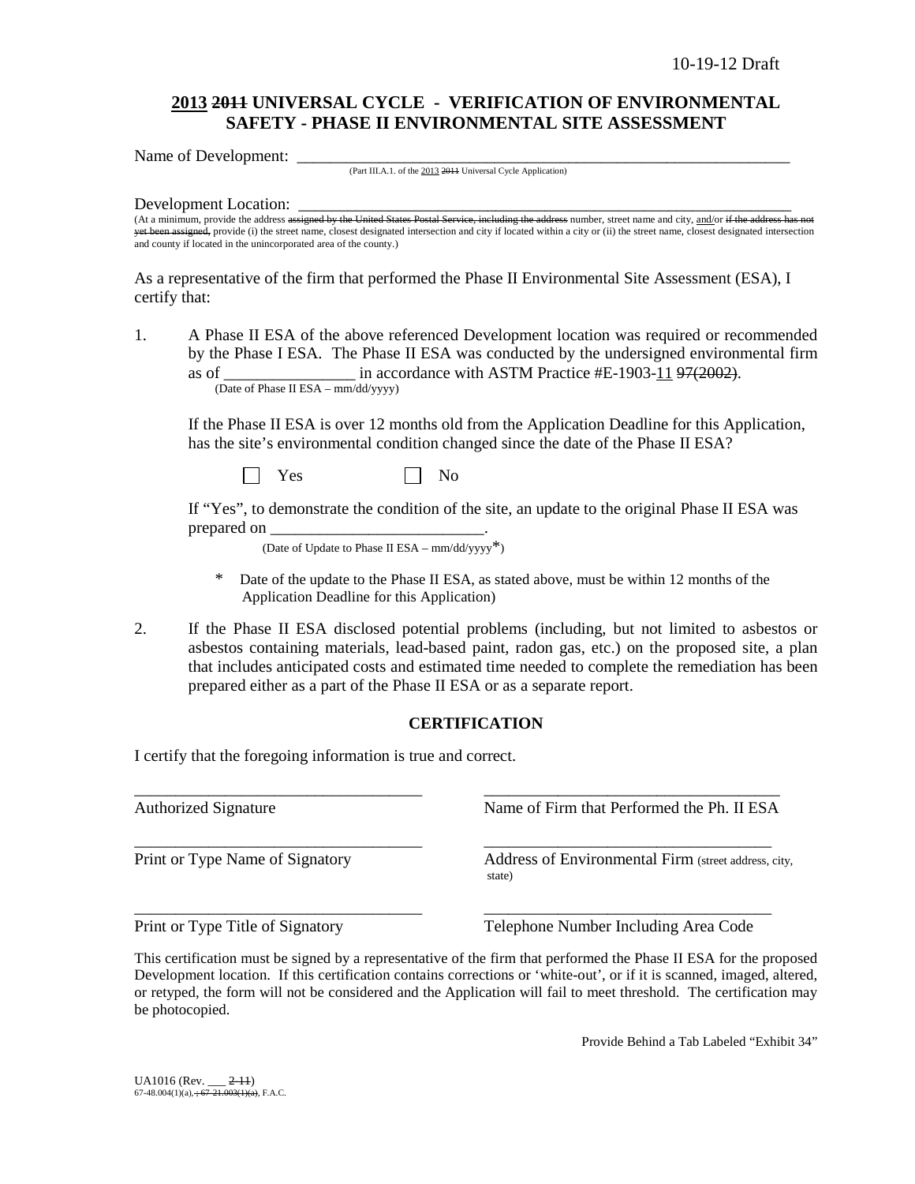10-19-12 Draft

# ~~2011~~ 2013 UNIVERSAL CYCLE - VERIFICATION OF ENVIRONMENTAL SAFETY - PHASE II ENVIRONMENTAL SITE ASSESSMENT

Name of Development: ________________________________________________________________
(Part III.A.1. of the 2013 ~~2011~~ Universal Cycle Application)

Development Location: ________________________________________________________________
(At a minimum, provide the address ~~assigned by the United States Postal Service, including the address~~ number, street name and city, and/or ~~if the address has not yet been assigned,~~ provide (i) the street name, closest designated intersection and city if located within a city or (ii) the street name, closest designated intersection and county if located in the unincorporated area of the county.)

As a representative of the firm that performed the Phase II Environmental Site Assessment (ESA), I certify that:

1. A Phase II ESA of the above referenced Development location was required or recommended by the Phase I ESA. The Phase II ESA was conducted by the undersigned environmental firm as of ________________ in accordance with ASTM Practice #E-1903-11 ~~97(2002)~~.
(Date of Phase II ESA – mm/dd/yyyy)

   If the Phase II ESA is over 12 months old from the Application Deadline for this Application, has the site's environmental condition changed since the date of the Phase II ESA?

   ☐ Yes ☐ No

   If "Yes", to demonstrate the condition of the site, an update to the original Phase II ESA was prepared on __________________________.
   (Date of Update to Phase II ESA – mm/dd/yyyy*)

   \* Date of the update to the Phase II ESA, as stated above, must be within 12 months of the Application Deadline for this Application)

2. If the Phase II ESA disclosed potential problems (including, but not limited to asbestos or asbestos containing materials, lead-based paint, radon gas, etc.) on the proposed site, a plan that includes anticipated costs and estimated time needed to complete the remediation has been prepared either as a part of the Phase II ESA or as a separate report.

## CERTIFICATION

I certify that the foregoing information is true and correct.

| | |
|---|---|
| ___________________________________ | ___________________________________ |
| Authorized Signature | Name of Firm that Performed the Ph. II ESA |
| ___________________________________ | ___________________________________ |
| Print or Type Name of Signatory | Address of Environmental Firm (street address, city, state) |
| ___________________________________ | ___________________________________ |
| Print or Type Title of Signatory | Telephone Number Including Area Code |

This certification must be signed by a representative of the firm that performed the Phase II ESA for the proposed Development location. If this certification contains corrections or 'white-out', or if it is scanned, imaged, altered, or retyped, the form will not be considered and the Application will fail to meet threshold. The certification may be photocopied.

Provide Behind a Tab Labeled "Exhibit 34"

UA1016 (Rev. ___ ~~2-11~~)
67-48.004(1)(a)~~, 67-21.003(1)(a)~~, F.A.C.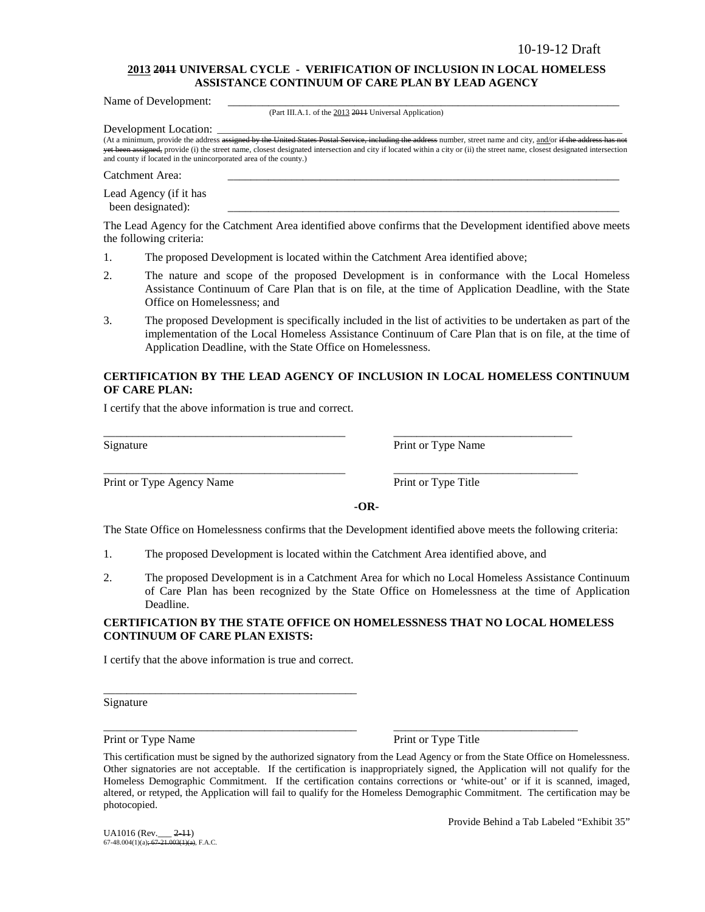10-19-12 Draft

**2013 ~~2011~~ UNIVERSAL CYCLE - VERIFICATION OF INCLUSION IN LOCAL HOMELESS ASSISTANCE CONTINUUM OF CARE PLAN BY LEAD AGENCY**

Name of Development: ________________________________________________________________________

(Part III.A.1. of the 2013 ~~2011~~ Universal Application)

Development Location: ________________________________________________________________________

(At a minimum, provide the address ~~assigned by the United States Postal Service, including the address~~ number, street name and city, and/or ~~if the address has not yet been assigned,~~ provide (i) the street name, closest designated intersection and city if located within a city or (ii) the street name, closest designated intersection and county if located in the unincorporated area of the county.)

Catchment Area: ________________________________________________________________________

Lead Agency (if it has been designated): ________________________________________________________________________

The Lead Agency for the Catchment Area identified above confirms that the Development identified above meets the following criteria:

1. The proposed Development is located within the Catchment Area identified above;
2. The nature and scope of the proposed Development is in conformance with the Local Homeless Assistance Continuum of Care Plan that is on file, at the time of Application Deadline, with the State Office on Homelessness; and
3. The proposed Development is specifically included in the list of activities to be undertaken as part of the implementation of the Local Homeless Assistance Continuum of Care Plan that is on file, at the time of Application Deadline, with the State Office on Homelessness.

**CERTIFICATION BY THE LEAD AGENCY OF INCLUSION IN LOCAL HOMELESS CONTINUUM OF CARE PLAN:**

I certify that the above information is true and correct.

____________________________________________ ________________________________

Signature Print or Type Name

____________________________________________ ________________________________

Print or Type Agency Name Print or Type Title

**-OR-**

The State Office on Homelessness confirms that the Development identified above meets the following criteria:

1. The proposed Development is located within the Catchment Area identified above, and
2. The proposed Development is in a Catchment Area for which no Local Homeless Assistance Continuum of Care Plan has been recognized by the State Office on Homelessness at the time of Application Deadline.

**CERTIFICATION BY THE STATE OFFICE ON HOMELESSNESS THAT NO LOCAL HOMELESS CONTINUUM OF CARE PLAN EXISTS:**

I certify that the above information is true and correct.

____________________________________________

Signature

____________________________________________ ________________________________

Print or Type Name Print or Type Title

This certification must be signed by the authorized signatory from the Lead Agency or from the State Office on Homelessness. Other signatories are not acceptable. If the certification is inappropriately signed, the Application will not qualify for the Homeless Demographic Commitment. If the certification contains corrections or 'white-out' or if it is scanned, imaged, altered, or retyped, the Application will fail to qualify for the Homeless Demographic Commitment. The certification may be photocopied.

Provide Behind a Tab Labeled "Exhibit 35"

UA1016 (Rev.___ ~~2-11~~)
67-48.004(1)(a)~~; 67-21.003(1)(a)~~, F.A.C.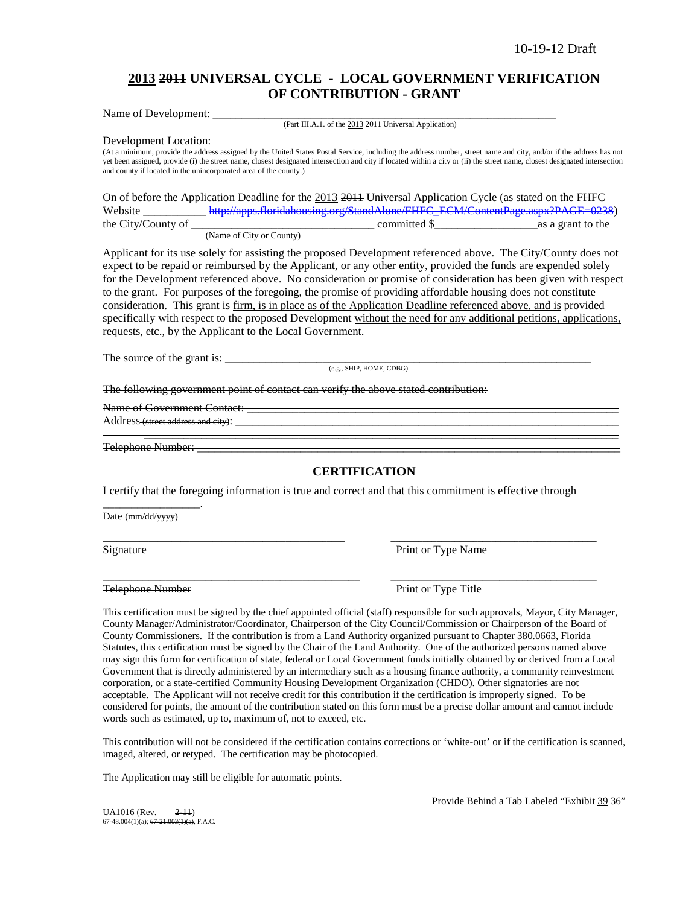10-19-12 Draft

# ~~2011~~ 2013 UNIVERSAL CYCLE - LOCAL GOVERNMENT VERIFICATION OF CONTRIBUTION - GRANT

Name of Development: ___________________________________________________________
(Part III.A.1. of the 2013 ~~2011~~ Universal Application)

Development Location: ___________________________________________________________
(At a minimum, provide the address ~~assigned by the United States Postal Service, including the address~~ number, street name and city, and/or ~~if the address has not yet been assigned,~~ provide (i) the street name, closest designated intersection and city if located within a city or (ii) the street name, closest designated intersection and county if located in the unincorporated area of the county.)

On of before the Application Deadline for the 2013 ~~2011~~ Universal Application Cycle (as stated on the FHFC Website ___________ ~~http://apps.floridahousing.org/StandAlone/FHFC_ECM/ContentPage.aspx?PAGE=0238~~) the City/County of _______________________________ committed $_________________as a grant to the
(Name of City or County)

Applicant for its use solely for assisting the proposed Development referenced above. The City/County does not expect to be repaid or reimbursed by the Applicant, or any other entity, provided the funds are expended solely for the Development referenced above. No consideration or promise of consideration has been given with respect to the grant. For purposes of the foregoing, the promise of providing affordable housing does not constitute consideration. This grant is firm, is in place as of the Application Deadline referenced above, and is provided specifically with respect to the proposed Development without the need for any additional petitions, applications, requests, etc., by the Applicant to the Local Government.

The source of the grant is: ___________________________________________________________
(e.g., SHIP, HOME, CDBG)

~~The following government point of contact can verify the above stated contribution:~~

~~Name of Government Contact:~~ ___________________________________________________________

~~Address (street address and city):~~ ___________________________________________________________

___________________________________________________________

~~Telephone Number:~~ ___________________________________________________________

## CERTIFICATION

I certify that the foregoing information is true and correct and that this commitment is effective through _________________.

Date (mm/dd/yyyy)

_____________________________________ _____________________________________

Signature Print or Type Name

_____________________________________ _____________________________________

~~Telephone Number~~ Print or Type Title

This certification must be signed by the chief appointed official (staff) responsible for such approvals, Mayor, City Manager, County Manager/Administrator/Coordinator, Chairperson of the City Council/Commission or Chairperson of the Board of County Commissioners. If the contribution is from a Land Authority organized pursuant to Chapter 380.0663, Florida Statutes, this certification must be signed by the Chair of the Land Authority. One of the authorized persons named above may sign this form for certification of state, federal or Local Government funds initially obtained by or derived from a Local Government that is directly administered by an intermediary such as a housing finance authority, a community reinvestment corporation, or a state-certified Community Housing Development Organization (CHDO). Other signatories are not acceptable. The Applicant will not receive credit for this contribution if the certification is improperly signed. To be considered for points, the amount of the contribution stated on this form must be a precise dollar amount and cannot include words such as estimated, up to, maximum of, not to exceed, etc.

This contribution will not be considered if the certification contains corrections or 'white-out' or if the certification is scanned, imaged, altered, or retyped. The certification may be photocopied.

The Application may still be eligible for automatic points.

Provide Behind a Tab Labeled "Exhibit 39 ~~36~~"

UA1016 (Rev. ___ ~~2-11~~)
67-48.004(1)(a); ~~67-21.003(1)(a)~~, F.A.C.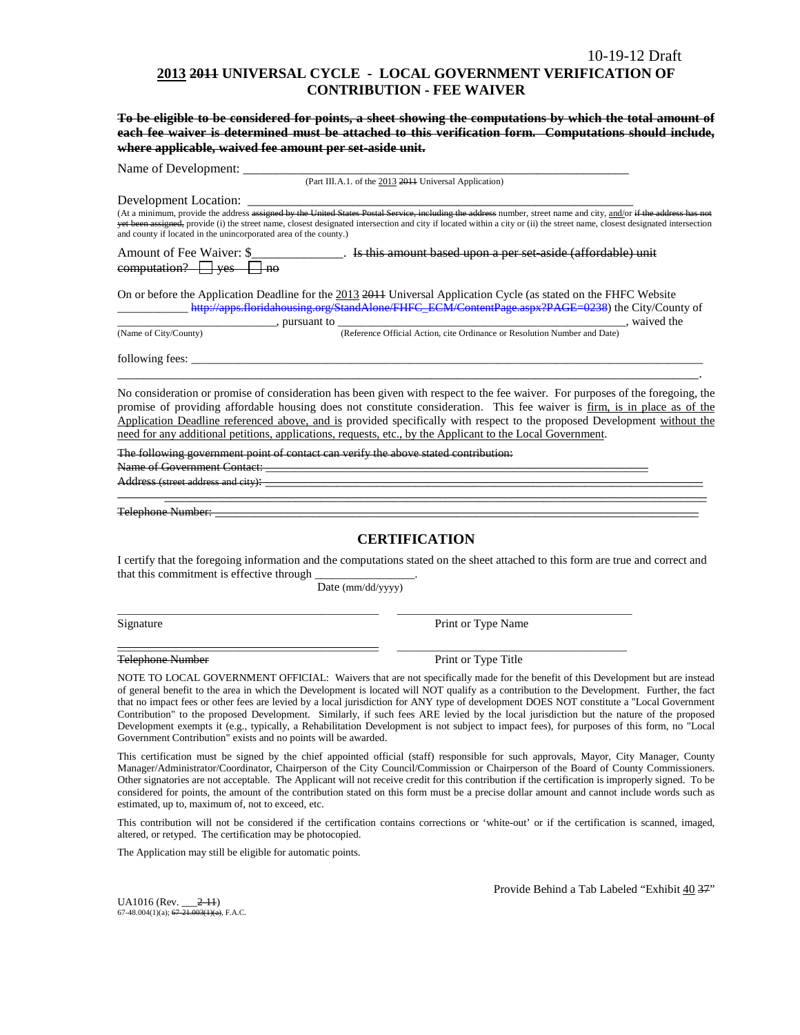10-19-12 Draft

## <u>2013</u> ~~2011~~ UNIVERSAL CYCLE - LOCAL GOVERNMENT VERIFICATION OF CONTRIBUTION - FEE WAIVER

~~**To be eligible to be considered for points, a sheet showing the computations by which the total amount of each fee waiver is determined must be attached to this verification form. Computations should include, where applicable, waived fee amount per set-aside unit.**~~

Name of Development: ___________________________________________________________
(Part III.A.1. of the <u>2013</u> ~~2011~~ Universal Application)

Development Location: ___________________________________________________________
(At a minimum, provide the address ~~assigned by the United States Postal Service, including the address~~ number, street name and city, <u>and</u>/or ~~if the address has not yet been assigned,~~ provide (i) the street name, closest designated intersection and city if located within a city or (ii) the street name, closest designated intersection and county if located in the unincorporated area of the county.)

Amount of Fee Waiver: $_____________. ~~Is this amount based upon a per set-aside (affordable) unit computation? ☐ yes ☐ no~~

On or before the Application Deadline for the <u>2013</u> ~~2011~~ Universal Application Cycle (as stated on the FHFC Website ___________ ~~http://apps.floridahousing.org/StandAlone/FHFC_ECM/ContentPage.aspx?PAGE=0238~~) the City/County of _________________________, pursuant to _______________________________________________, waived the
(Name of City/County) (Reference Official Action, cite Ordinance or Resolution Number and Date)

following fees: ____________________________________________________________________________
_____________________________________________________________________________________________.

No consideration or promise of consideration has been given with respect to the fee waiver. For purposes of the foregoing, the promise of providing affordable housing does not constitute consideration. This fee waiver is <u>firm, is in place as of the Application Deadline referenced above, and is</u> provided specifically with respect to the proposed Development <u>without the need for any additional petitions, applications, requests, etc., by the Applicant to the Local Government</u>.

~~The following government point of contact can verify the above stated contribution:~~
~~Name of Government Contact: ___________________________________________________________~~
~~Address (street address and city): ________________________________________________________~~
~~_____________________________________________________________________________________________~~
~~Telephone Number: __________________________________________________________________________~~

## CERTIFICATION

I certify that the foregoing information and the computations stated on the sheet attached to this form are true and correct and that this commitment is effective through ________________.
Date (mm/dd/yyyy)

_________________________________ _________________________________
Signature Print or Type Name

_________________________________ _________________________________
~~Telephone Number~~ Print or Type Title

NOTE TO LOCAL GOVERNMENT OFFICIAL: Waivers that are not specifically made for the benefit of this Development but are instead of general benefit to the area in which the Development is located will NOT qualify as a contribution to the Development. Further, the fact that no impact fees or other fees are levied by a local jurisdiction for ANY type of development DOES NOT constitute a "Local Government Contribution" to the proposed Development. Similarly, if such fees ARE levied by the local jurisdiction but the nature of the proposed Development exempts it (e.g., typically, a Rehabilitation Development is not subject to impact fees), for purposes of this form, no "Local Government Contribution" exists and no points will be awarded.

This certification must be signed by the chief appointed official (staff) responsible for such approvals, Mayor, City Manager, County Manager/Administrator/Coordinator, Chairperson of the City Council/Commission or Chairperson of the Board of County Commissioners. Other signatories are not acceptable. The Applicant will not receive credit for this contribution if the certification is improperly signed. To be considered for points, the amount of the contribution stated on this form must be a precise dollar amount and cannot include words such as estimated, up to, maximum of, not to exceed, etc.

This contribution will not be considered if the certification contains corrections or 'white-out' or if the certification is scanned, imaged, altered, or retyped. The certification may be photocopied.

The Application may still be eligible for automatic points.

Provide Behind a Tab Labeled "Exhibit <u>40</u> ~~37~~"

UA1016 (Rev. ___ ~~2-11~~)
67-48.004(1)(a); ~~67-21.003(1)(a)~~, F.A.C.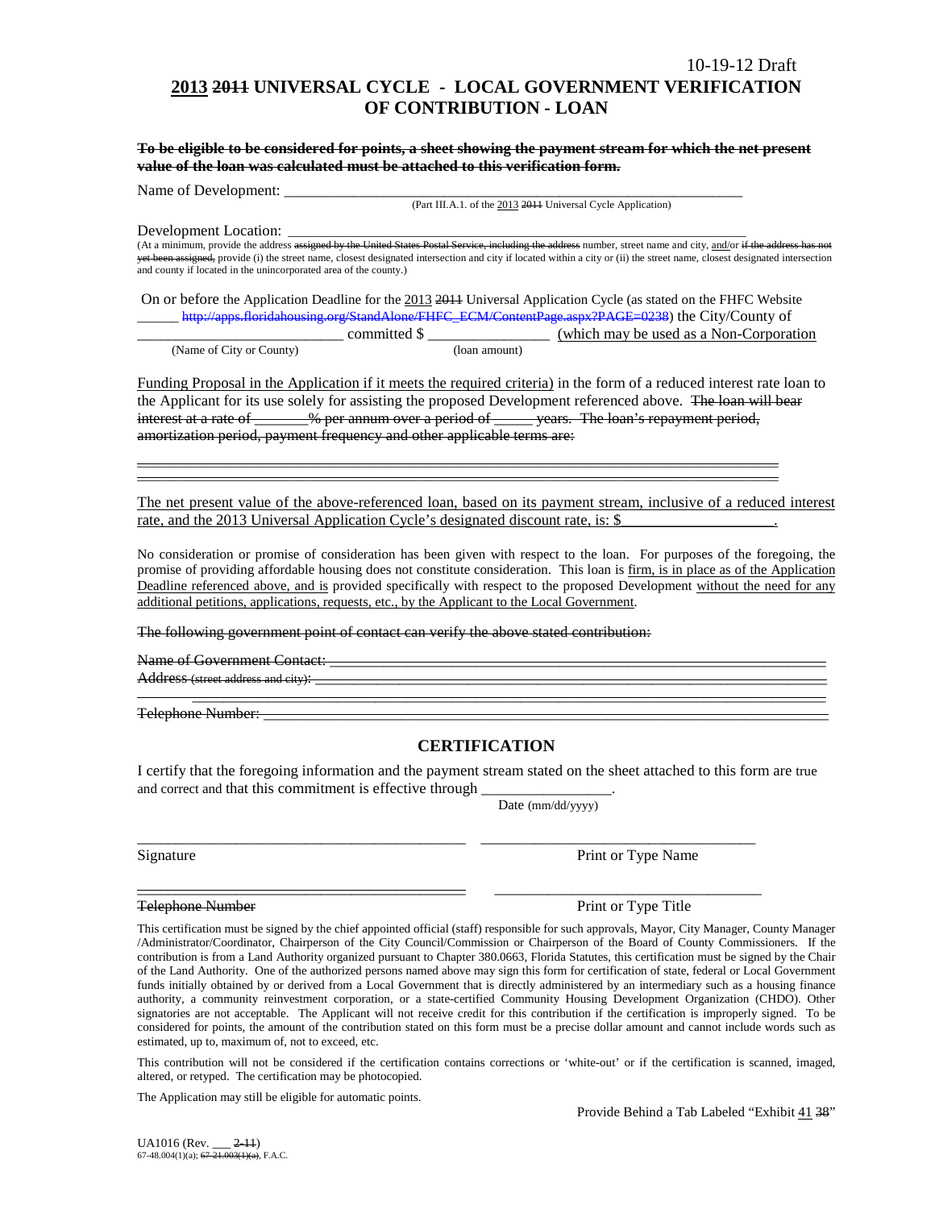10-19-12 Draft

# <u>2013</u> ~~2011~~ UNIVERSAL CYCLE - LOCAL GOVERNMENT VERIFICATION OF CONTRIBUTION - LOAN

~~**To be eligible to be considered for points, a sheet showing the payment stream for which the net present value of the loan was calculated must be attached to this verification form.**~~

Name of Development: ___________________________________________________________

(Part III.A.1. of the <u>2013</u> ~~2011~~ Universal Cycle Application)

Development Location: ___________________________________________________________

(At a minimum, provide the address ~~assigned by the United States Postal Service, including the address~~ number, street name and city, <u>and</u>/or ~~if the address has not yet been assigned,~~ provide (i) the street name, closest designated intersection and city if located within a city or (ii) the street name, closest designated intersection and county if located in the unincorporated area of the county.)

On or before the Application Deadline for the <u>2013</u> ~~2011~~ Universal Application Cycle (as stated on the FHFC Website ______ ~~http://apps.floridahousing.org/StandAlone/FHFC_ECM/ContentPage.aspx?PAGE=0238~~) the City/County of ___________________________ committed $ ________________ <u>(which may be used as a Non-Corporation</u>

(Name of City or County) (loan amount)

<u>Funding Proposal in the Application if it meets the required criteria)</u> in the form of a reduced interest rate loan to the Applicant for its use solely for assisting the proposed Development referenced above. ~~The loan will bear interest at a rate of _______% per annum over a period of _____ years. The loan's repayment period, amortization period, payment frequency and other applicable terms are:~~

~~_________________________________________________________________________________~~

~~_________________________________________________________________________________~~

<u>The net present value of the above-referenced loan, based on its payment stream, inclusive of a reduced interest rate, and the 2013 Universal Application Cycle's designated discount rate, is: $___________________.</u>

No consideration or promise of consideration has been given with respect to the loan. For purposes of the foregoing, the promise of providing affordable housing does not constitute consideration. This loan is <u>firm, is in place as of the Application Deadline referenced above, and is</u> provided specifically with respect to the proposed Development <u>without the need for any additional petitions, applications, requests, etc., by the Applicant to the Local Government</u>.

~~The following government point of contact can verify the above stated contribution:~~

~~Name of Government Contact: ___________________________________________________~~

~~Address (street address and city): ______________________________________________~~

~~_________________________________________________________________________________~~

~~Telephone Number: _________________________________________________________~~

## CERTIFICATION

I certify that the foregoing information and the payment stream stated on the sheet attached to this form are true and correct and that this commitment is effective through ________________.

Date (mm/dd/yyyy)

___________________________________________ ___________________________________

Signature Print or Type Name

~~___________________________________________~~ ___________________________________

~~Telephone Number~~ Print or Type Title

This certification must be signed by the chief appointed official (staff) responsible for such approvals, Mayor, City Manager, County Manager /Administrator/Coordinator, Chairperson of the City Council/Commission or Chairperson of the Board of County Commissioners. If the contribution is from a Land Authority organized pursuant to Chapter 380.0663, Florida Statutes, this certification must be signed by the Chair of the Land Authority. One of the authorized persons named above may sign this form for certification of state, federal or Local Government funds initially obtained by or derived from a Local Government that is directly administered by an intermediary such as a housing finance authority, a community reinvestment corporation, or a state-certified Community Housing Development Organization (CHDO). Other signatories are not acceptable. The Applicant will not receive credit for this contribution if the certification is improperly signed. To be considered for points, the amount of the contribution stated on this form must be a precise dollar amount and cannot include words such as estimated, up to, maximum of, not to exceed, etc.

This contribution will not be considered if the certification contains corrections or 'white-out' or if the certification is scanned, imaged, altered, or retyped. The certification may be photocopied.

The Application may still be eligible for automatic points.

Provide Behind a Tab Labeled "Exhibit <u>41</u> ~~38~~"

UA1016 (Rev. ___ ~~2-11~~)
67-48.004(1)(a); ~~67-21.003(1)(a)~~, F.A.C.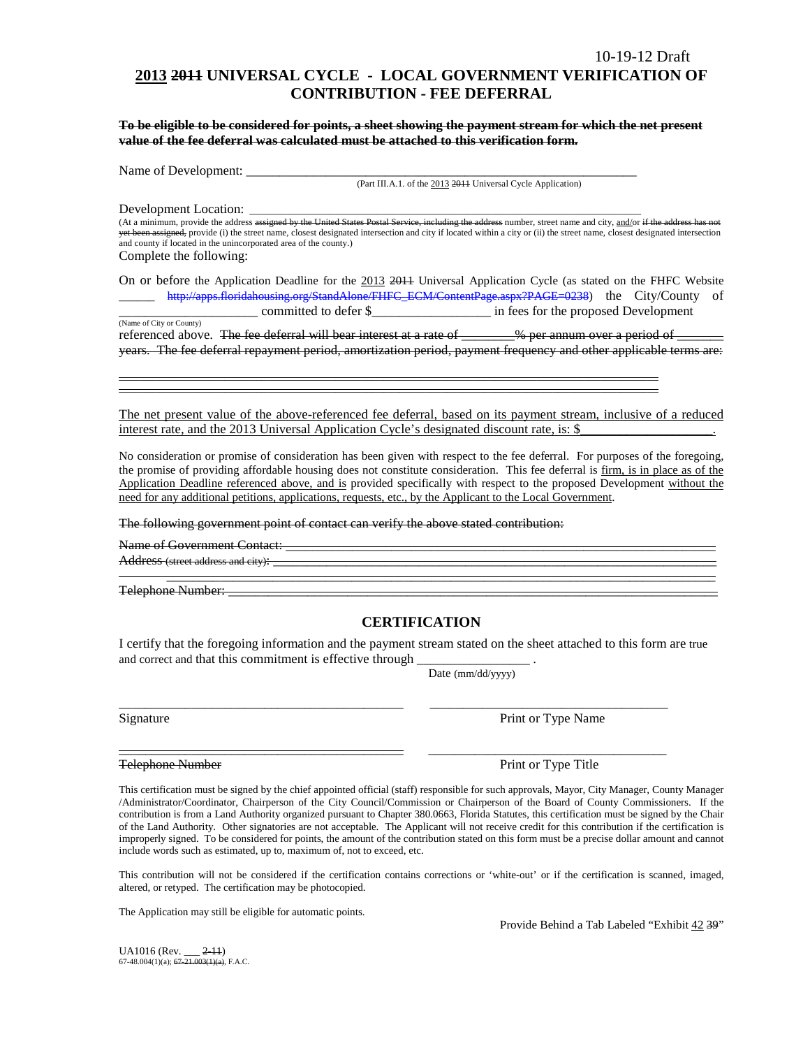10-19-12 Draft

# 2013 ~~2011~~ UNIVERSAL CYCLE - LOCAL GOVERNMENT VERIFICATION OF CONTRIBUTION - FEE DEFERRAL

~~**To be eligible to be considered for points, a sheet showing the payment stream for which the net present value of the fee deferral was calculated must be attached to this verification form.**~~

Name of Development: \_\_\_\_\_\_\_\_\_\_\_\_\_\_\_\_\_\_\_\_\_\_\_\_\_\_\_\_\_\_\_\_\_\_\_\_\_\_\_\_\_\_\_\_\_\_\_\_\_\_\_\_\_\_\_\_\_\_

(Part III.A.1. of the 2013 ~~2011~~ Universal Cycle Application)

Development Location: \_\_\_\_\_\_\_\_\_\_\_\_\_\_\_\_\_\_\_\_\_\_\_\_\_\_\_\_\_\_\_\_\_\_\_\_\_\_\_\_\_\_\_\_\_\_\_\_\_\_\_\_\_\_\_\_\_

(At a minimum, provide the address ~~assigned by the United States Postal Service, including the address~~ number, street name and city, and/or ~~if the address has not yet been assigned,~~ provide (i) the street name, closest designated intersection and city if located within a city or (ii) the street name, closest designated intersection and county if located in the unincorporated area of the county.)

Complete the following:

On or before the Application Deadline for the 2013 ~~2011~~ Universal Application Cycle (as stated on the FHFC Website \_\_\_\_\_\_ ~~http://apps.floridahousing.org/StandAlone/FHFC_ECM/ContentPage.aspx?PAGE=0238~~) the City/County of \_\_\_\_\_\_\_\_\_\_\_\_\_\_\_\_\_\_\_\_ committed to defer $\_\_\_\_\_\_\_\_\_\_\_\_\_\_\_\_\_\_ in fees for the proposed Development

(Name of City or County)

referenced above. ~~The fee deferral will bear interest at a rate of \_\_\_\_\_\_\_\_% per annum over a period of \_\_\_\_\_\_\_ years. The fee deferral repayment period, amortization period, payment frequency and other applicable terms are:~~

\_\_\_\_\_\_\_\_\_\_\_\_\_\_\_\_\_\_\_\_\_\_\_\_\_\_\_\_\_\_\_\_\_\_\_\_\_\_\_\_\_\_\_\_\_\_\_\_\_\_\_\_\_\_\_\_\_\_\_\_\_\_\_\_\_\_\_\_\_\_\_\_\_\_\_\_

\_\_\_\_\_\_\_\_\_\_\_\_\_\_\_\_\_\_\_\_\_\_\_\_\_\_\_\_\_\_\_\_\_\_\_\_\_\_\_\_\_\_\_\_\_\_\_\_\_\_\_\_\_\_\_\_\_\_\_\_\_\_\_\_\_\_\_\_\_\_\_\_\_\_\_\_

The net present value of the above-referenced fee deferral, based on its payment stream, inclusive of a reduced interest rate, and the 2013 Universal Application Cycle's designated discount rate, is: $\_\_\_\_\_\_\_\_\_\_\_\_\_\_\_\_\_\_.

No consideration or promise of consideration has been given with respect to the fee deferral. For purposes of the foregoing, the promise of providing affordable housing does not constitute consideration. This fee deferral is firm, is in place as of the Application Deadline referenced above, and is provided specifically with respect to the proposed Development without the need for any additional petitions, applications, requests, etc., by the Applicant to the Local Government.

~~The following government point of contact can verify the above stated contribution:~~

~~Name of Government Contact:~~ \_\_\_\_\_\_\_\_\_\_\_\_\_\_\_\_\_\_\_\_\_\_\_\_\_\_\_\_\_\_\_\_\_\_\_\_\_\_\_\_\_\_\_\_\_\_\_\_\_\_\_\_\_\_\_\_\_

~~Address (street address and city):~~ \_\_\_\_\_\_\_\_\_\_\_\_\_\_\_\_\_\_\_\_\_\_\_\_\_\_\_\_\_\_\_\_\_\_\_\_\_\_\_\_\_\_\_\_\_\_\_\_\_\_\_

\_\_\_\_\_\_\_\_\_\_\_\_\_\_\_\_\_\_\_\_\_\_\_\_\_\_\_\_\_\_\_\_\_\_\_\_\_\_\_\_\_\_\_\_\_\_\_\_\_\_\_\_\_\_\_\_\_\_\_\_\_\_\_\_\_\_\_\_\_\_\_\_\_\_\_\_

~~Telephone Number:~~ \_\_\_\_\_\_\_\_\_\_\_\_\_\_\_\_\_\_\_\_\_\_\_\_\_\_\_\_\_\_\_\_\_\_\_\_\_\_\_\_\_\_\_\_\_\_\_\_\_\_\_\_\_\_\_\_\_\_\_\_\_\_\_

## CERTIFICATION

I certify that the foregoing information and the payment stream stated on the sheet attached to this form are true and correct and that this commitment is effective through \_\_\_\_\_\_\_\_\_\_\_\_\_\_\_\_ .

Date (mm/dd/yyyy)

\_\_\_\_\_\_\_\_\_\_\_\_\_\_\_\_\_\_\_\_\_\_\_\_\_\_\_\_\_\_\_\_\_\_\_\_\_\_\_\_ \_\_\_\_\_\_\_\_\_\_\_\_\_\_\_\_\_\_\_\_\_\_\_\_\_\_\_\_\_\_\_\_\_\_\_\_

Signature Print or Type Name

\_\_\_\_\_\_\_\_\_\_\_\_\_\_\_\_\_\_\_\_\_\_\_\_\_\_\_\_\_\_\_\_\_\_\_\_\_\_\_\_ \_\_\_\_\_\_\_\_\_\_\_\_\_\_\_\_\_\_\_\_\_\_\_\_\_\_\_\_\_\_\_\_\_\_\_\_

~~Telephone Number~~ Print or Type Title

This certification must be signed by the chief appointed official (staff) responsible for such approvals, Mayor, City Manager, County Manager /Administrator/Coordinator, Chairperson of the City Council/Commission or Chairperson of the Board of County Commissioners. If the contribution is from a Land Authority organized pursuant to Chapter 380.0663, Florida Statutes, this certification must be signed by the Chair of the Land Authority. Other signatories are not acceptable. The Applicant will not receive credit for this contribution if the certification is improperly signed. To be considered for points, the amount of the contribution stated on this form must be a precise dollar amount and cannot include words such as estimated, up to, maximum of, not to exceed, etc.

This contribution will not be considered if the certification contains corrections or 'white-out' or if the certification is scanned, imaged, altered, or retyped. The certification may be photocopied.

The Application may still be eligible for automatic points.

Provide Behind a Tab Labeled "Exhibit 42 ~~39~~"

UA1016 (Rev. \_\_\_ ~~2-11~~)
67-48.004(1)(a); ~~67-21.003(1)(a)~~, F.A.C.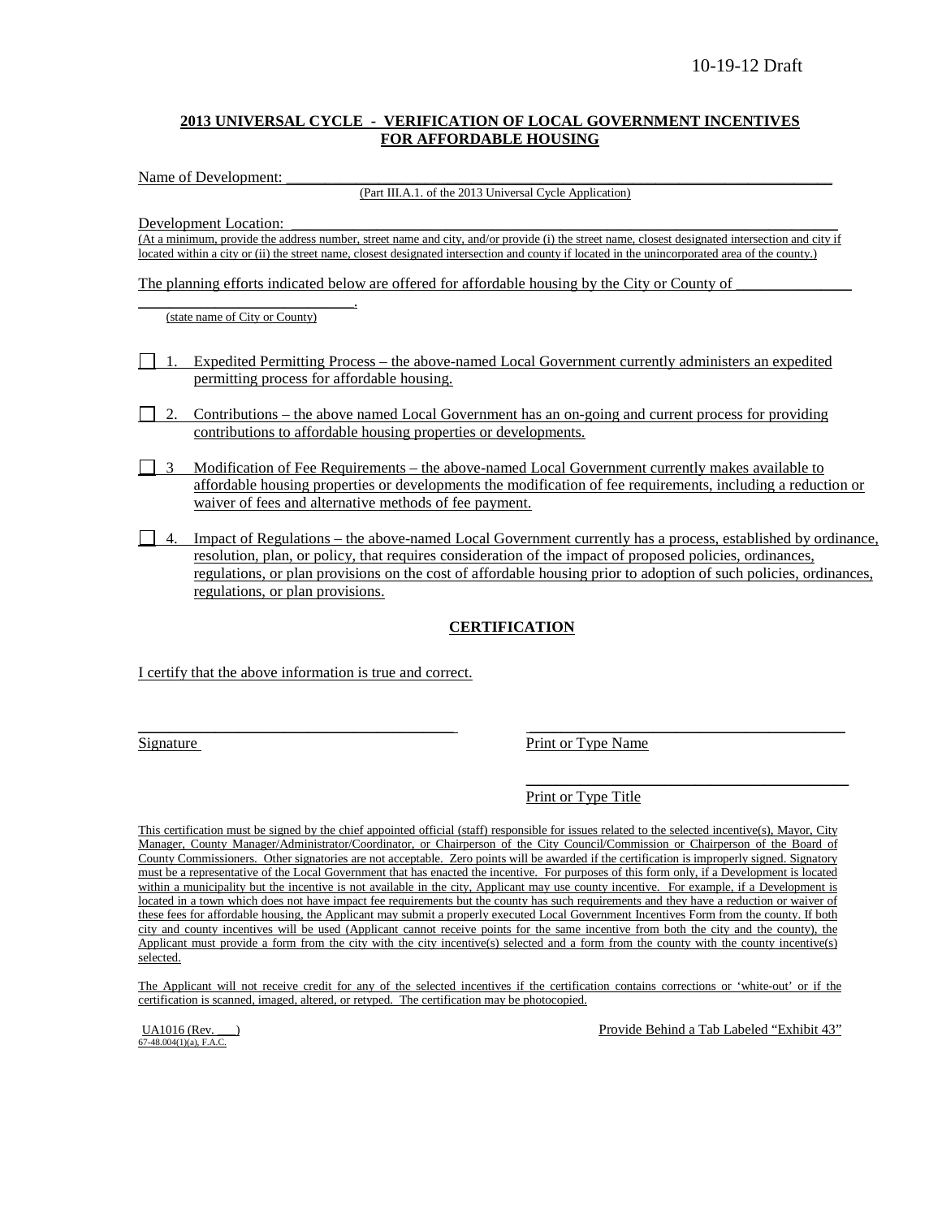10-19-12 Draft

**2013 UNIVERSAL CYCLE - VERIFICATION OF LOCAL GOVERNMENT INCENTIVES FOR AFFORDABLE HOUSING**

Name of Development: ___________________________________________________________________________

(Part III.A.1. of the 2013 Universal Cycle Application)

Development Location: __________________________________________________________________________

(At a minimum, provide the address number, street name and city, and/or provide (i) the street name, closest designated intersection and city if located within a city or (ii) the street name, closest designated intersection and county if located in the unincorporated area of the county.)

The planning efforts indicated below are offered for affordable housing by the City or County of _______________ ___________________________.

(state name of City or County)

☐ 1. Expedited Permitting Process – the above-named Local Government currently administers an expedited permitting process for affordable housing.

☐ 2. Contributions – the above named Local Government has an on-going and current process for providing contributions to affordable housing properties or developments.

☐ 3 Modification of Fee Requirements – the above-named Local Government currently makes available to affordable housing properties or developments the modification of fee requirements, including a reduction or waiver of fees and alternative methods of fee payment.

☐ 4. Impact of Regulations – the above-named Local Government currently has a process, established by ordinance, resolution, plan, or policy, that requires consideration of the impact of proposed policies, ordinances, regulations, or plan provisions on the cost of affordable housing prior to adoption of such policies, ordinances, regulations, or plan provisions.

**CERTIFICATION**

I certify that the above information is true and correct.

_________________________________________ _________________________________________

Signature Print or Type Name

_________________________________________

Print or Type Title

This certification must be signed by the chief appointed official (staff) responsible for issues related to the selected incentive(s), Mayor, City Manager, County Manager/Administrator/Coordinator, or Chairperson of the City Council/Commission or Chairperson of the Board of County Commissioners. Other signatories are not acceptable. Zero points will be awarded if the certification is improperly signed. Signatory must be a representative of the Local Government that has enacted the incentive. For purposes of this form only, if a Development is located within a municipality but the incentive is not available in the city, Applicant may use county incentive. For example, if a Development is located in a town which does not have impact fee requirements but the county has such requirements and they have a reduction or waiver of these fees for affordable housing, the Applicant may submit a properly executed Local Government Incentives Form from the county. If both city and county incentives will be used (Applicant cannot receive points for the same incentive from both the city and the county), the Applicant must provide a form from the city with the city incentive(s) selected and a form from the county with the county incentive(s) selected.

The Applicant will not receive credit for any of the selected incentives if the certification contains corrections or 'white-out' or if the certification is scanned, imaged, altered, or retyped. The certification may be photocopied.

UA1016 (Rev. ___)
67-48.004(1)(a), F.A.C.

Provide Behind a Tab Labeled "Exhibit 43"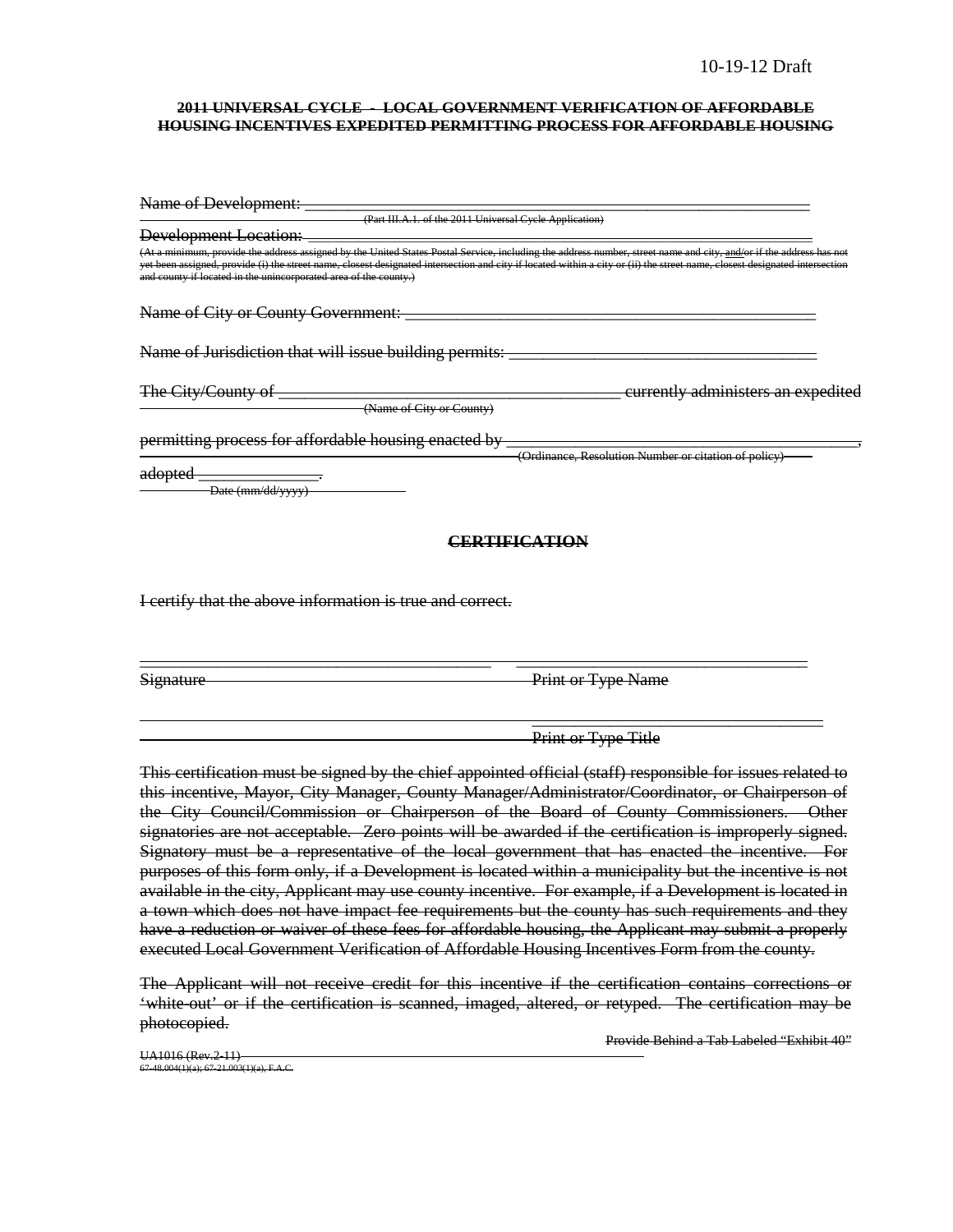10-19-12 Draft

**~~2011 UNIVERSAL CYCLE - LOCAL GOVERNMENT VERIFICATION OF AFFORDABLE HOUSING INCENTIVES EXPEDITED PERMITTING PROCESS FOR AFFORDABLE HOUSING~~**

~~Name of Development:~~ ______________________________________________________________
~~(Part III.A.1. of the 2011 Universal Cycle Application)~~

~~Development Location:~~ ______________________________________________________________
~~(At a minimum, provide the address assigned by the United States Postal Service, including the address number, street name and city, and/or if the address has not yet been assigned, provide (i) the street name, closest designated intersection and city if located within a city or (ii) the street name, closest designated intersection and county if located in the unincorporated area of the county.)~~

~~Name of City or County Government:~~ ______________________________________________

~~Name of Jurisdiction that will issue building permits:~~ ___________________________________

~~The City/County of~~ ________________________________________ ~~currently administers an expedited~~
~~(Name of City or County)~~

~~permitting process for affordable housing enacted by~~ ________________________________________,
~~(Ordinance, Resolution Number or citation of policy)~~

~~adopted~~ ______________.
~~Date (mm/dd/yyyy)~~

**~~CERTIFICATION~~**

~~I certify that the above information is true and correct.~~

_________________________________________ _________________________________
~~Signature~~ ~~Print or Type Name~~

_________________________________
~~Print or Type Title~~

~~This certification must be signed by the chief appointed official (staff) responsible for issues related to this incentive, Mayor, City Manager, County Manager/Administrator/Coordinator, or Chairperson of the City Council/Commission or Chairperson of the Board of County Commissioners. Other signatories are not acceptable. Zero points will be awarded if the certification is improperly signed. Signatory must be a representative of the local government that has enacted the incentive. For purposes of this form only, if a Development is located within a municipality but the incentive is not available in the city, Applicant may use county incentive. For example, if a Development is located in a town which does not have impact fee requirements but the county has such requirements and they have a reduction or waiver of these fees for affordable housing, the Applicant may submit a properly executed Local Government Verification of Affordable Housing Incentives Form from the county.~~

~~The Applicant will not receive credit for this incentive if the certification contains corrections or 'white-out' or if the certification is scanned, imaged, altered, or retyped. The certification may be photocopied.~~

~~Provide Behind a Tab Labeled "Exhibit 40"~~

~~UA1016 (Rev.2-11)~~
~~67-48.004(1)(a); 67-21.003(1)(a), F.A.C.~~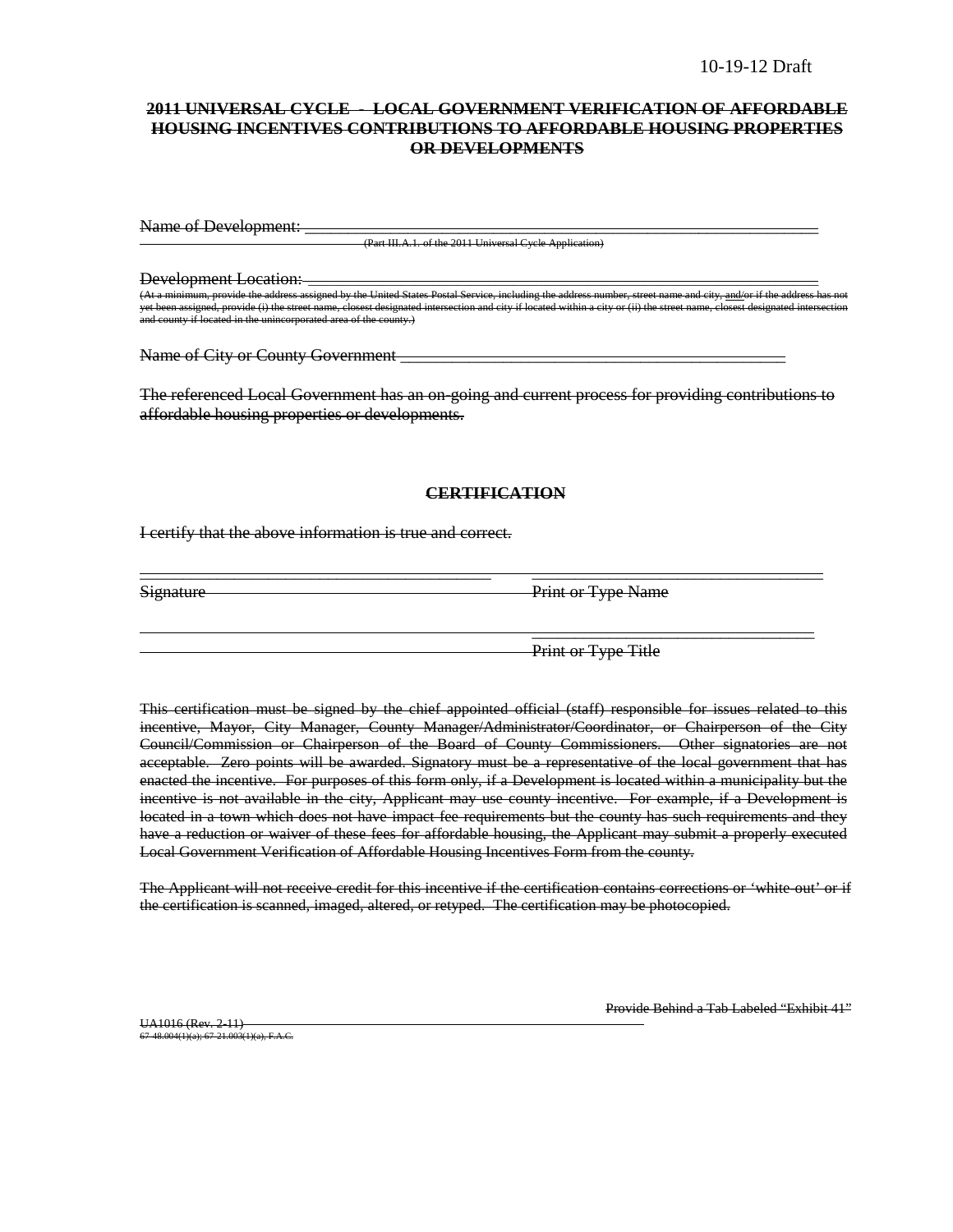10-19-12 Draft

**~~2011 UNIVERSAL CYCLE - LOCAL GOVERNMENT VERIFICATION OF AFFORDABLE HOUSING INCENTIVES CONTRIBUTIONS TO AFFORDABLE HOUSING PROPERTIES OR DEVELOPMENTS~~**

~~Name of Development:~~ ________________________________________________
~~(Part III.A.1. of the 2011 Universal Cycle Application)~~

~~Development Location:~~ ________________________________________________
~~(At a minimum, provide the address assigned by the United States Postal Service, including the address number, street name and city, and/or if the address has not yet been assigned, provide (i) the street name, closest designated intersection and city if located within a city or (ii) the street name, closest designated intersection and county if located in the unincorporated area of the county.)~~

~~Name of City or County Government~~ ________________________________________

~~The referenced Local Government has an on-going and current process for providing contributions to affordable housing properties or developments.~~

**~~CERTIFICATION~~**

~~I certify that the above information is true and correct.~~

________________________________________ ________________________________
~~Signature~~ ~~Print or Type Name~~

________________________________
~~Print or Type Title~~

~~This certification must be signed by the chief appointed official (staff) responsible for issues related to this incentive, Mayor, City Manager, County Manager/Administrator/Coordinator, or Chairperson of the City Council/Commission or Chairperson of the Board of County Commissioners. Other signatories are not acceptable. Zero points will be awarded. Signatory must be a representative of the local government that has enacted the incentive. For purposes of this form only, if a Development is located within a municipality but the incentive is not available in the city, Applicant may use county incentive. For example, if a Development is located in a town which does not have impact fee requirements but the county has such requirements and they have a reduction or waiver of these fees for affordable housing, the Applicant may submit a properly executed Local Government Verification of Affordable Housing Incentives Form from the county.~~

~~The Applicant will not receive credit for this incentive if the certification contains corrections or 'white-out' or if the certification is scanned, imaged, altered, or retyped. The certification may be photocopied.~~

~~Provide Behind a Tab Labeled "Exhibit 41"~~

~~UA1016 (Rev. 2-11)~~
~~67-48.004(1)(a); 67-21.003(1)(a), F.A.C.~~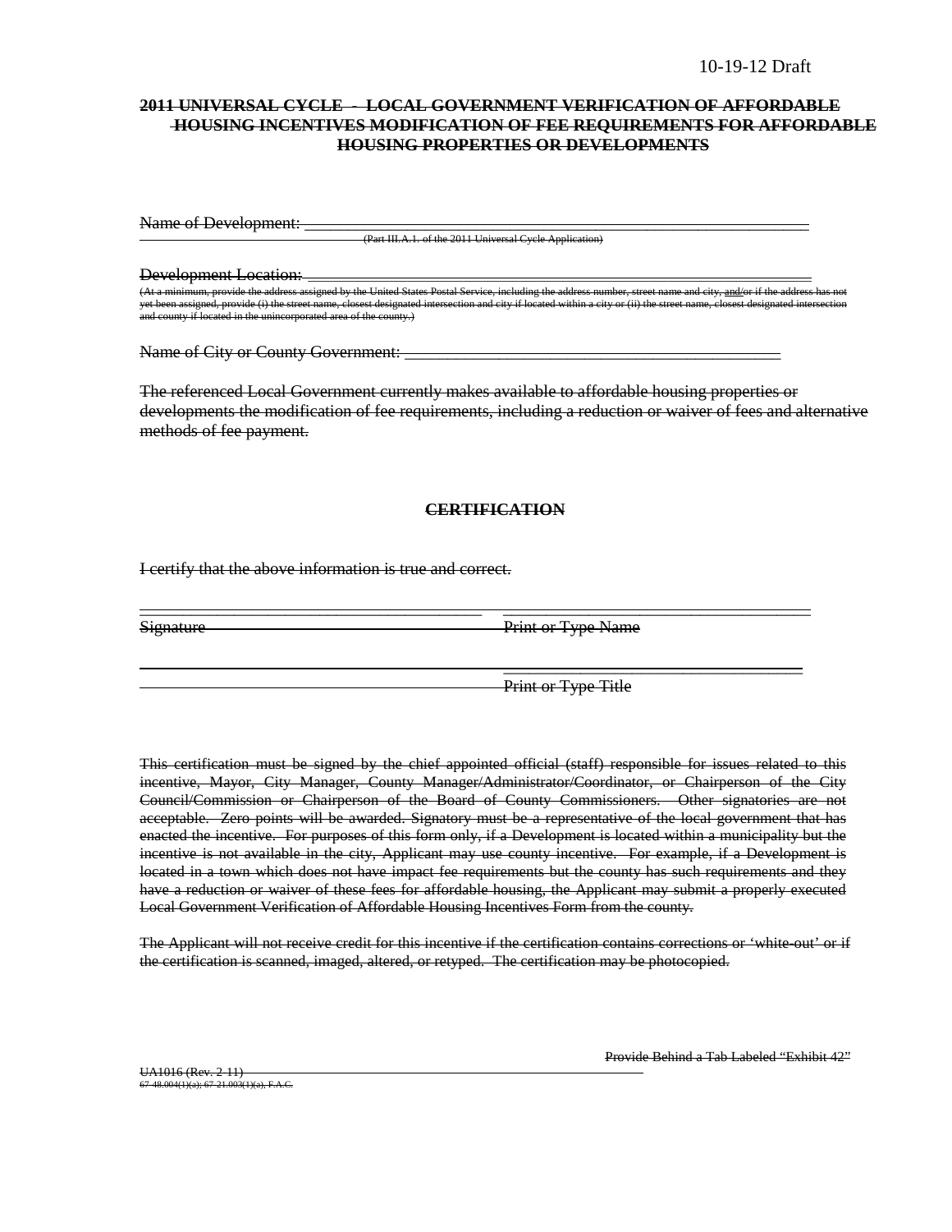10-19-12 Draft

~~**2011 UNIVERSAL CYCLE - LOCAL GOVERNMENT VERIFICATION OF AFFORDABLE HOUSING INCENTIVES MODIFICATION OF FEE REQUIREMENTS FOR AFFORDABLE HOUSING PROPERTIES OR DEVELOPMENTS**~~

~~Name of Development:~~ ________________________________________________________________
~~(Part III.A.1. of the 2011 Universal Cycle Application)~~

~~Development Location:~~ ________________________________________________________________
~~(At a minimum, provide the address assigned by the United States Postal Service, including the address number, street name and city, and/or if the address has not yet been assigned, provide (i) the street name, closest designated intersection and city if located within a city or (ii) the street name, closest designated intersection and county if located in the unincorporated area of the county.)~~

~~Name of City or County Government:~~ _______________________________________________

~~The referenced Local Government currently makes available to affordable housing properties or developments the modification of fee requirements, including a reduction or waiver of fees and alternative methods of fee payment.~~

~~**CERTIFICATION**~~

~~I certify that the above information is true and correct.~~

_________________________________________ _____________________________________
~~Signature~~ ~~Print or Type Name~~

_________________________________________ _____________________________________
~~Print or Type Title~~

~~This certification must be signed by the chief appointed official (staff) responsible for issues related to this incentive, Mayor, City Manager, County Manager/Administrator/Coordinator, or Chairperson of the City Council/Commission or Chairperson of the Board of County Commissioners. Other signatories are not acceptable. Zero points will be awarded. Signatory must be a representative of the local government that has enacted the incentive. For purposes of this form only, if a Development is located within a municipality but the incentive is not available in the city, Applicant may use county incentive. For example, if a Development is located in a town which does not have impact fee requirements but the county has such requirements and they have a reduction or waiver of these fees for affordable housing, the Applicant may submit a properly executed Local Government Verification of Affordable Housing Incentives Form from the county.~~

~~The Applicant will not receive credit for this incentive if the certification contains corrections or 'white-out' or if the certification is scanned, imaged, altered, or retyped. The certification may be photocopied.~~

~~Provide Behind a Tab Labeled "Exhibit 42"~~

~~UA1016 (Rev. 2-11)~~
~~67-48.004(1)(a); 67-21.003(1)(a), F.A.C.~~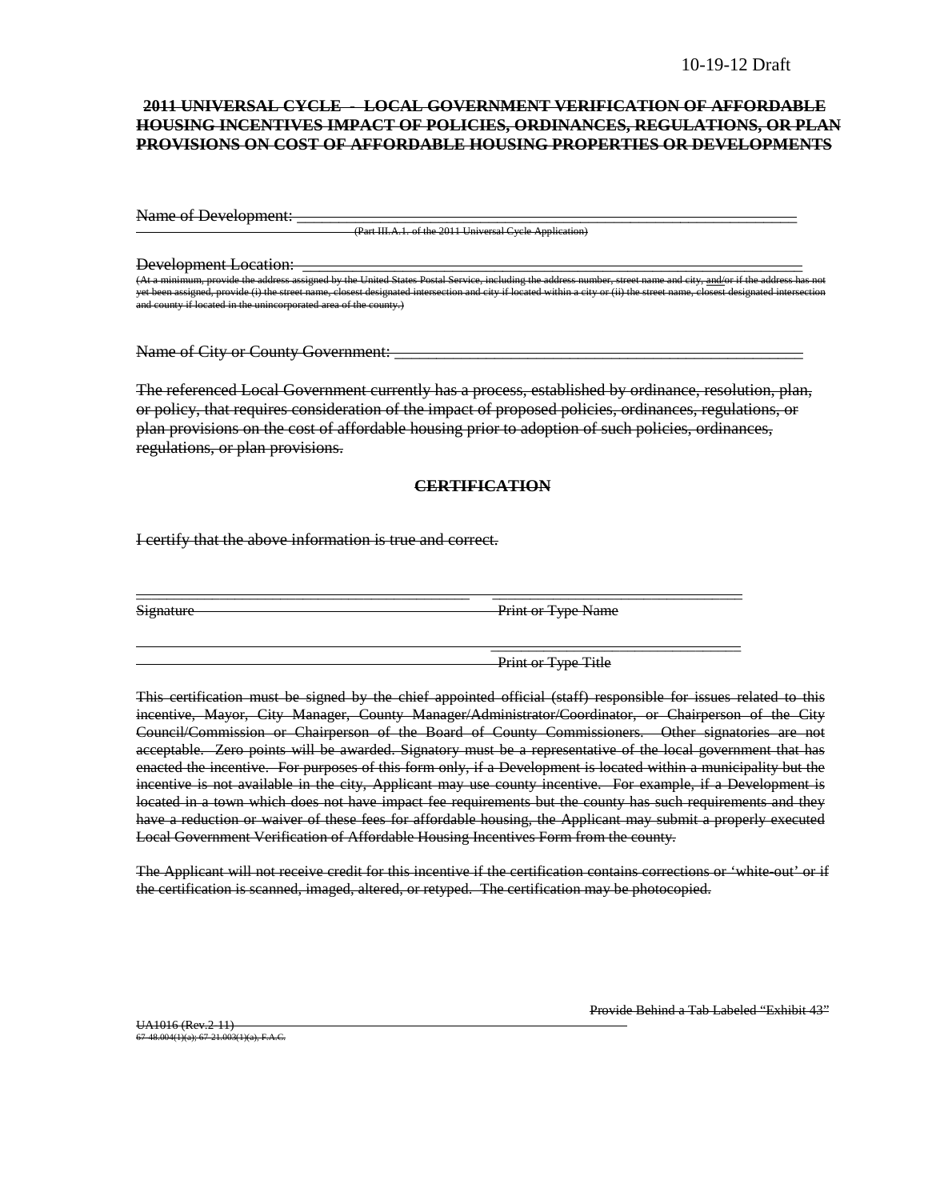10-19-12 Draft

~~**2011 UNIVERSAL CYCLE - LOCAL GOVERNMENT VERIFICATION OF AFFORDABLE HOUSING INCENTIVES IMPACT OF POLICIES, ORDINANCES, REGULATIONS, OR PLAN PROVISIONS ON COST OF AFFORDABLE HOUSING PROPERTIES OR DEVELOPMENTS**~~

~~Name of Development:~~ ______________________________________________________________
~~(Part III.A.1. of the 2011 Universal Cycle Application)~~

~~Development Location:~~ ______________________________________________________________
~~(At a minimum, provide the address assigned by the United States Postal Service, including the address number, street name and city, and/or if the address has not yet been assigned, provide (i) the street name, closest designated intersection and city if located within a city or (ii) the street name, closest designated intersection and county if located in the unincorporated area of the county.)~~

~~Name of City or County Government:~~ ______________________________________________

~~The referenced Local Government currently has a process, established by ordinance, resolution, plan, or policy, that requires consideration of the impact of proposed policies, ordinances, regulations, or plan provisions on the cost of affordable housing prior to adoption of such policies, ordinances, regulations, or plan provisions.~~

## ~~CERTIFICATION~~

~~I certify that the above information is true and correct.~~

______________________________________ ______________________________
~~Signature~~ ~~Print or Type Name~~

______________________________
~~Print or Type Title~~

~~This certification must be signed by the chief appointed official (staff) responsible for issues related to this incentive, Mayor, City Manager, County Manager/Administrator/Coordinator, or Chairperson of the City Council/Commission or Chairperson of the Board of County Commissioners. Other signatories are not acceptable. Zero points will be awarded. Signatory must be a representative of the local government that has enacted the incentive. For purposes of this form only, if a Development is located within a municipality but the incentive is not available in the city, Applicant may use county incentive. For example, if a Development is located in a town which does not have impact fee requirements but the county has such requirements and they have a reduction or waiver of these fees for affordable housing, the Applicant may submit a properly executed Local Government Verification of Affordable Housing Incentives Form from the county.~~

~~The Applicant will not receive credit for this incentive if the certification contains corrections or 'white-out' or if the certification is scanned, imaged, altered, or retyped. The certification may be photocopied.~~

~~Provide Behind a Tab Labeled "Exhibit 43"~~

~~UA1016 (Rev.2-11)~~
~~67-48.004(1)(a); 67-21.003(1)(a), F.A.C.~~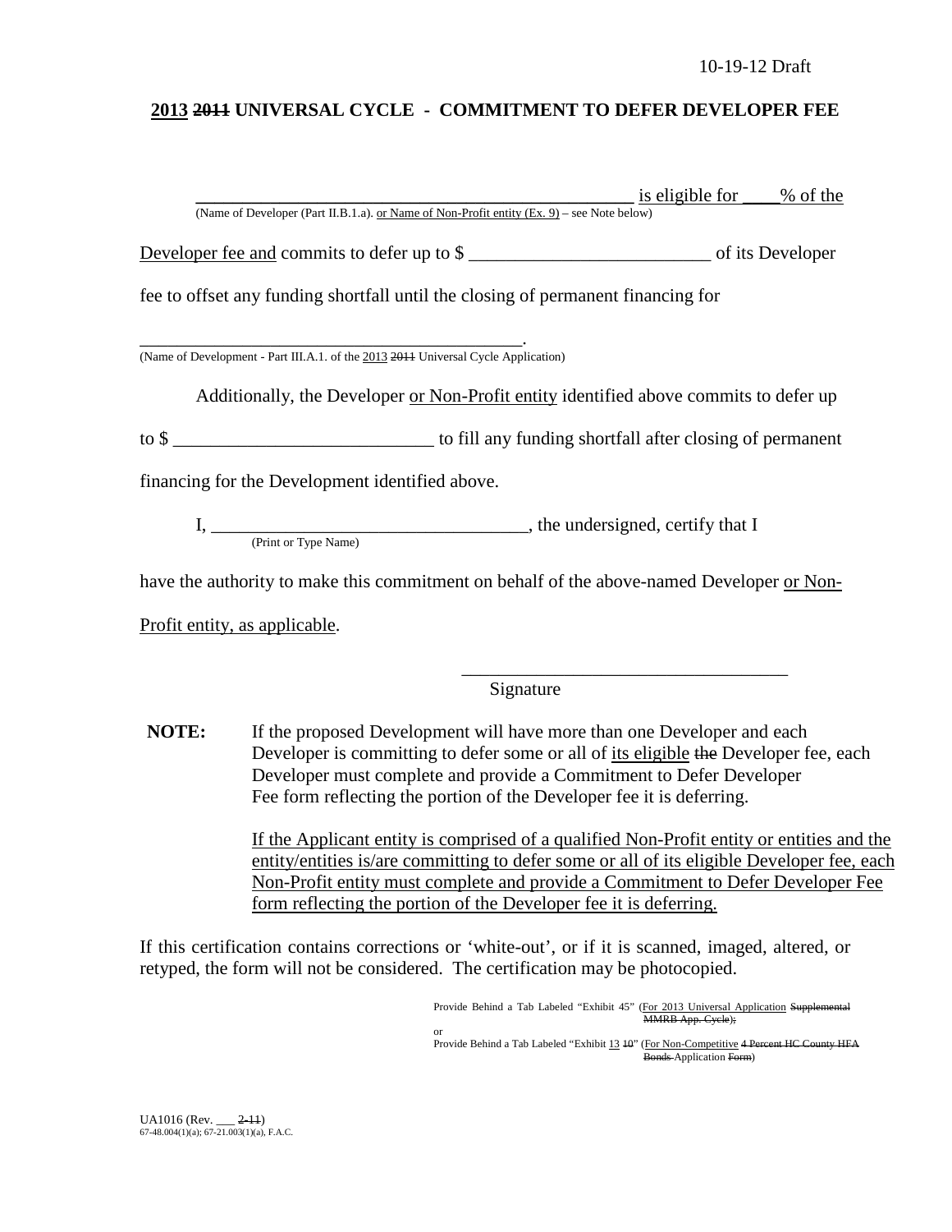10-19-12 Draft

## 2013 ~~2011~~ UNIVERSAL CYCLE - COMMITMENT TO DEFER DEVELOPER FEE

_______________________________________________ is eligible for ____% of the
(Name of Developer (Part II.B.1.a). or Name of Non-Profit entity (Ex. 9) – see Note below)

Developer fee and commits to defer up to $ __________________________ of its Developer fee to offset any funding shortfall until the closing of permanent financing for

_____________________________________________.
(Name of Development - Part III.A.1. of the 2013 ~~2011~~ Universal Cycle Application)

Additionally, the Developer or Non-Profit entity identified above commits to defer up to $ ____________________________ to fill any funding shortfall after closing of permanent financing for the Development identified above.

I, __________________________________, the undersigned, certify that I
(Print or Type Name)

have the authority to make this commitment on behalf of the above-named Developer or Non-Profit entity, as applicable.

___________________________________
Signature

**NOTE:** If the proposed Development will have more than one Developer and each Developer is committing to defer some or all of its eligible ~~the~~ Developer fee, each Developer must complete and provide a Commitment to Defer Developer Fee form reflecting the portion of the Developer fee it is deferring.

If the Applicant entity is comprised of a qualified Non-Profit entity or entities and the entity/entities is/are committing to defer some or all of its eligible Developer fee, each Non-Profit entity must complete and provide a Commitment to Defer Developer Fee form reflecting the portion of the Developer fee it is deferring.

If this certification contains corrections or 'white-out', or if it is scanned, imaged, altered, or retyped, the form will not be considered. The certification may be photocopied.

Provide Behind a Tab Labeled "Exhibit 45" (For 2013 Universal Application ~~Supplemental MMRB App. Cycle~~);
or
Provide Behind a Tab Labeled "Exhibit 13 ~~10~~" (For Non-Competitive ~~4 Percent HC County HFA Bonds~~ Application ~~Form~~)

UA1016 (Rev. ___ ~~2-11~~)
67-48.004(1)(a); 67-21.003(1)(a), F.A.C.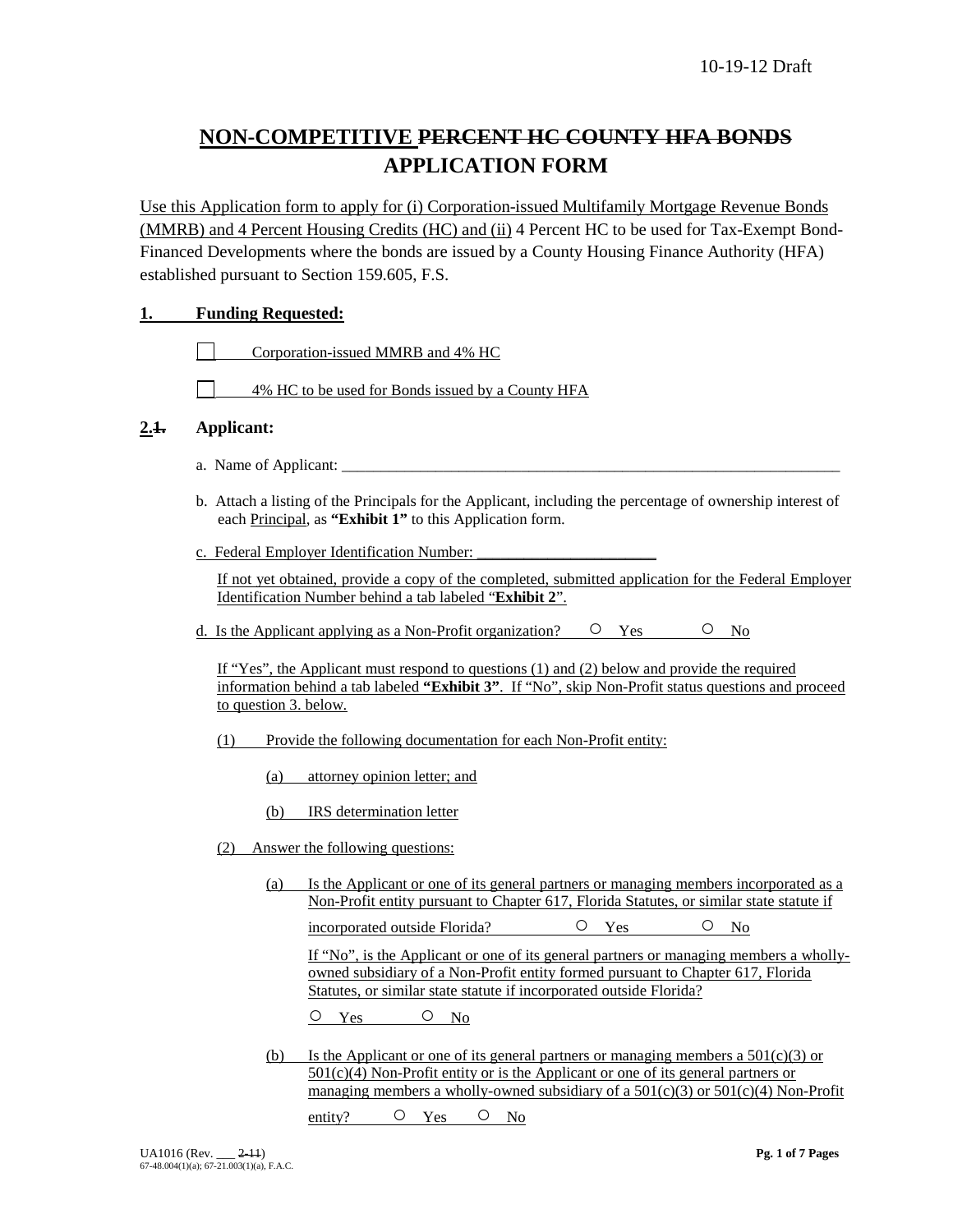# NON-COMPETITIVE ~~PERCENT HC COUNTY HFA BONDS~~ APPLICATION FORM

Use this Application form to apply for (i) Corporation-issued Multifamily Mortgage Revenue Bonds (MMRB) and 4 Percent Housing Credits (HC) and (ii) 4 Percent HC to be used for Tax-Exempt Bond-Financed Developments where the bonds are issued by a County Housing Finance Authority (HFA) established pursuant to Section 159.605, F.S.

**1. Funding Requested:**

☐ Corporation-issued MMRB and 4% HC

☐ 4% HC to be used for Bonds issued by a County HFA

**2.~~1.~~ Applicant:**

a. Name of Applicant: ___________________________________________________________________

b. Attach a listing of the Principals for the Applicant, including the percentage of ownership interest of each Principal, as **"Exhibit 1"** to this Application form.

c. Federal Employer Identification Number: ______________________

If not yet obtained, provide a copy of the completed, submitted application for the Federal Employer Identification Number behind a tab labeled "**Exhibit 2**".

d. Is the Applicant applying as a Non-Profit organization? ○ Yes ○ No

If "Yes", the Applicant must respond to questions (1) and (2) below and provide the required information behind a tab labeled **"Exhibit 3"**. If "No", skip Non-Profit status questions and proceed to question 3. below.

(1) Provide the following documentation for each Non-Profit entity:

(a) attorney opinion letter; and

(b) IRS determination letter

(2) Answer the following questions:

(a) Is the Applicant or one of its general partners or managing members incorporated as a Non-Profit entity pursuant to Chapter 617, Florida Statutes, or similar state statute if incorporated outside Florida? ○ Yes ○ No

If "No", is the Applicant or one of its general partners or managing members a wholly-owned subsidiary of a Non-Profit entity formed pursuant to Chapter 617, Florida Statutes, or similar state statute if incorporated outside Florida?

○ Yes ○ No

(b) Is the Applicant or one of its general partners or managing members a 501(c)(3) or 501(c)(4) Non-Profit entity or is the Applicant or one of its general partners or managing members a wholly-owned subsidiary of a 501(c)(3) or 501(c)(4) Non-Profit entity? ○ Yes ○ No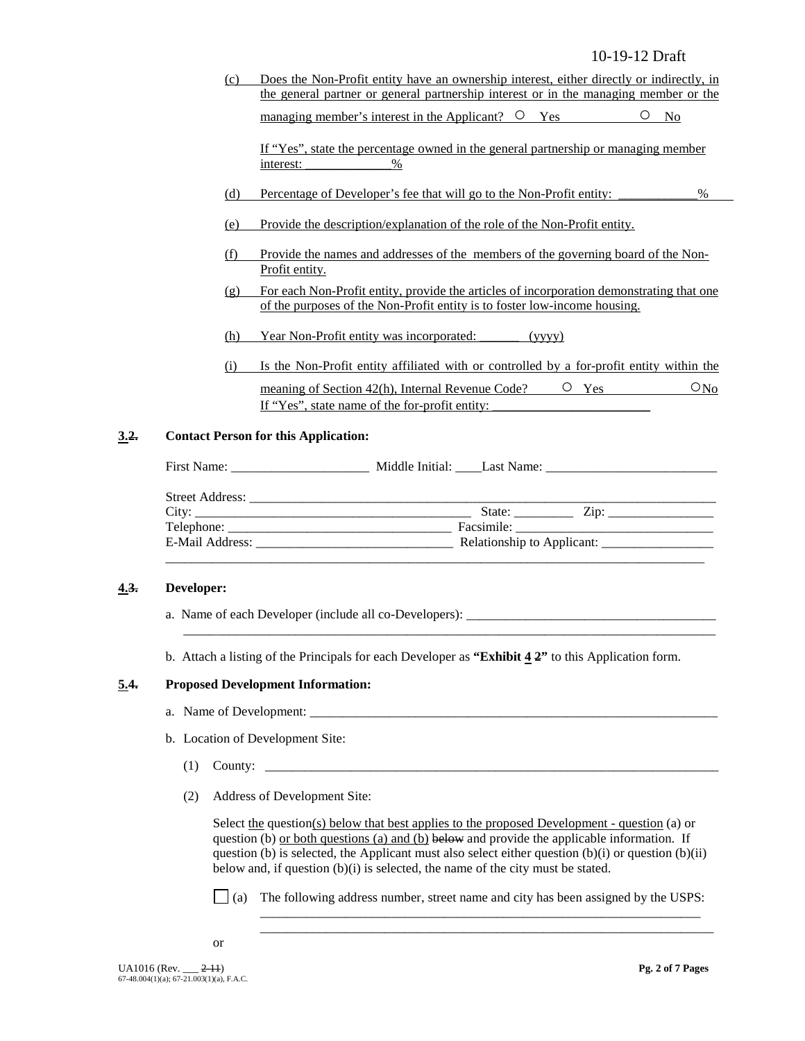(c) Does the Non-Profit entity have an ownership interest, either directly or indirectly, in the general partner or general partnership interest or in the managing member or the managing member's interest in the Applicant? ○ Yes ○ No

If "Yes", state the percentage owned in the general partnership or managing member interest: _____________%

(d) Percentage of Developer's fee that will go to the Non-Profit entity: ____________%

(e) Provide the description/explanation of the role of the Non-Profit entity.

(f) Provide the names and addresses of the members of the governing board of the Non-Profit entity.

(g) For each Non-Profit entity, provide the articles of incorporation demonstrating that one of the purposes of the Non-Profit entity is to foster low-income housing.

(h) Year Non-Profit entity was incorporated: ______ (yyyy)

(i) Is the Non-Profit entity affiliated with or controlled by a for-profit entity within the meaning of Section 42(h), Internal Revenue Code? ○ Yes ○ No
If "Yes", state name of the for-profit entity: ________________________

**3.~~2.~~ Contact Person for this Application:**

First Name: ____________________ Middle Initial: ____Last Name: _________________________

Street Address: ______________________________________________________________________
City: ________________________________________ State: _________ Zip: ________________
Telephone: _________________________________ Facsimile: ______________________________
E-Mail Address: ______________________________ Relationship to Applicant: _________________
____________________________________________________________________________________

**4.~~3.~~ Developer:**

a. Name of each Developer (include all co-Developers): ______________________________________
____________________________________________________________________________________

b. Attach a listing of the Principals for each Developer as **"Exhibit 4 ~~2~~"** to this Application form.

**5.4. Proposed Development Information:**

a. Name of Development: _______________________________________________________________

b. Location of Development Site:

(1) County: _____________________________________________________________________

(2) Address of Development Site:

Select the question(s) below that best applies to the proposed Development - question (a) or question (b) or both questions (a) and (b) ~~below~~ and provide the applicable information. If question (b) is selected, the Applicant must also select either question (b)(i) or question (b)(ii) below and, if question (b)(i) is selected, the name of the city must be stated.

☐ (a) The following address number, street name and city has been assigned by the USPS:
____________________________________________________________________
____________________________________________________________________

or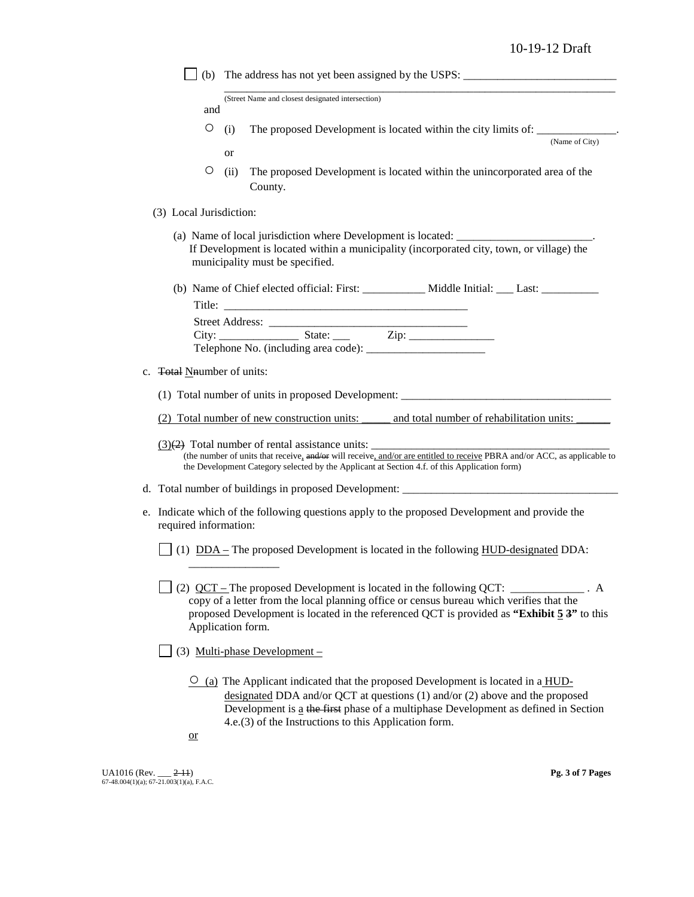☐ (b) The address has not yet been assigned by the USPS: ___________________________

_____________________________________________________________________________
(Street Name and closest designated intersection)

and

○ (i) The proposed Development is located within the city limits of: ______________.
(Name of City)

or

○ (ii) The proposed Development is located within the unincorporated area of the County.

(3) Local Jurisdiction:

(a) Name of local jurisdiction where Development is located: ________________________.
If Development is located within a municipality (incorporated city, town, or village) the municipality must be specified.

(b) Name of Chief elected official: First: ___________ Middle Initial: ___ Last: __________

Title: ____________________________________________

Street Address: ___________________________________

City: ______________ State: ___ Zip: _______________

Telephone No. (including area code): _____________________

c. ~~Total~~ N~~n~~umber of units:

(1) Total number of units in proposed Development: _____________________________________

<u>(2) Total number of new construction units: _____ and total number of rehabilitation units: ______</u>

<u>(3)</u>~~(2)~~ Total number of rental assistance units: ___________________________________________
(the number of units that receive<u>,</u> ~~and/or~~ will receive<u>, and/or are entitled to receive</u> PBRA and/or ACC, as applicable to the Development Category selected by the Applicant at Section 4.f. of this Application form)

d. Total number of buildings in proposed Development: _______________________________________

e. Indicate which of the following questions apply to the proposed Development and provide the required information:

☐ (1) <u>DDA –</u> The proposed Development is located in the following <u>HUD-designated</u> DDA: ________________

☐ (2) <u>QCT –</u> The proposed Development is located in the following QCT: _____________ . A copy of a letter from the local planning office or census bureau which verifies that the proposed Development is located in the referenced QCT is provided as **"Exhibit <u>5</u> ~~3~~"** to this Application form.

☐ (3) <u>Multi-phase Development –</u>

<u>○ (a)</u> The Applicant indicated that the proposed Development is located in a <u>HUD-designated</u> DDA and/or QCT at questions (1) and/or (2) above and the proposed Development is <u>a</u> ~~the first~~ phase of a multiphase Development as defined in Section 4.e.(3) of the Instructions to this Application form.

<u>or</u>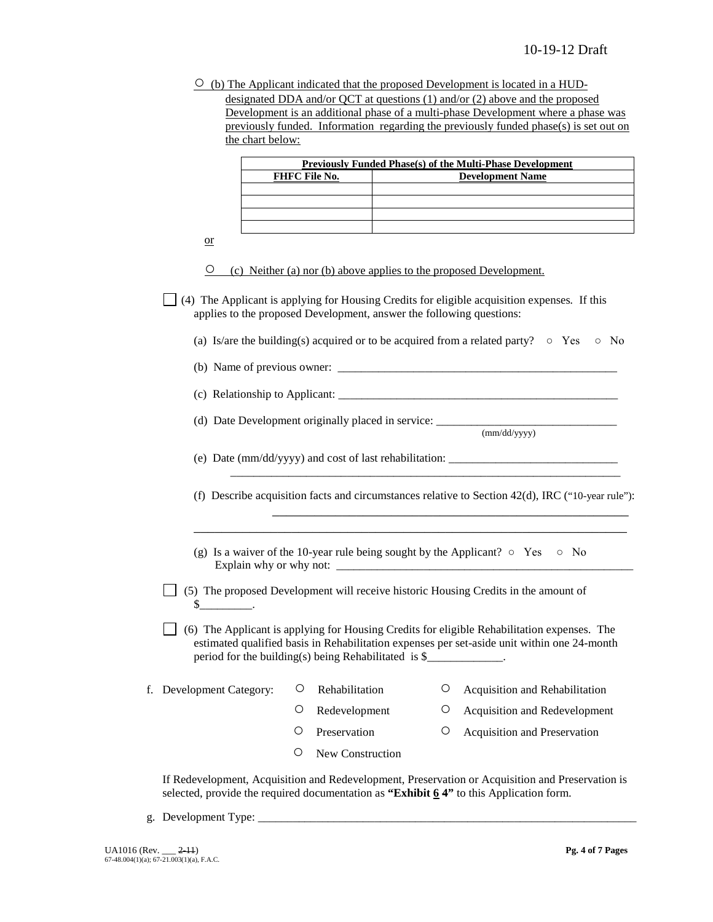○ (b) The Applicant indicated that the proposed Development is located in a HUD-designated DDA and/or QCT at questions (1) and/or (2) above and the proposed Development is an additional phase of a multi-phase Development where a phase was previously funded. Information regarding the previously funded phase(s) is set out on the chart below:

| Previously Funded Phase(s) of the Multi-Phase Development | |
|---|---|
| **FHFC File No.** | **Development Name** |
| | |
| | |
| | |
| | |

or

○ (c) Neither (a) nor (b) above applies to the proposed Development.

☐ (4) The Applicant is applying for Housing Credits for eligible acquisition expenses. If this applies to the proposed Development, answer the following questions:

(a) Is/are the building(s) acquired or to be acquired from a related party? ○ Yes ○ No

(b) Name of previous owner: ___________________________________________

(c) Relationship to Applicant: ___________________________________________

(d) Date Development originally placed in service: ___________________________ (mm/dd/yyyy)

(e) Date (mm/dd/yyyy) and cost of last rehabilitation: ___________________________
_______________________________________________________________

(f) Describe acquisition facts and circumstances relative to Section 42(d), IRC ("10-year rule"):
_______________________________________________________________
_______________________________________________________________

(g) Is a waiver of the 10-year rule being sought by the Applicant? ○ Yes ○ No
Explain why or why not: ___________________________________________

☐ (5) The proposed Development will receive historic Housing Credits in the amount of $_________.

☐ (6) The Applicant is applying for Housing Credits for eligible Rehabilitation expenses. The estimated qualified basis in Rehabilitation expenses per set-aside unit within one 24-month period for the building(s) being Rehabilitated is $_____________.

f. Development Category:

- ○ Rehabilitation
- ○ Acquisition and Rehabilitation
- ○ Redevelopment
- ○ Acquisition and Redevelopment
- ○ Preservation
- ○ Acquisition and Preservation
- ○ New Construction

If Redevelopment, Acquisition and Redevelopment, Preservation or Acquisition and Preservation is selected, provide the required documentation as **"Exhibit 6 ~~4~~"** to this Application form.

g. Development Type: _______________________________________________________________

UA1016 (Rev. ___ ~~2-11~~)
67-48.004(1)(a); 67-21.003(1)(a), F.A.C.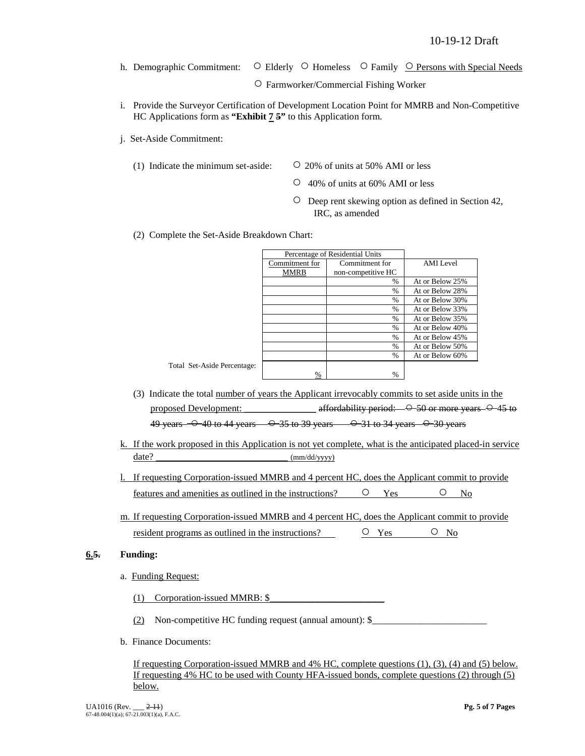h. Demographic Commitment: ○ Elderly ○ Homeless ○ Family ○ Persons with Special Needs

○ Farmworker/Commercial Fishing Worker

i. Provide the Surveyor Certification of Development Location Point for MMRB and Non-Competitive HC Applications form as **"Exhibit 7 ~~5~~"** to this Application form.

j. Set-Aside Commitment:

(1) Indicate the minimum set-aside:

○ 20% of units at 50% AMI or less

○ 40% of units at 60% AMI or less

○ Deep rent skewing option as defined in Section 42, IRC, as amended

(2) Complete the Set-Aside Breakdown Chart:

| Percentage of Residential Units | | |
|---|---|---|
| Commitment for MMRB | Commitment for non-competitive HC | AMI Level |
| | % | At or Below 25% |
| | % | At or Below 28% |
| | % | At or Below 30% |
| | % | At or Below 33% |
| | % | At or Below 35% |
| | % | At or Below 40% |
| | % | At or Below 45% |
| | % | At or Below 50% |
| | % | At or Below 60% |
| Total Set-Aside Percentage: % | % | |

(3) Indicate the total number of years the Applicant irrevocably commits to set aside units in the proposed Development: _______________ ~~affordability period: ○ 50 or more years ○ 45 to 49 years ○ 40 to 44 years ○ 35 to 39 years ○ 31 to 34 years ○ 30 years~~

k. If the work proposed in this Application is not yet complete, what is the anticipated placed-in service date? ___________________________ (mm/dd/yyyy)

l. If requesting Corporation-issued MMRB and 4 percent HC, does the Applicant commit to provide features and amenities as outlined in the instructions? ○ Yes ○ No

m. If requesting Corporation-issued MMRB and 4 percent HC, does the Applicant commit to provide resident programs as outlined in the instructions? ○ Yes ○ No

**6.~~5.~~ Funding:**

a. Funding Request:

(1) Corporation-issued MMRB: $_______________________

(2) Non-competitive HC funding request (annual amount): $_______________________

b. Finance Documents:

If requesting Corporation-issued MMRB and 4% HC, complete questions (1), (3), (4) and (5) below. If requesting 4% HC to be used with County HFA-issued bonds, complete questions (2) through (5) below.

UA1016 (Rev. ___ ~~2-11~~)
67-48.004(1)(a); 67-21.003(1)(a), F.A.C.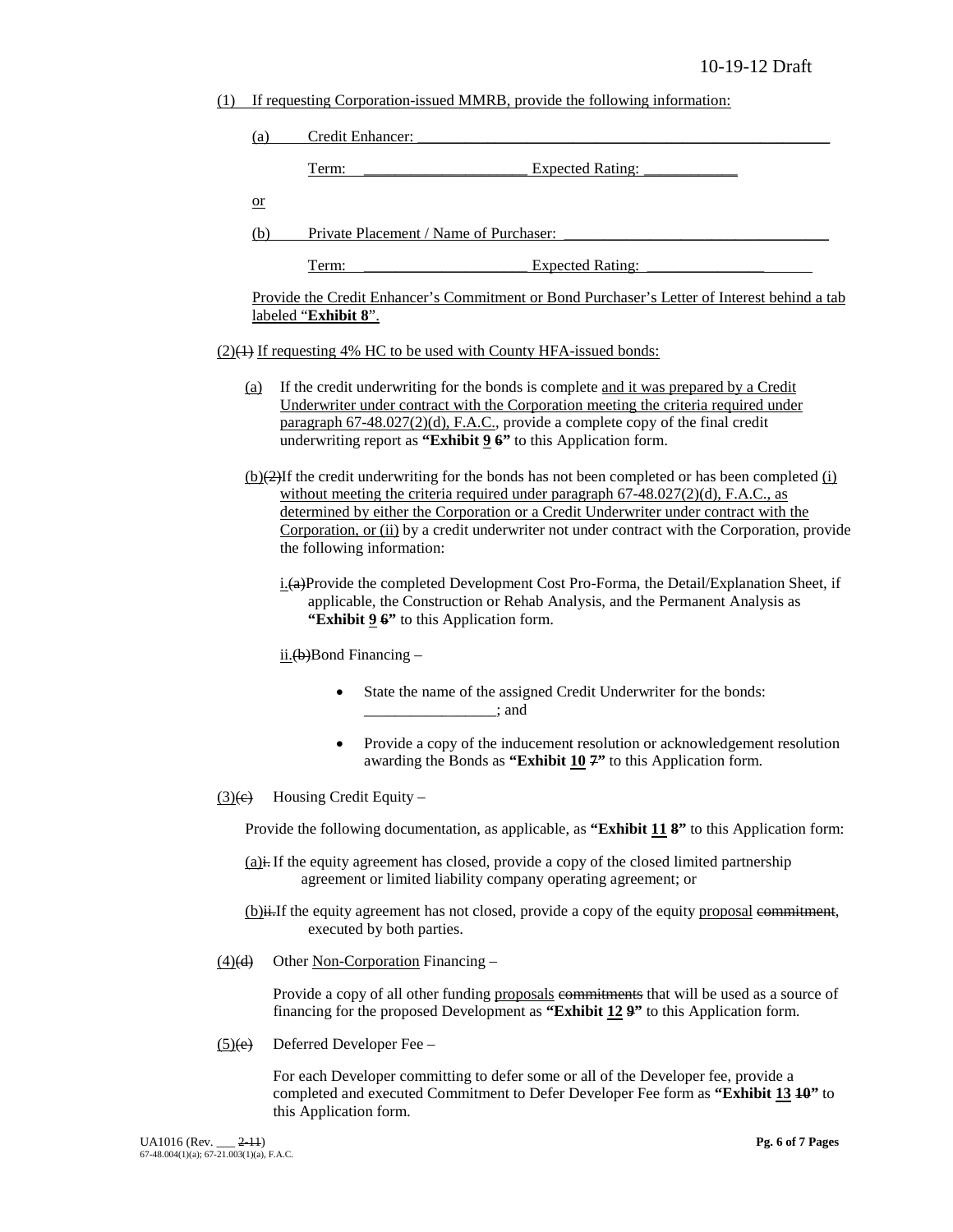(1) If requesting Corporation-issued MMRB, provide the following information:

(a) Credit Enhancer: ___________________________________________

Term: ____________________ Expected Rating: ____________

or

(b) Private Placement / Name of Purchaser: ______________________________

Term: ____________________ Expected Rating: ______________

Provide the Credit Enhancer's Commitment or Bond Purchaser's Letter of Interest behind a tab labeled "**Exhibit 8**".

(2)~~(1)~~ If requesting 4% HC to be used with County HFA-issued bonds:

(a) If the credit underwriting for the bonds is complete and it was prepared by a Credit Underwriter under contract with the Corporation meeting the criteria required under paragraph 67-48.027(2)(d), F.A.C., provide a complete copy of the final credit underwriting report as **"Exhibit 9 ~~6~~"** to this Application form.

(b)~~(2)~~If the credit underwriting for the bonds has not been completed or has been completed (i) without meeting the criteria required under paragraph 67-48.027(2)(d), F.A.C., as determined by either the Corporation or a Credit Underwriter under contract with the Corporation, or (ii) by a credit underwriter not under contract with the Corporation, provide the following information:

i.~~(a)~~Provide the completed Development Cost Pro-Forma, the Detail/Explanation Sheet, if applicable, the Construction or Rehab Analysis, and the Permanent Analysis as **"Exhibit 9 ~~6~~"** to this Application form.

ii.~~(b)~~Bond Financing –

- State the name of the assigned Credit Underwriter for the bonds: ________________; and
- Provide a copy of the inducement resolution or acknowledgement resolution awarding the Bonds as **"Exhibit 10 ~~7~~"** to this Application form.

(3)~~(c)~~ Housing Credit Equity –

Provide the following documentation, as applicable, as **"Exhibit 11 ~~8~~"** to this Application form:

(a)~~i.~~ If the equity agreement has closed, provide a copy of the closed limited partnership agreement or limited liability company operating agreement; or

(b)~~ii.~~If the equity agreement has not closed, provide a copy of the equity proposal ~~commitment~~, executed by both parties.

(4)~~(d)~~ Other Non-Corporation Financing –

Provide a copy of all other funding proposals ~~commitments~~ that will be used as a source of financing for the proposed Development as **"Exhibit 12 ~~9~~"** to this Application form.

(5)~~(e)~~ Deferred Developer Fee –

For each Developer committing to defer some or all of the Developer fee, provide a completed and executed Commitment to Defer Developer Fee form as **"Exhibit 13 ~~10~~"** to this Application form.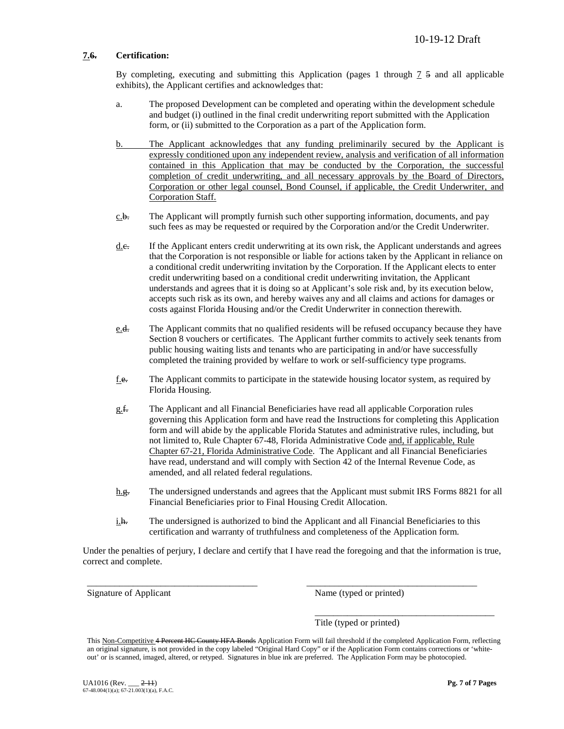10-19-12 Draft

**7.~~6.~~ Certification:**

By completing, executing and submitting this Application (pages 1 through 7 ~~5~~ and all applicable exhibits), the Applicant certifies and acknowledges that:

a. The proposed Development can be completed and operating within the development schedule and budget (i) outlined in the final credit underwriting report submitted with the Application form, or (ii) submitted to the Corporation as a part of the Application form.

b. The Applicant acknowledges that any funding preliminarily secured by the Applicant is expressly conditioned upon any independent review, analysis and verification of all information contained in this Application that may be conducted by the Corporation, the successful completion of credit underwriting, and all necessary approvals by the Board of Directors, Corporation or other legal counsel, Bond Counsel, if applicable, the Credit Underwriter, and Corporation Staff.

c.~~b.~~ The Applicant will promptly furnish such other supporting information, documents, and pay such fees as may be requested or required by the Corporation and/or the Credit Underwriter.

d.~~c.~~ If the Applicant enters credit underwriting at its own risk, the Applicant understands and agrees that the Corporation is not responsible or liable for actions taken by the Applicant in reliance on a conditional credit underwriting invitation by the Corporation. If the Applicant elects to enter credit underwriting based on a conditional credit underwriting invitation, the Applicant understands and agrees that it is doing so at Applicant's sole risk and, by its execution below, accepts such risk as its own, and hereby waives any and all claims and actions for damages or costs against Florida Housing and/or the Credit Underwriter in connection therewith.

e.~~d.~~ The Applicant commits that no qualified residents will be refused occupancy because they have Section 8 vouchers or certificates. The Applicant further commits to actively seek tenants from public housing waiting lists and tenants who are participating in and/or have successfully completed the training provided by welfare to work or self-sufficiency type programs.

f.~~e.~~ The Applicant commits to participate in the statewide housing locator system, as required by Florida Housing.

g.~~f.~~ The Applicant and all Financial Beneficiaries have read all applicable Corporation rules governing this Application form and have read the Instructions for completing this Application form and will abide by the applicable Florida Statutes and administrative rules, including, but not limited to, Rule Chapter 67-48, Florida Administrative Code and, if applicable, Rule Chapter 67-21, Florida Administrative Code. The Applicant and all Financial Beneficiaries have read, understand and will comply with Section 42 of the Internal Revenue Code, as amended, and all related federal regulations.

h.~~g.~~ The undersigned understands and agrees that the Applicant must submit IRS Forms 8821 for all Financial Beneficiaries prior to Final Housing Credit Allocation.

i.~~h.~~ The undersigned is authorized to bind the Applicant and all Financial Beneficiaries to this certification and warranty of truthfulness and completeness of the Application form.

Under the penalties of perjury, I declare and certify that I have read the foregoing and that the information is true, correct and complete.

\_\_\_\_\_\_\_\_\_\_\_\_\_\_\_\_\_\_\_\_\_\_\_\_\_\_\_\_\_\_\_\_\_\_\_\_\_ \_\_\_\_\_\_\_\_\_\_\_\_\_\_\_\_\_\_\_\_\_\_\_\_\_\_\_\_\_\_\_\_\_\_\_\_\_

Signature of Applicant Name (typed or printed)

\_\_\_\_\_\_\_\_\_\_\_\_\_\_\_\_\_\_\_\_\_\_\_\_\_\_\_\_\_\_\_\_\_\_\_\_\_

Title (typed or printed)

This Non-Competitive ~~4 Percent HC County HFA Bonds~~ Application Form will fail threshold if the completed Application Form, reflecting an original signature, is not provided in the copy labeled "Original Hard Copy" or if the Application Form contains corrections or 'white-out' or is scanned, imaged, altered, or retyped. Signatures in blue ink are preferred. The Application Form may be photocopied.

UA1016 (Rev. \_\_\_ ~~2-11~~)
67-48.004(1)(a); 67-21.003(1)(a), F.A.C.